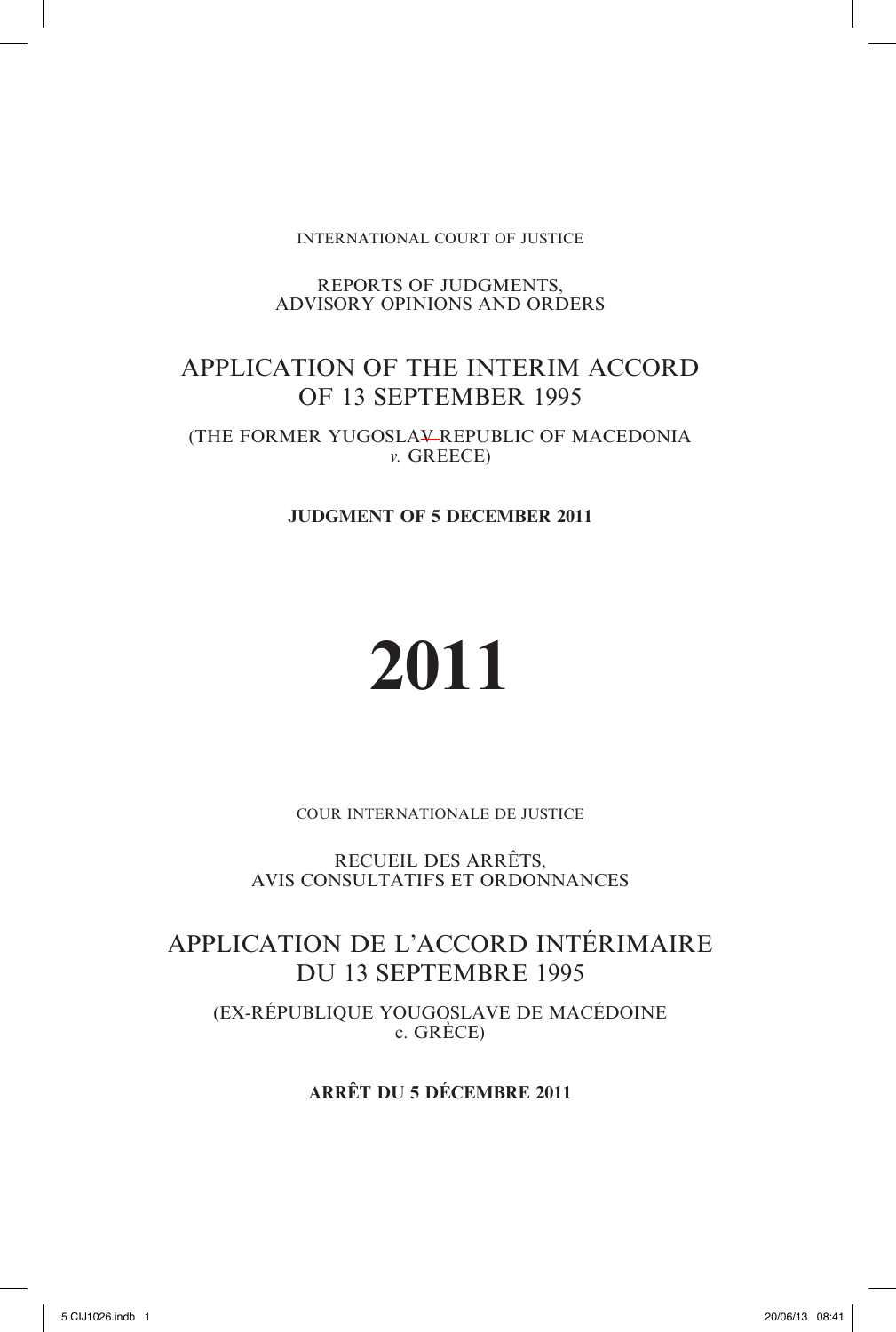INTERNATIONAL COURT OF JUSTICE

REPORTS OF JUDGMENTS,
ADVISORY OPINIONS AND ORDERS

# APPLICATION OF THE INTERIM ACCORD OF 13 SEPTEMBER 1995

(THE FORMER YUGOSLAV REPUBLIC OF MACEDONIA *v.* GREECE)

**JUDGMENT OF 5 DECEMBER 2011**

# 2011

COUR INTERNATIONALE DE JUSTICE

RECUEIL DES ARRÊTS,
AVIS CONSULTATIFS ET ORDONNANCES

# APPLICATION DE L'ACCORD INTÉRIMAIRE DU 13 SEPTEMBRE 1995

(EX-RÉPUBLIQUE YOUGOSLAVE DE MACÉDOINE c. GRÈCE)

**ARRÊT DU 5 DÉCEMBRE 2011**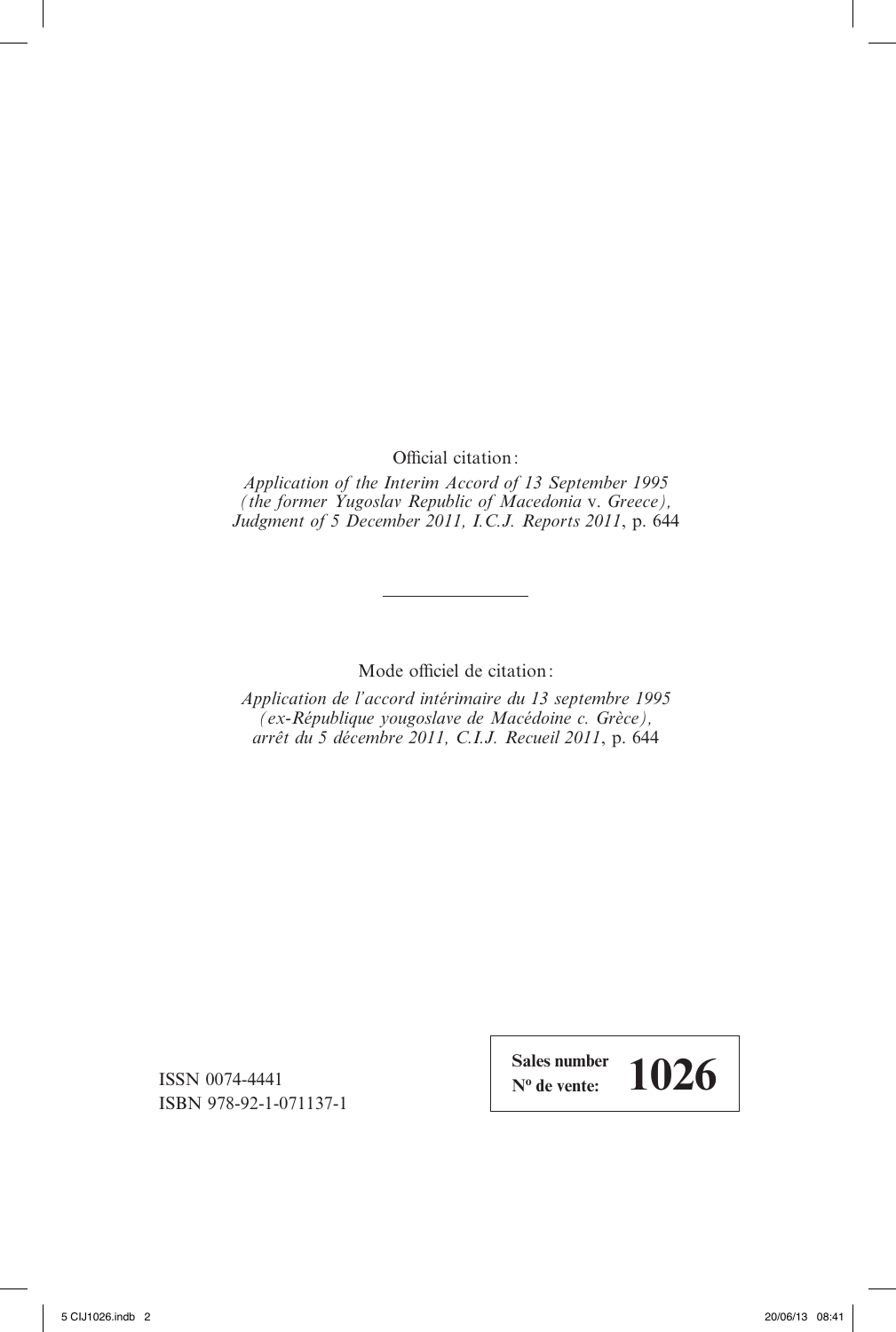Official citation:

*Application of the Interim Accord of 13 September 1995 (the former Yugoslav Republic of Macedonia* v. *Greece), Judgment of 5 December 2011, I.C.J. Reports 2011*, p. 644

---

Mode officiel de citation:

*Application de l'accord intérimaire du 13 septembre 1995 (ex-République yougoslave de Macédoine c. Grèce), arrêt du 5 décembre 2011, C.I.J. Recueil 2011*, p. 644

ISSN 0074-4441
ISBN 978-92-1-071137-1

**Sales number**
**N° de vente:** **1026**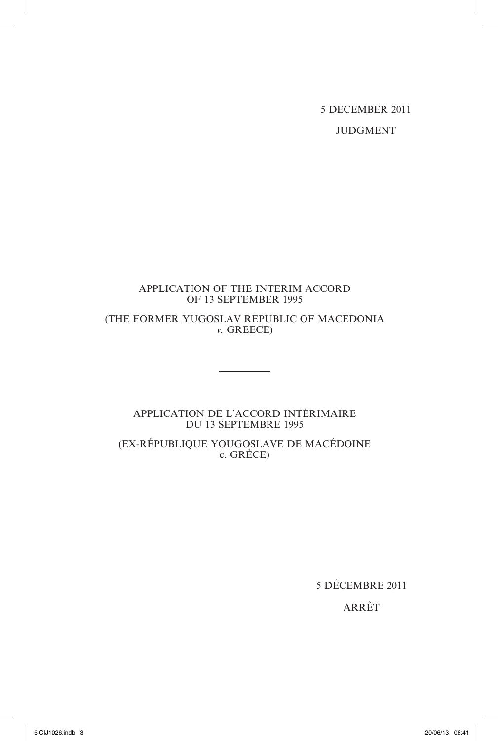5 DECEMBER 2011

JUDGMENT

APPLICATION OF THE INTERIM ACCORD OF 13 SEPTEMBER 1995

(THE FORMER YUGOSLAV REPUBLIC OF MACEDONIA *v.* GREECE)

---

APPLICATION DE L'ACCORD INTÉRIMAIRE DU 13 SEPTEMBRE 1995

(EX-RÉPUBLIQUE YOUGOSLAVE DE MACÉDOINE c. GRÈCE)

5 DÉCEMBRE 2011

ARRÊT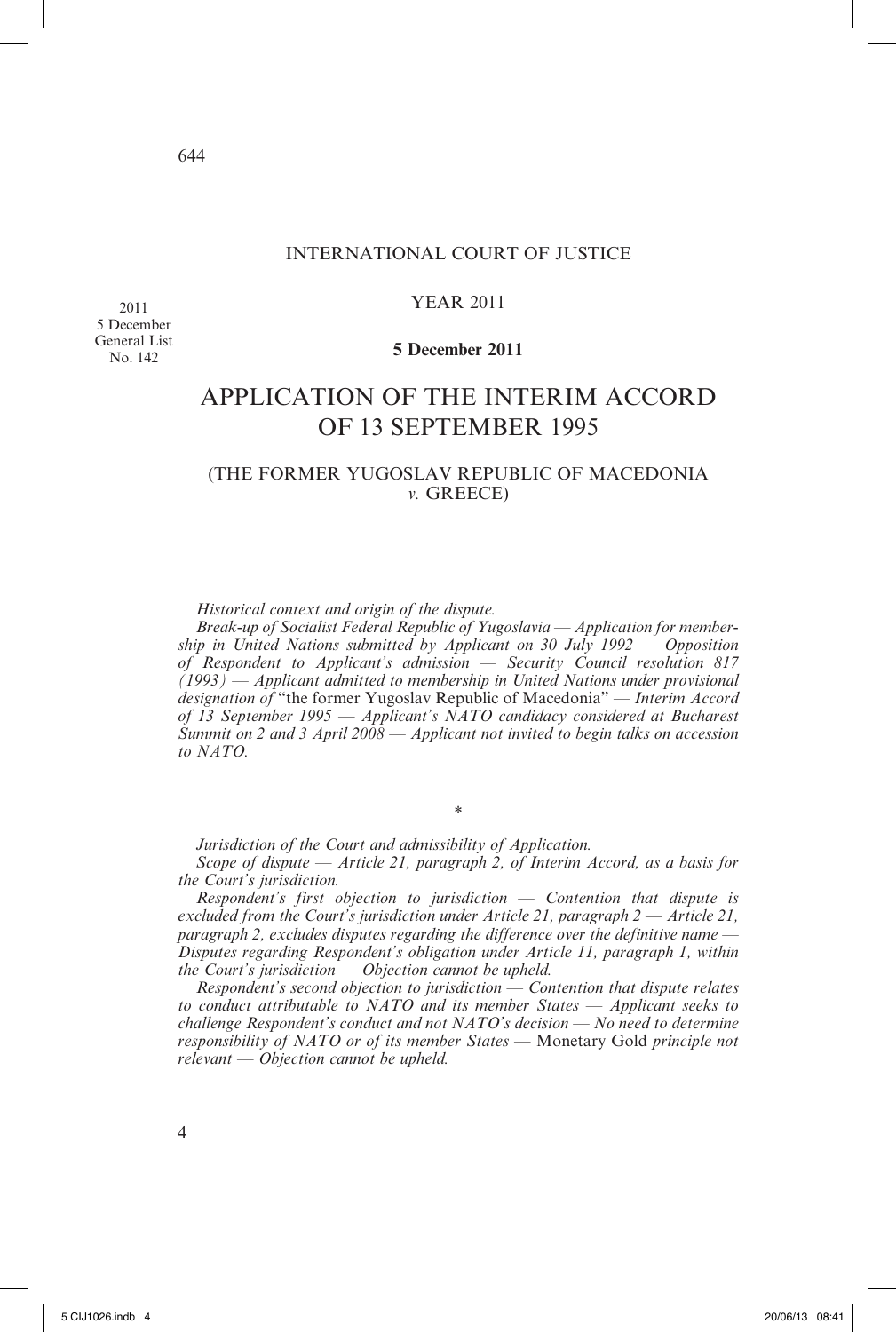INTERNATIONAL COURT OF JUSTICE

YEAR 2011

2011
5 December
General List
No. 142

**5 December 2011**

# APPLICATION OF THE INTERIM ACCORD OF 13 SEPTEMBER 1995

## (THE FORMER YUGOSLAV REPUBLIC OF MACEDONIA *v.* GREECE)

*Historical context and origin of the dispute.*

*Break-up of Socialist Federal Republic of Yugoslavia — Application for membership in United Nations submitted by Applicant on 30 July 1992 — Opposition of Respondent to Applicant's admission — Security Council resolution 817 (1993) — Applicant admitted to membership in United Nations under provisional designation of* "the former Yugoslav Republic of Macedonia" — *Interim Accord of 13 September 1995 — Applicant's NATO candidacy considered at Bucharest Summit on 2 and 3 April 2008 — Applicant not invited to begin talks on accession to NATO.*

\*

*Jurisdiction of the Court and admissibility of Application.*

*Scope of dispute — Article 21, paragraph 2, of Interim Accord, as a basis for the Court's jurisdiction.*

*Respondent's first objection to jurisdiction — Contention that dispute is excluded from the Court's jurisdiction under Article 21, paragraph 2 — Article 21, paragraph 2, excludes disputes regarding the difference over the definitive name — Disputes regarding Respondent's obligation under Article 11, paragraph 1, within the Court's jurisdiction — Objection cannot be upheld.*

*Respondent's second objection to jurisdiction — Contention that dispute relates to conduct attributable to NATO and its member States — Applicant seeks to challenge Respondent's conduct and not NATO's decision — No need to determine responsibility of NATO or of its member States —* Monetary Gold *principle not relevant — Objection cannot be upheld.*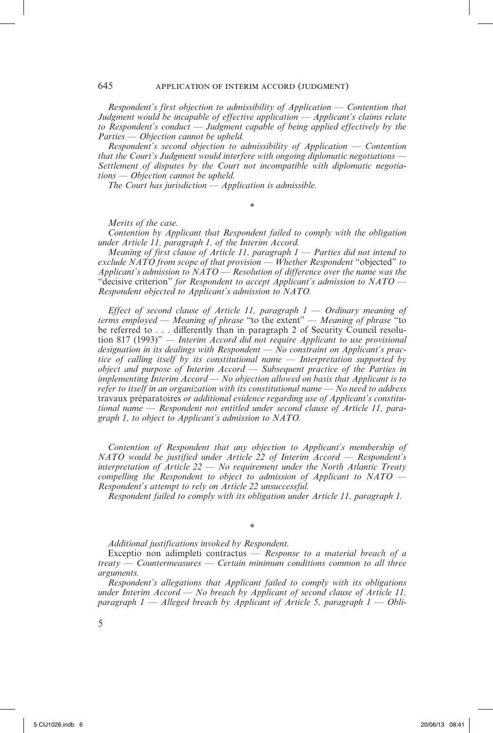*Respondent's first objection to admissibility of Application — Contention that Judgment would be incapable of effective application — Applicant's claims relate to Respondent's conduct — Judgment capable of being applied effectively by the Parties — Objection cannot be upheld.*

*Respondent's second objection to admissibility of Application — Contention that the Court's Judgment would interfere with ongoing diplomatic negotiations — Settlement of disputes by the Court not incompatible with diplomatic negotiations — Objection cannot be upheld.*

*The Court has jurisdiction — Application is admissible.*

*

*Merits of the case.*

*Contention by Applicant that Respondent failed to comply with the obligation under Article 11, paragraph 1, of the Interim Accord.*

*Meaning of first clause of Article 11, paragraph 1 — Parties did not intend to exclude NATO from scope of that provision — Whether Respondent* "objected" *to Applicant's admission to NATO — Resolution of difference over the name was the* "decisive criterion" *for Respondent to accept Applicant's admission to NATO — Respondent objected to Applicant's admission to NATO.*

*Effect of second clause of Article 11, paragraph 1 — Ordinary meaning of terms employed — Meaning of phrase* "to the extent" *— Meaning of phrase* "to be referred to . . . differently than in paragraph 2 of Security Council resolution 817 (1993)" *— Interim Accord did not require Applicant to use provisional designation in its dealings with Respondent — No constraint on Applicant's practice of calling itself by its constitutional name — Interpretation supported by object and purpose of Interim Accord — Subsequent practice of the Parties in implementing Interim Accord — No objection allowed on basis that Applicant is to refer to itself in an organization with its constitutional name — No need to address* travaux préparatoires *or additional evidence regarding use of Applicant's constitutional name — Respondent not entitled under second clause of Article 11, paragraph 1, to object to Applicant's admission to NATO.*

*Contention of Respondent that any objection to Applicant's membership of NATO would be justified under Article 22 of Interim Accord — Respondent's interpretation of Article 22 — No requirement under the North Atlantic Treaty compelling the Respondent to object to admission of Applicant to NATO — Respondent's attempt to rely on Article 22 unsuccessful.*

*Respondent failed to comply with its obligation under Article 11, paragraph 1.*

*

*Additional justifications invoked by Respondent.*

Exceptio non adimpleti contractus *— Response to a material breach of a treaty — Countermeasures — Certain minimum conditions common to all three arguments.*

*Respondent's allegations that Applicant failed to comply with its obligations under Interim Accord — No breach by Applicant of second clause of Article 11, paragraph 1 — Alleged breach by Applicant of Article 5, paragraph 1 — Obli-*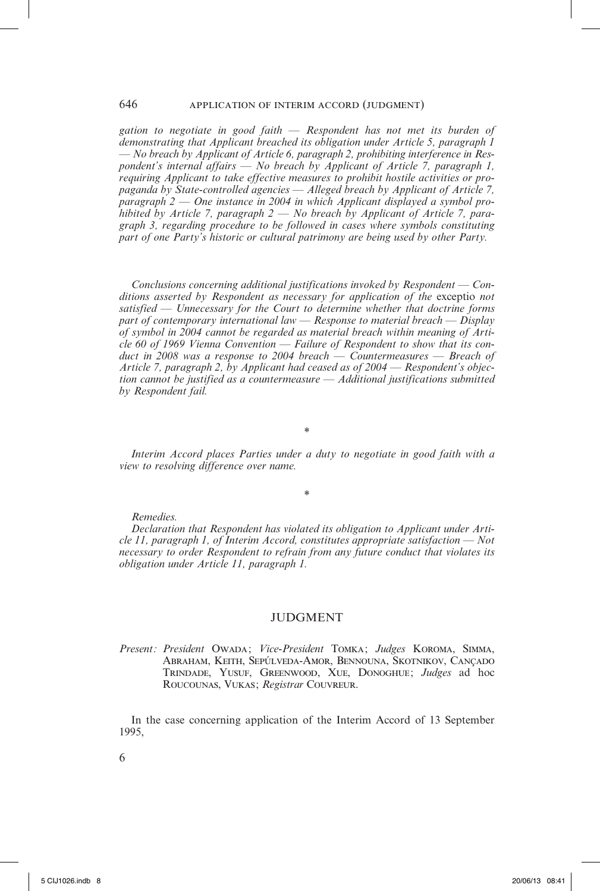*gation to negotiate in good faith — Respondent has not met its burden of demonstrating that Applicant breached its obligation under Article 5, paragraph 1 — No breach by Applicant of Article 6, paragraph 2, prohibiting interference in Respondent's internal affairs — No breach by Applicant of Article 7, paragraph 1, requiring Applicant to take effective measures to prohibit hostile activities or propaganda by State-controlled agencies — Alleged breach by Applicant of Article 7, paragraph 2 — One instance in 2004 in which Applicant displayed a symbol prohibited by Article 7, paragraph 2 — No breach by Applicant of Article 7, paragraph 3, regarding procedure to be followed in cases where symbols constituting part of one Party's historic or cultural patrimony are being used by other Party.*

*Conclusions concerning additional justifications invoked by Respondent — Conditions asserted by Respondent as necessary for application of the* exceptio *not satisfied — Unnecessary for the Court to determine whether that doctrine forms part of contemporary international law — Response to material breach — Display of symbol in 2004 cannot be regarded as material breach within meaning of Article 60 of 1969 Vienna Convention — Failure of Respondent to show that its conduct in 2008 was a response to 2004 breach — Countermeasures — Breach of Article 7, paragraph 2, by Applicant had ceased as of 2004 — Respondent's objection cannot be justified as a countermeasure — Additional justifications submitted by Respondent fail.*

\*

*Interim Accord places Parties under a duty to negotiate in good faith with a view to resolving difference over name.*

\*

*Remedies.*

*Declaration that Respondent has violated its obligation to Applicant under Article 11, paragraph 1, of Interim Accord, constitutes appropriate satisfaction — Not necessary to order Respondent to refrain from any future conduct that violates its obligation under Article 11, paragraph 1.*

## JUDGMENT

*Present:* *President* Owada; *Vice-President* Tomka; *Judges* Koroma, Simma, Abraham, Keith, Sepúlveda-Amor, Bennouna, Skotnikov, Cançado Trindade, Yusuf, Greenwood, Xue, Donoghue; *Judges* ad hoc Roucounas, Vukas; *Registrar* Couvreur.

In the case concerning application of the Interim Accord of 13 September 1995,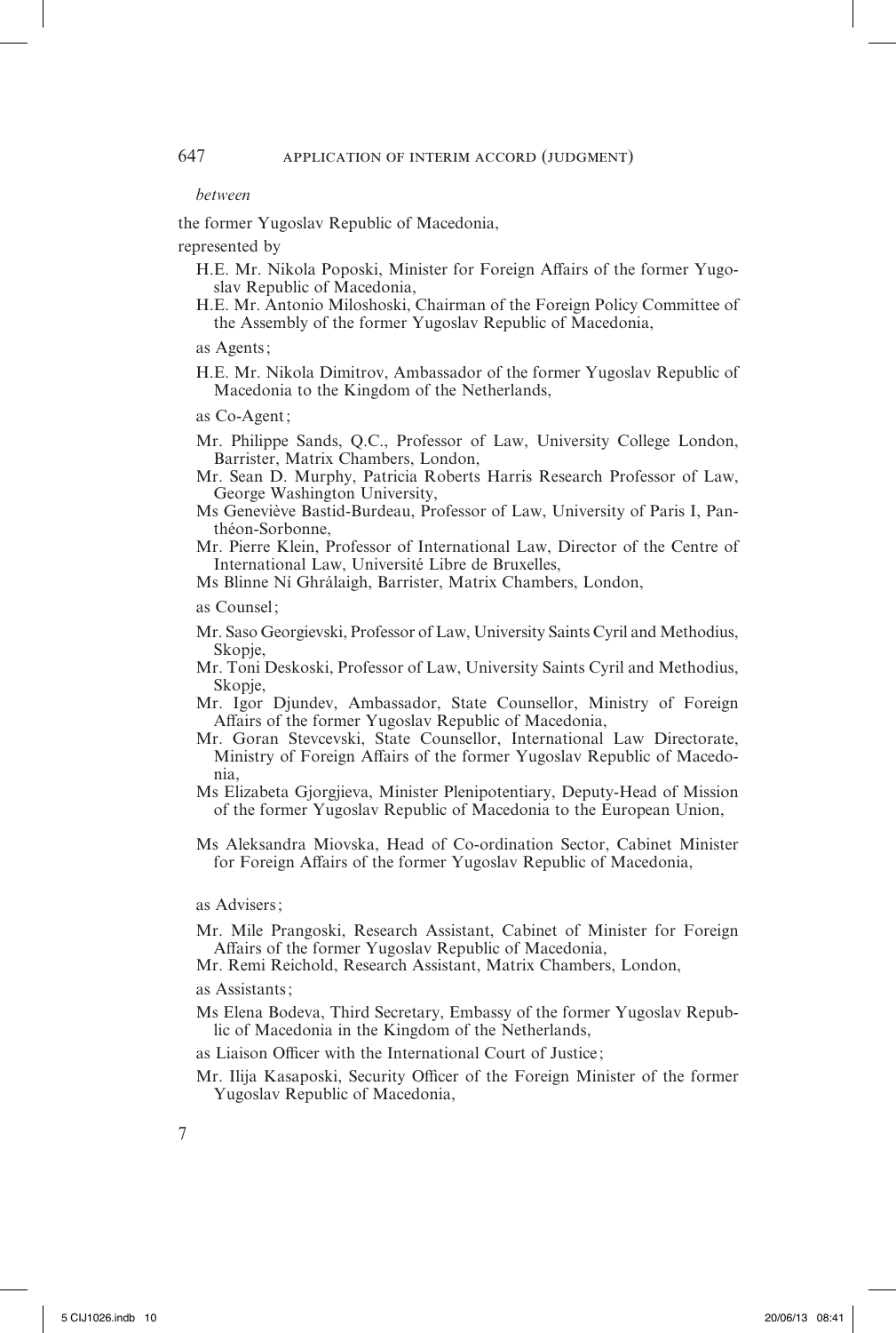*between*

the former Yugoslav Republic of Macedonia,

represented by

H.E. Mr. Nikola Poposki, Minister for Foreign Affairs of the former Yugoslav Republic of Macedonia,

H.E. Mr. Antonio Miloshoski, Chairman of the Foreign Policy Committee of the Assembly of the former Yugoslav Republic of Macedonia,

as Agents;

H.E. Mr. Nikola Dimitrov, Ambassador of the former Yugoslav Republic of Macedonia to the Kingdom of the Netherlands,

as Co-Agent;

Mr. Philippe Sands, Q.C., Professor of Law, University College London, Barrister, Matrix Chambers, London,

Mr. Sean D. Murphy, Patricia Roberts Harris Research Professor of Law, George Washington University,

Ms Geneviève Bastid-Burdeau, Professor of Law, University of Paris I, Panthéon-Sorbonne,

Mr. Pierre Klein, Professor of International Law, Director of the Centre of International Law, Université Libre de Bruxelles,

Ms Blinne Ní Ghrálaigh, Barrister, Matrix Chambers, London,

as Counsel;

Mr. Saso Georgievski, Professor of Law, University Saints Cyril and Methodius, Skopje,

Mr. Toni Deskoski, Professor of Law, University Saints Cyril and Methodius, Skopje,

Mr. Igor Djundev, Ambassador, State Counsellor, Ministry of Foreign Affairs of the former Yugoslav Republic of Macedonia,

Mr. Goran Stevcevski, State Counsellor, International Law Directorate, Ministry of Foreign Affairs of the former Yugoslav Republic of Macedonia,

Ms Elizabeta Gjorgjieva, Minister Plenipotentiary, Deputy-Head of Mission of the former Yugoslav Republic of Macedonia to the European Union,

Ms Aleksandra Miovska, Head of Co-ordination Sector, Cabinet Minister for Foreign Affairs of the former Yugoslav Republic of Macedonia,

as Advisers;

Mr. Mile Prangoski, Research Assistant, Cabinet of Minister for Foreign Affairs of the former Yugoslav Republic of Macedonia,

Mr. Remi Reichold, Research Assistant, Matrix Chambers, London,

as Assistants;

Ms Elena Bodeva, Third Secretary, Embassy of the former Yugoslav Republic of Macedonia in the Kingdom of the Netherlands,

as Liaison Officer with the International Court of Justice;

Mr. Ilija Kasaposki, Security Officer of the Foreign Minister of the former Yugoslav Republic of Macedonia,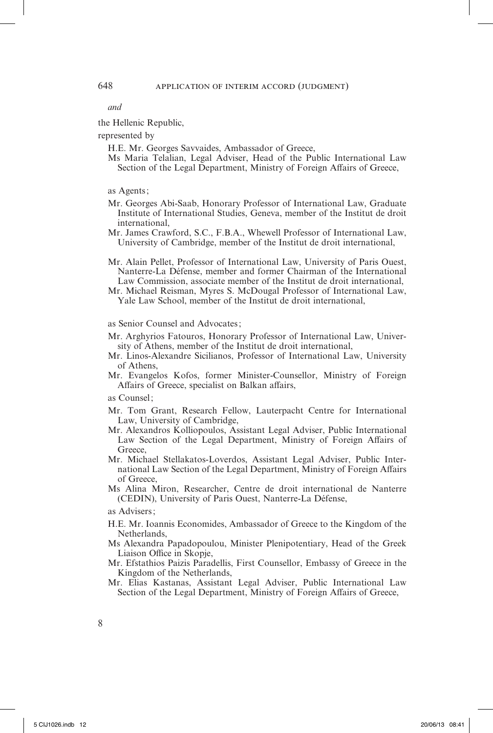*and*

the Hellenic Republic,

represented by

H.E. Mr. Georges Savvaides, Ambassador of Greece,

Ms Maria Telalian, Legal Adviser, Head of the Public International Law Section of the Legal Department, Ministry of Foreign Affairs of Greece,

as Agents;

Mr. Georges Abi-Saab, Honorary Professor of International Law, Graduate Institute of International Studies, Geneva, member of the Institut de droit international,

Mr. James Crawford, S.C., F.B.A., Whewell Professor of International Law, University of Cambridge, member of the Institut de droit international,

Mr. Alain Pellet, Professor of International Law, University of Paris Ouest, Nanterre-La Défense, member and former Chairman of the International Law Commission, associate member of the Institut de droit international,

Mr. Michael Reisman, Myres S. McDougal Professor of International Law, Yale Law School, member of the Institut de droit international,

as Senior Counsel and Advocates;

Mr. Arghyrios Fatouros, Honorary Professor of International Law, University of Athens, member of the Institut de droit international,

Mr. Linos-Alexandre Sicilianos, Professor of International Law, University of Athens,

Mr. Evangelos Kofos, former Minister-Counsellor, Ministry of Foreign Affairs of Greece, specialist on Balkan affairs,

as Counsel;

Mr. Tom Grant, Research Fellow, Lauterpacht Centre for International Law, University of Cambridge,

Mr. Alexandros Kolliopoulos, Assistant Legal Adviser, Public International Law Section of the Legal Department, Ministry of Foreign Affairs of Greece,

Mr. Michael Stellakatos-Loverdos, Assistant Legal Adviser, Public International Law Section of the Legal Department, Ministry of Foreign Affairs of Greece,

Ms Alina Miron, Researcher, Centre de droit international de Nanterre (CEDIN), University of Paris Ouest, Nanterre-La Défense,

as Advisers;

H.E. Mr. Ioannis Economides, Ambassador of Greece to the Kingdom of the Netherlands,

Ms Alexandra Papadopoulou, Minister Plenipotentiary, Head of the Greek Liaison Office in Skopje,

Mr. Efstathios Paizis Paradellis, First Counsellor, Embassy of Greece in the Kingdom of the Netherlands,

Mr. Elias Kastanas, Assistant Legal Adviser, Public International Law Section of the Legal Department, Ministry of Foreign Affairs of Greece,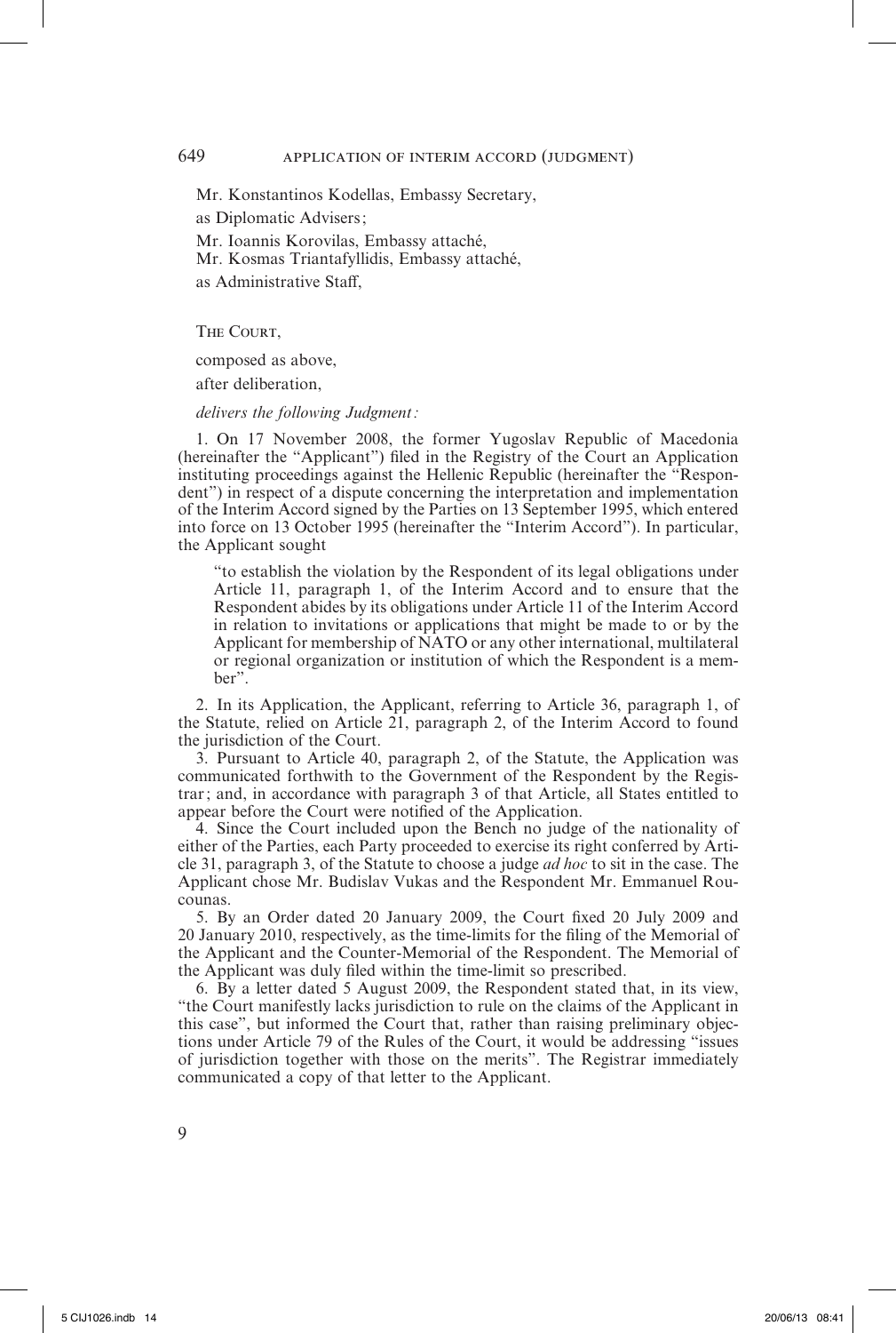Mr. Konstantinos Kodellas, Embassy Secretary,

as Diplomatic Advisers;

Mr. Ioannis Korovilas, Embassy attaché,

Mr. Kosmas Triantafyllidis, Embassy attaché,

as Administrative Staff,

The Court,

composed as above,

after deliberation,

*delivers the following Judgment:*

1. On 17 November 2008, the former Yugoslav Republic of Macedonia (hereinafter the "Applicant") filed in the Registry of the Court an Application instituting proceedings against the Hellenic Republic (hereinafter the "Respondent") in respect of a dispute concerning the interpretation and implementation of the Interim Accord signed by the Parties on 13 September 1995, which entered into force on 13 October 1995 (hereinafter the "Interim Accord"). In particular, the Applicant sought

> "to establish the violation by the Respondent of its legal obligations under Article 11, paragraph 1, of the Interim Accord and to ensure that the Respondent abides by its obligations under Article 11 of the Interim Accord in relation to invitations or applications that might be made to or by the Applicant for membership of NATO or any other international, multilateral or regional organization or institution of which the Respondent is a member".

2. In its Application, the Applicant, referring to Article 36, paragraph 1, of the Statute, relied on Article 21, paragraph 2, of the Interim Accord to found the jurisdiction of the Court.

3. Pursuant to Article 40, paragraph 2, of the Statute, the Application was communicated forthwith to the Government of the Respondent by the Registrar; and, in accordance with paragraph 3 of that Article, all States entitled to appear before the Court were notified of the Application.

4. Since the Court included upon the Bench no judge of the nationality of either of the Parties, each Party proceeded to exercise its right conferred by Article 31, paragraph 3, of the Statute to choose a judge *ad hoc* to sit in the case. The Applicant chose Mr. Budislav Vukas and the Respondent Mr. Emmanuel Roucounas.

5. By an Order dated 20 January 2009, the Court fixed 20 July 2009 and 20 January 2010, respectively, as the time-limits for the filing of the Memorial of the Applicant and the Counter-Memorial of the Respondent. The Memorial of the Applicant was duly filed within the time-limit so prescribed.

6. By a letter dated 5 August 2009, the Respondent stated that, in its view, "the Court manifestly lacks jurisdiction to rule on the claims of the Applicant in this case", but informed the Court that, rather than raising preliminary objections under Article 79 of the Rules of the Court, it would be addressing "issues of jurisdiction together with those on the merits". The Registrar immediately communicated a copy of that letter to the Applicant.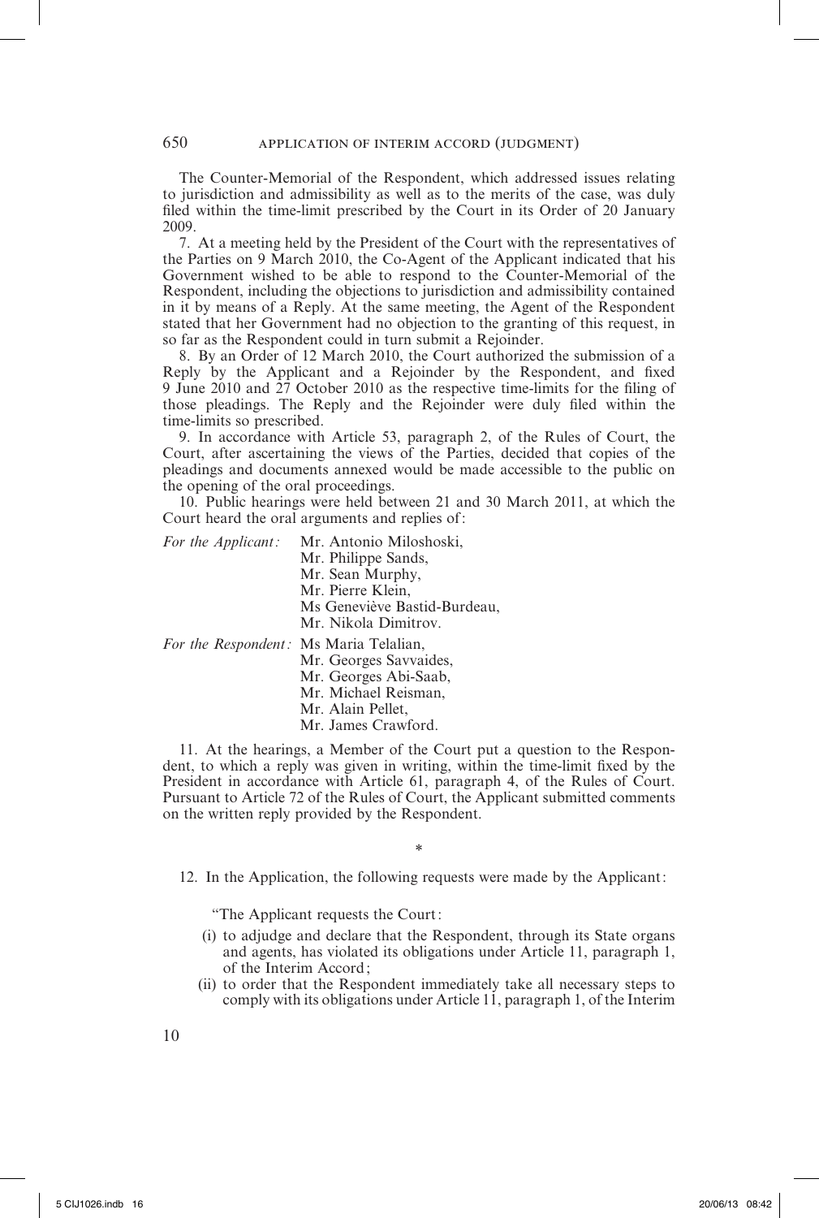The Counter-Memorial of the Respondent, which addressed issues relating to jurisdiction and admissibility as well as to the merits of the case, was duly filed within the time-limit prescribed by the Court in its Order of 20 January 2009.

7. At a meeting held by the President of the Court with the representatives of the Parties on 9 March 2010, the Co-Agent of the Applicant indicated that his Government wished to be able to respond to the Counter-Memorial of the Respondent, including the objections to jurisdiction and admissibility contained in it by means of a Reply. At the same meeting, the Agent of the Respondent stated that her Government had no objection to the granting of this request, in so far as the Respondent could in turn submit a Rejoinder.

8. By an Order of 12 March 2010, the Court authorized the submission of a Reply by the Applicant and a Rejoinder by the Respondent, and fixed 9 June 2010 and 27 October 2010 as the respective time-limits for the filing of those pleadings. The Reply and the Rejoinder were duly filed within the time-limits so prescribed.

9. In accordance with Article 53, paragraph 2, of the Rules of Court, the Court, after ascertaining the views of the Parties, decided that copies of the pleadings and documents annexed would be made accessible to the public on the opening of the oral proceedings.

10. Public hearings were held between 21 and 30 March 2011, at which the Court heard the oral arguments and replies of:

*For the Applicant:* Mr. Antonio Miloshoski,
Mr. Philippe Sands,
Mr. Sean Murphy,
Mr. Pierre Klein,
Ms Geneviève Bastid-Burdeau,
Mr. Nikola Dimitrov.

*For the Respondent:* Ms Maria Telalian,
Mr. Georges Savvaides,
Mr. Georges Abi-Saab,
Mr. Michael Reisman,
Mr. Alain Pellet,
Mr. James Crawford.

11. At the hearings, a Member of the Court put a question to the Respondent, to which a reply was given in writing, within the time-limit fixed by the President in accordance with Article 61, paragraph 4, of the Rules of Court. Pursuant to Article 72 of the Rules of Court, the Applicant submitted comments on the written reply provided by the Respondent.

*

12. In the Application, the following requests were made by the Applicant:

"The Applicant requests the Court:

(i) to adjudge and declare that the Respondent, through its State organs and agents, has violated its obligations under Article 11, paragraph 1, of the Interim Accord;

(ii) to order that the Respondent immediately take all necessary steps to comply with its obligations under Article 11, paragraph 1, of the Interim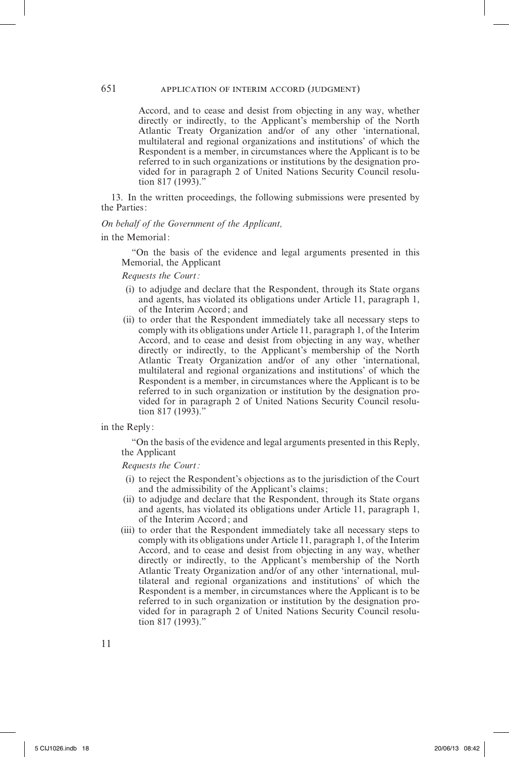Accord, and to cease and desist from objecting in any way, whether directly or indirectly, to the Applicant's membership of the North Atlantic Treaty Organization and/or of any other 'international, multilateral and regional organizations and institutions' of which the Respondent is a member, in circumstances where the Applicant is to be referred to in such organizations or institutions by the designation provided for in paragraph 2 of United Nations Security Council resolution 817 (1993)."

13. In the written proceedings, the following submissions were presented by the Parties:

*On behalf of the Government of the Applicant,*

in the Memorial:

> "On the basis of the evidence and legal arguments presented in this Memorial, the Applicant
>
> *Requests the Court:*
>
> (i) to adjudge and declare that the Respondent, through its State organs and agents, has violated its obligations under Article 11, paragraph 1, of the Interim Accord; and
>
> (ii) to order that the Respondent immediately take all necessary steps to comply with its obligations under Article 11, paragraph 1, of the Interim Accord, and to cease and desist from objecting in any way, whether directly or indirectly, to the Applicant's membership of the North Atlantic Treaty Organization and/or of any other 'international, multilateral and regional organizations and institutions' of which the Respondent is a member, in circumstances where the Applicant is to be referred to in such organization or institution by the designation provided for in paragraph 2 of United Nations Security Council resolution 817 (1993)."

in the Reply:

> "On the basis of the evidence and legal arguments presented in this Reply, the Applicant
>
> *Requests the Court:*
>
> (i) to reject the Respondent's objections as to the jurisdiction of the Court and the admissibility of the Applicant's claims;
>
> (ii) to adjudge and declare that the Respondent, through its State organs and agents, has violated its obligations under Article 11, paragraph 1, of the Interim Accord; and
>
> (iii) to order that the Respondent immediately take all necessary steps to comply with its obligations under Article 11, paragraph 1, of the Interim Accord, and to cease and desist from objecting in any way, whether directly or indirectly, to the Applicant's membership of the North Atlantic Treaty Organization and/or of any other 'international, multilateral and regional organizations and institutions' of which the Respondent is a member, in circumstances where the Applicant is to be referred to in such organization or institution by the designation provided for in paragraph 2 of United Nations Security Council resolution 817 (1993)."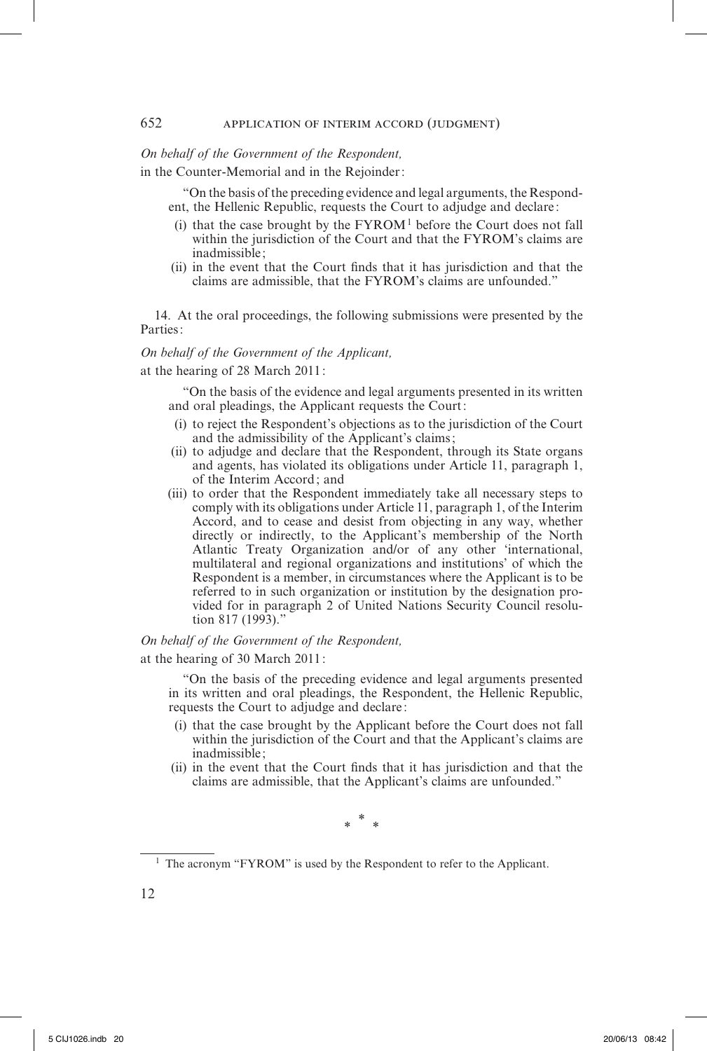*On behalf of the Government of the Respondent,*

in the Counter-Memorial and in the Rejoinder:

> "On the basis of the preceding evidence and legal arguments, the Respondent, the Hellenic Republic, requests the Court to adjudge and declare:
>
> (i) that the case brought by the FYROM[1] before the Court does not fall within the jurisdiction of the Court and that the FYROM's claims are inadmissible;
>
> (ii) in the event that the Court finds that it has jurisdiction and that the claims are admissible, that the FYROM's claims are unfounded."

14. At the oral proceedings, the following submissions were presented by the Parties:

*On behalf of the Government of the Applicant,*

at the hearing of 28 March 2011:

> "On the basis of the evidence and legal arguments presented in its written and oral pleadings, the Applicant requests the Court:
>
> (i) to reject the Respondent's objections as to the jurisdiction of the Court and the admissibility of the Applicant's claims;
>
> (ii) to adjudge and declare that the Respondent, through its State organs and agents, has violated its obligations under Article 11, paragraph 1, of the Interim Accord; and
>
> (iii) to order that the Respondent immediately take all necessary steps to comply with its obligations under Article 11, paragraph 1, of the Interim Accord, and to cease and desist from objecting in any way, whether directly or indirectly, to the Applicant's membership of the North Atlantic Treaty Organization and/or of any other 'international, multilateral and regional organizations and institutions' of which the Respondent is a member, in circumstances where the Applicant is to be referred to in such organization or institution by the designation provided for in paragraph 2 of United Nations Security Council resolution 817 (1993)."

*On behalf of the Government of the Respondent,*

at the hearing of 30 March 2011:

> "On the basis of the preceding evidence and legal arguments presented in its written and oral pleadings, the Respondent, the Hellenic Republic, requests the Court to adjudge and declare:
>
> (i) that the case brought by the Applicant before the Court does not fall within the jurisdiction of the Court and that the Applicant's claims are inadmissible;
>
> (ii) in the event that the Court finds that it has jurisdiction and that the claims are admissible, that the Applicant's claims are unfounded."

\* \* \*

[1] The acronym "FYROM" is used by the Respondent to refer to the Applicant.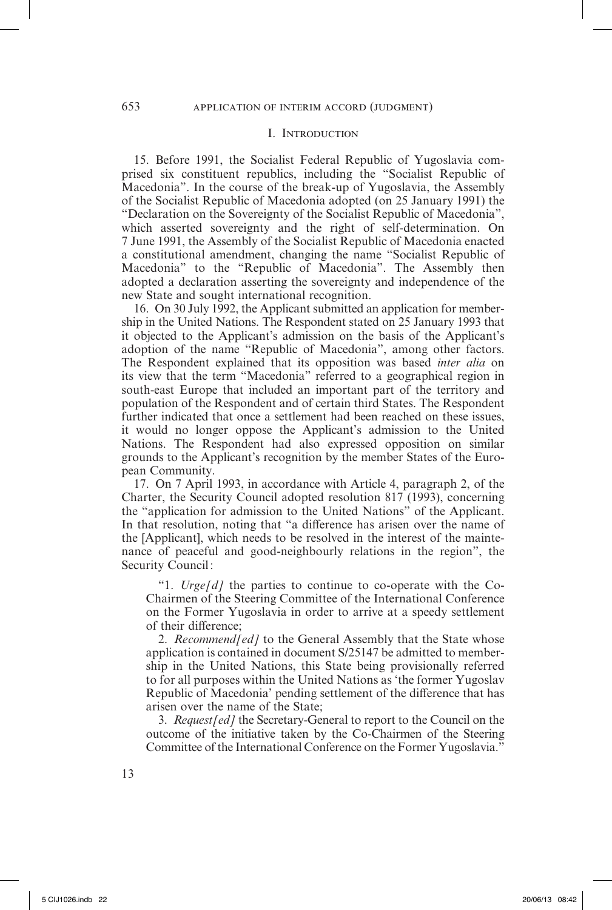## I. Introduction

15. Before 1991, the Socialist Federal Republic of Yugoslavia comprised six constituent republics, including the "Socialist Republic of Macedonia". In the course of the break-up of Yugoslavia, the Assembly of the Socialist Republic of Macedonia adopted (on 25 January 1991) the "Declaration on the Sovereignty of the Socialist Republic of Macedonia", which asserted sovereignty and the right of self-determination. On 7 June 1991, the Assembly of the Socialist Republic of Macedonia enacted a constitutional amendment, changing the name "Socialist Republic of Macedonia" to the "Republic of Macedonia". The Assembly then adopted a declaration asserting the sovereignty and independence of the new State and sought international recognition.

16. On 30 July 1992, the Applicant submitted an application for membership in the United Nations. The Respondent stated on 25 January 1993 that it objected to the Applicant's admission on the basis of the Applicant's adoption of the name "Republic of Macedonia", among other factors. The Respondent explained that its opposition was based *inter alia* on its view that the term "Macedonia" referred to a geographical region in south-east Europe that included an important part of the territory and population of the Respondent and of certain third States. The Respondent further indicated that once a settlement had been reached on these issues, it would no longer oppose the Applicant's admission to the United Nations. The Respondent had also expressed opposition on similar grounds to the Applicant's recognition by the member States of the European Community.

17. On 7 April 1993, in accordance with Article 4, paragraph 2, of the Charter, the Security Council adopted resolution 817 (1993), concerning the "application for admission to the United Nations" of the Applicant. In that resolution, noting that "a difference has arisen over the name of the [Applicant], which needs to be resolved in the interest of the maintenance of peaceful and good-neighbourly relations in the region", the Security Council:

> "1. *Urge[d]* the parties to continue to co-operate with the Co-Chairmen of the Steering Committee of the International Conference on the Former Yugoslavia in order to arrive at a speedy settlement of their difference;
>
> 2. *Recommend[ed]* to the General Assembly that the State whose application is contained in document S/25147 be admitted to membership in the United Nations, this State being provisionally referred to for all purposes within the United Nations as 'the former Yugoslav Republic of Macedonia' pending settlement of the difference that has arisen over the name of the State;
>
> 3. *Request[ed]* the Secretary-General to report to the Council on the outcome of the initiative taken by the Co-Chairmen of the Steering Committee of the International Conference on the Former Yugoslavia."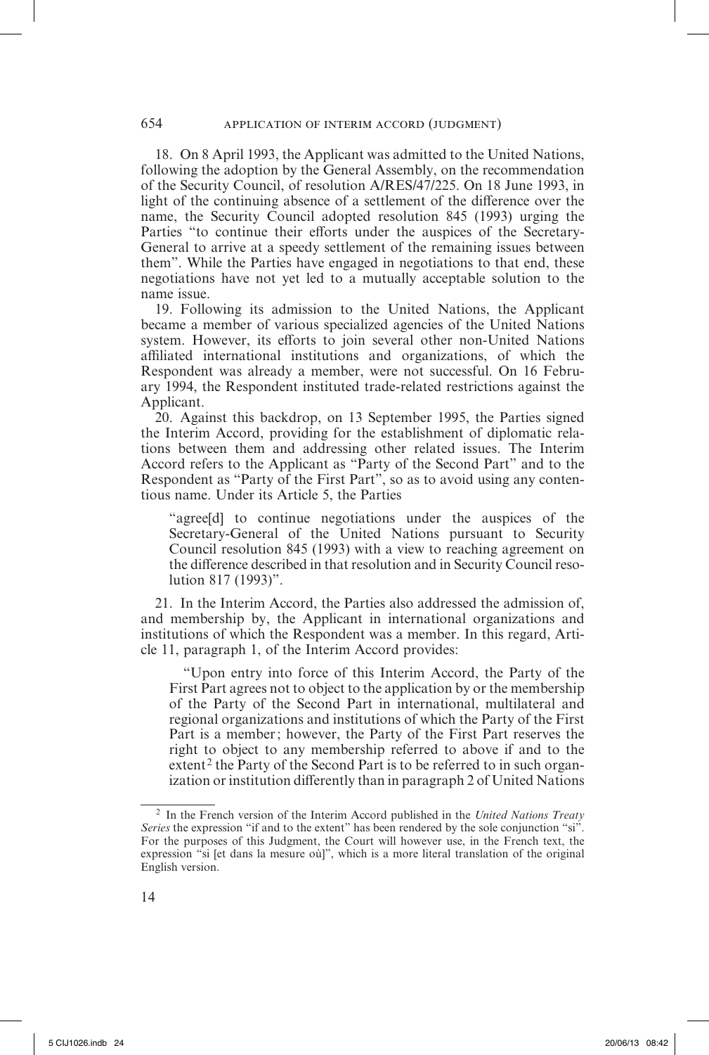18. On 8 April 1993, the Applicant was admitted to the United Nations, following the adoption by the General Assembly, on the recommendation of the Security Council, of resolution A/RES/47/225. On 18 June 1993, in light of the continuing absence of a settlement of the difference over the name, the Security Council adopted resolution 845 (1993) urging the Parties "to continue their efforts under the auspices of the Secretary-General to arrive at a speedy settlement of the remaining issues between them". While the Parties have engaged in negotiations to that end, these negotiations have not yet led to a mutually acceptable solution to the name issue.

19. Following its admission to the United Nations, the Applicant became a member of various specialized agencies of the United Nations system. However, its efforts to join several other non-United Nations affiliated international institutions and organizations, of which the Respondent was already a member, were not successful. On 16 February 1994, the Respondent instituted trade-related restrictions against the Applicant.

20. Against this backdrop, on 13 September 1995, the Parties signed the Interim Accord, providing for the establishment of diplomatic relations between them and addressing other related issues. The Interim Accord refers to the Applicant as "Party of the Second Part" and to the Respondent as "Party of the First Part", so as to avoid using any contentious name. Under its Article 5, the Parties

> "agree[d] to continue negotiations under the auspices of the Secretary-General of the United Nations pursuant to Security Council resolution 845 (1993) with a view to reaching agreement on the difference described in that resolution and in Security Council resolution 817 (1993)".

21. In the Interim Accord, the Parties also addressed the admission of, and membership by, the Applicant in international organizations and institutions of which the Respondent was a member. In this regard, Article 11, paragraph 1, of the Interim Accord provides:

> "Upon entry into force of this Interim Accord, the Party of the First Part agrees not to object to the application by or the membership of the Party of the Second Part in international, multilateral and regional organizations and institutions of which the Party of the First Part is a member; however, the Party of the First Part reserves the right to object to any membership referred to above if and to the extent[2] the Party of the Second Part is to be referred to in such organization or institution differently than in paragraph 2 of United Nations

---

[2] In the French version of the Interim Accord published in the *United Nations Treaty Series* the expression "if and to the extent" has been rendered by the sole conjunction "si". For the purposes of this Judgment, the Court will however use, in the French text, the expression "si [et dans la mesure où]", which is a more literal translation of the original English version.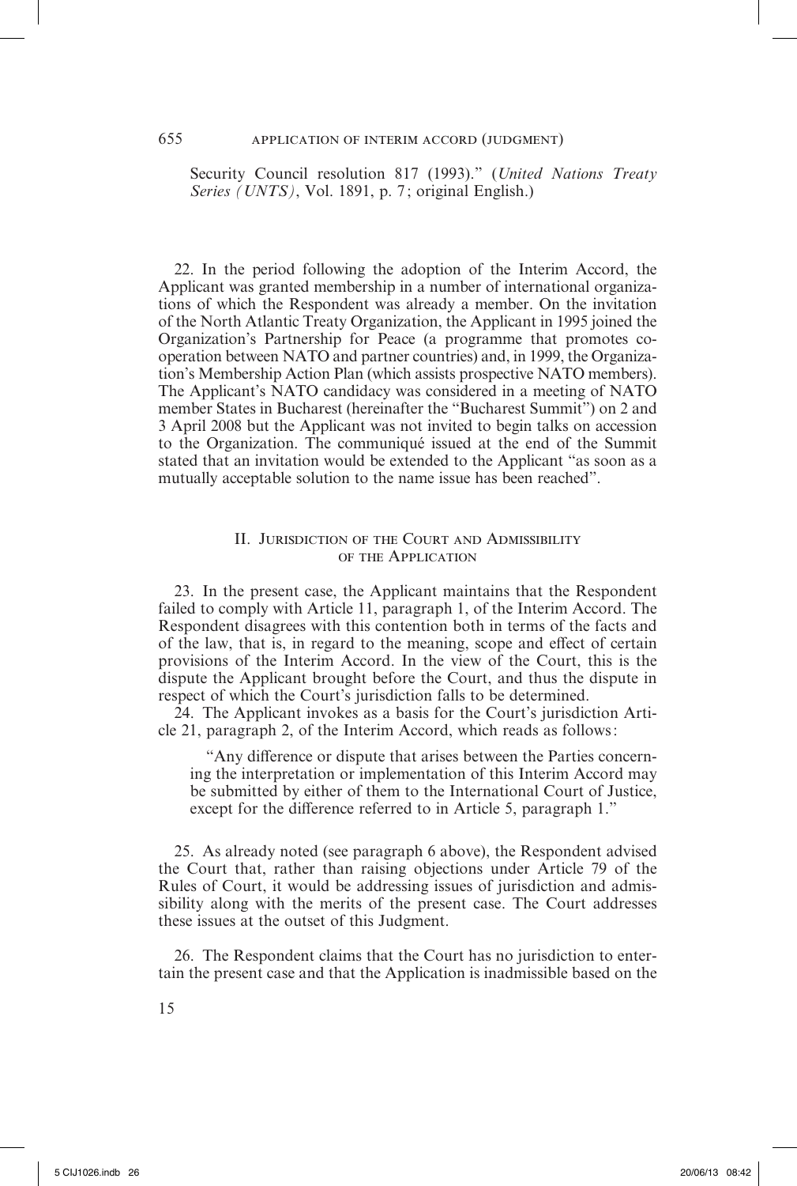Security Council resolution 817 (1993)." (*United Nations Treaty Series (UNTS)*, Vol. 1891, p. 7; original English.)

22. In the period following the adoption of the Interim Accord, the Applicant was granted membership in a number of international organizations of which the Respondent was already a member. On the invitation of the North Atlantic Treaty Organization, the Applicant in 1995 joined the Organization's Partnership for Peace (a programme that promotes co-operation between NATO and partner countries) and, in 1999, the Organization's Membership Action Plan (which assists prospective NATO members). The Applicant's NATO candidacy was considered in a meeting of NATO member States in Bucharest (hereinafter the "Bucharest Summit") on 2 and 3 April 2008 but the Applicant was not invited to begin talks on accession to the Organization. The communiqué issued at the end of the Summit stated that an invitation would be extended to the Applicant "as soon as a mutually acceptable solution to the name issue has been reached".

## II. Jurisdiction of the Court and Admissibility of the Application

23. In the present case, the Applicant maintains that the Respondent failed to comply with Article 11, paragraph 1, of the Interim Accord. The Respondent disagrees with this contention both in terms of the facts and of the law, that is, in regard to the meaning, scope and effect of certain provisions of the Interim Accord. In the view of the Court, this is the dispute the Applicant brought before the Court, and thus the dispute in respect of which the Court's jurisdiction falls to be determined.

24. The Applicant invokes as a basis for the Court's jurisdiction Article 21, paragraph 2, of the Interim Accord, which reads as follows:

> "Any difference or dispute that arises between the Parties concerning the interpretation or implementation of this Interim Accord may be submitted by either of them to the International Court of Justice, except for the difference referred to in Article 5, paragraph 1."

25. As already noted (see paragraph 6 above), the Respondent advised the Court that, rather than raising objections under Article 79 of the Rules of Court, it would be addressing issues of jurisdiction and admissibility along with the merits of the present case. The Court addresses these issues at the outset of this Judgment.

26. The Respondent claims that the Court has no jurisdiction to entertain the present case and that the Application is inadmissible based on the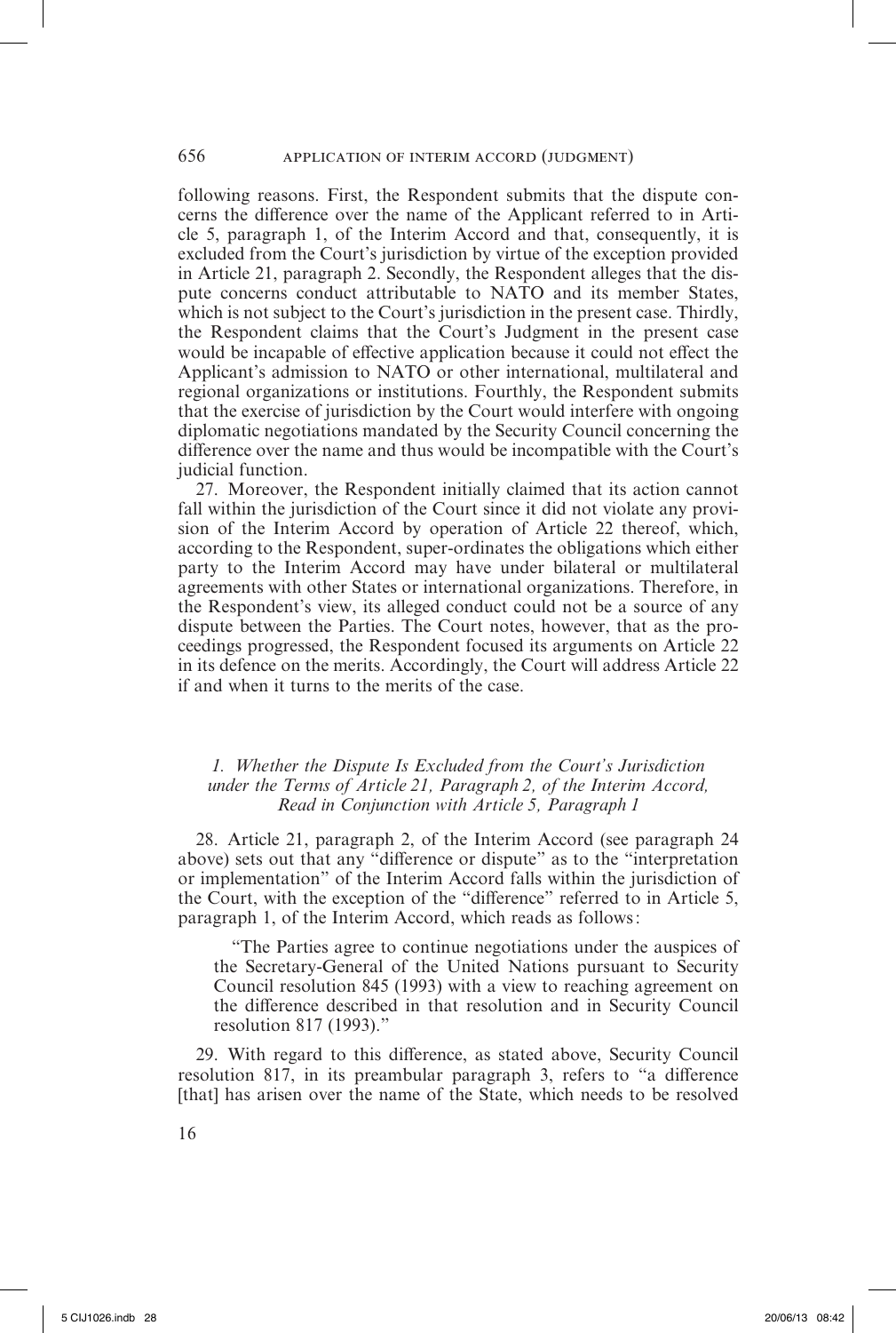following reasons. First, the Respondent submits that the dispute concerns the difference over the name of the Applicant referred to in Article 5, paragraph 1, of the Interim Accord and that, consequently, it is excluded from the Court's jurisdiction by virtue of the exception provided in Article 21, paragraph 2. Secondly, the Respondent alleges that the dispute concerns conduct attributable to NATO and its member States, which is not subject to the Court's jurisdiction in the present case. Thirdly, the Respondent claims that the Court's Judgment in the present case would be incapable of effective application because it could not effect the Applicant's admission to NATO or other international, multilateral and regional organizations or institutions. Fourthly, the Respondent submits that the exercise of jurisdiction by the Court would interfere with ongoing diplomatic negotiations mandated by the Security Council concerning the difference over the name and thus would be incompatible with the Court's judicial function.

27. Moreover, the Respondent initially claimed that its action cannot fall within the jurisdiction of the Court since it did not violate any provision of the Interim Accord by operation of Article 22 thereof, which, according to the Respondent, super-ordinates the obligations which either party to the Interim Accord may have under bilateral or multilateral agreements with other States or international organizations. Therefore, in the Respondent's view, its alleged conduct could not be a source of any dispute between the Parties. The Court notes, however, that as the proceedings progressed, the Respondent focused its arguments on Article 22 in its defence on the merits. Accordingly, the Court will address Article 22 if and when it turns to the merits of the case.

### *1. Whether the Dispute Is Excluded from the Court's Jurisdiction under the Terms of Article 21, Paragraph 2, of the Interim Accord, Read in Conjunction with Article 5, Paragraph 1*

28. Article 21, paragraph 2, of the Interim Accord (see paragraph 24 above) sets out that any "difference or dispute" as to the "interpretation or implementation" of the Interim Accord falls within the jurisdiction of the Court, with the exception of the "difference" referred to in Article 5, paragraph 1, of the Interim Accord, which reads as follows:

> "The Parties agree to continue negotiations under the auspices of the Secretary-General of the United Nations pursuant to Security Council resolution 845 (1993) with a view to reaching agreement on the difference described in that resolution and in Security Council resolution 817 (1993)."

29. With regard to this difference, as stated above, Security Council resolution 817, in its preambular paragraph 3, refers to "a difference [that] has arisen over the name of the State, which needs to be resolved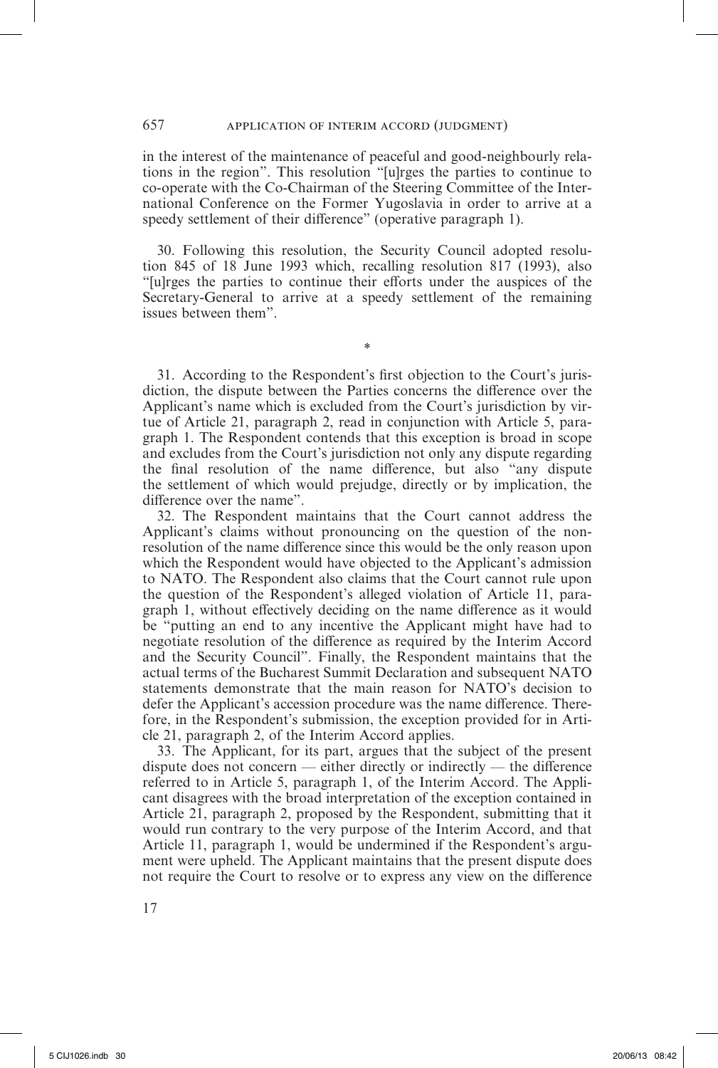in the interest of the maintenance of peaceful and good-neighbourly relations in the region". This resolution "[u]rges the parties to continue to co-operate with the Co-Chairman of the Steering Committee of the International Conference on the Former Yugoslavia in order to arrive at a speedy settlement of their difference" (operative paragraph 1).

30. Following this resolution, the Security Council adopted resolution 845 of 18 June 1993 which, recalling resolution 817 (1993), also "[u]rges the parties to continue their efforts under the auspices of the Secretary-General to arrive at a speedy settlement of the remaining issues between them".

*

31. According to the Respondent's first objection to the Court's jurisdiction, the dispute between the Parties concerns the difference over the Applicant's name which is excluded from the Court's jurisdiction by virtue of Article 21, paragraph 2, read in conjunction with Article 5, paragraph 1. The Respondent contends that this exception is broad in scope and excludes from the Court's jurisdiction not only any dispute regarding the final resolution of the name difference, but also "any dispute the settlement of which would prejudge, directly or by implication, the difference over the name".

32. The Respondent maintains that the Court cannot address the Applicant's claims without pronouncing on the question of the non-resolution of the name difference since this would be the only reason upon which the Respondent would have objected to the Applicant's admission to NATO. The Respondent also claims that the Court cannot rule upon the question of the Respondent's alleged violation of Article 11, paragraph 1, without effectively deciding on the name difference as it would be "putting an end to any incentive the Applicant might have had to negotiate resolution of the difference as required by the Interim Accord and the Security Council". Finally, the Respondent maintains that the actual terms of the Bucharest Summit Declaration and subsequent NATO statements demonstrate that the main reason for NATO's decision to defer the Applicant's accession procedure was the name difference. Therefore, in the Respondent's submission, the exception provided for in Article 21, paragraph 2, of the Interim Accord applies.

33. The Applicant, for its part, argues that the subject of the present dispute does not concern — either directly or indirectly — the difference referred to in Article 5, paragraph 1, of the Interim Accord. The Applicant disagrees with the broad interpretation of the exception contained in Article 21, paragraph 2, proposed by the Respondent, submitting that it would run contrary to the very purpose of the Interim Accord, and that Article 11, paragraph 1, would be undermined if the Respondent's argument were upheld. The Applicant maintains that the present dispute does not require the Court to resolve or to express any view on the difference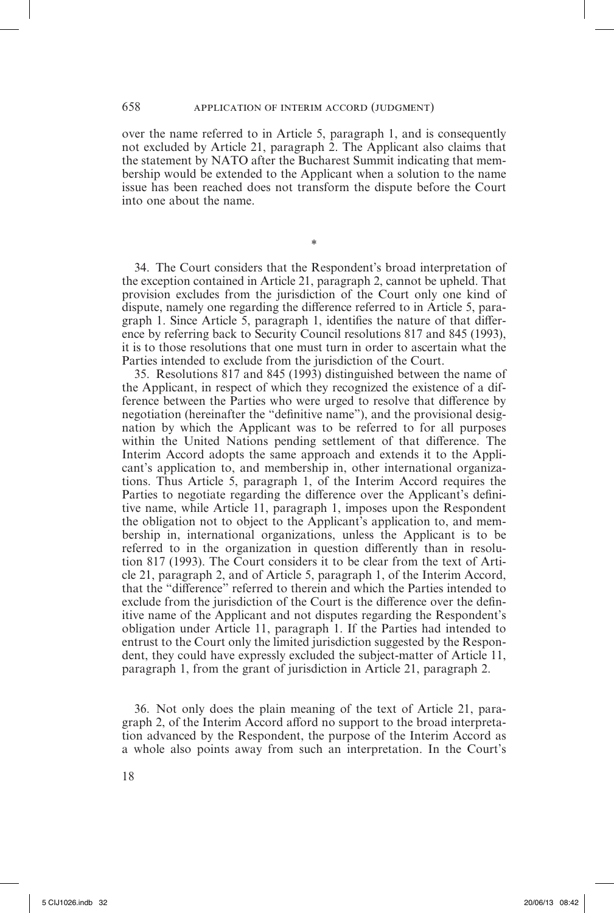over the name referred to in Article 5, paragraph 1, and is consequently not excluded by Article 21, paragraph 2. The Applicant also claims that the statement by NATO after the Bucharest Summit indicating that membership would be extended to the Applicant when a solution to the name issue has been reached does not transform the dispute before the Court into one about the name.

*

34. The Court considers that the Respondent's broad interpretation of the exception contained in Article 21, paragraph 2, cannot be upheld. That provision excludes from the jurisdiction of the Court only one kind of dispute, namely one regarding the difference referred to in Article 5, paragraph 1. Since Article 5, paragraph 1, identifies the nature of that difference by referring back to Security Council resolutions 817 and 845 (1993), it is to those resolutions that one must turn in order to ascertain what the Parties intended to exclude from the jurisdiction of the Court.

35. Resolutions 817 and 845 (1993) distinguished between the name of the Applicant, in respect of which they recognized the existence of a difference between the Parties who were urged to resolve that difference by negotiation (hereinafter the "definitive name"), and the provisional designation by which the Applicant was to be referred to for all purposes within the United Nations pending settlement of that difference. The Interim Accord adopts the same approach and extends it to the Applicant's application to, and membership in, other international organizations. Thus Article 5, paragraph 1, of the Interim Accord requires the Parties to negotiate regarding the difference over the Applicant's definitive name, while Article 11, paragraph 1, imposes upon the Respondent the obligation not to object to the Applicant's application to, and membership in, international organizations, unless the Applicant is to be referred to in the organization in question differently than in resolution 817 (1993). The Court considers it to be clear from the text of Article 21, paragraph 2, and of Article 5, paragraph 1, of the Interim Accord, that the "difference" referred to therein and which the Parties intended to exclude from the jurisdiction of the Court is the difference over the definitive name of the Applicant and not disputes regarding the Respondent's obligation under Article 11, paragraph 1. If the Parties had intended to entrust to the Court only the limited jurisdiction suggested by the Respondent, they could have expressly excluded the subject-matter of Article 11, paragraph 1, from the grant of jurisdiction in Article 21, paragraph 2.

36. Not only does the plain meaning of the text of Article 21, paragraph 2, of the Interim Accord afford no support to the broad interpretation advanced by the Respondent, the purpose of the Interim Accord as a whole also points away from such an interpretation. In the Court's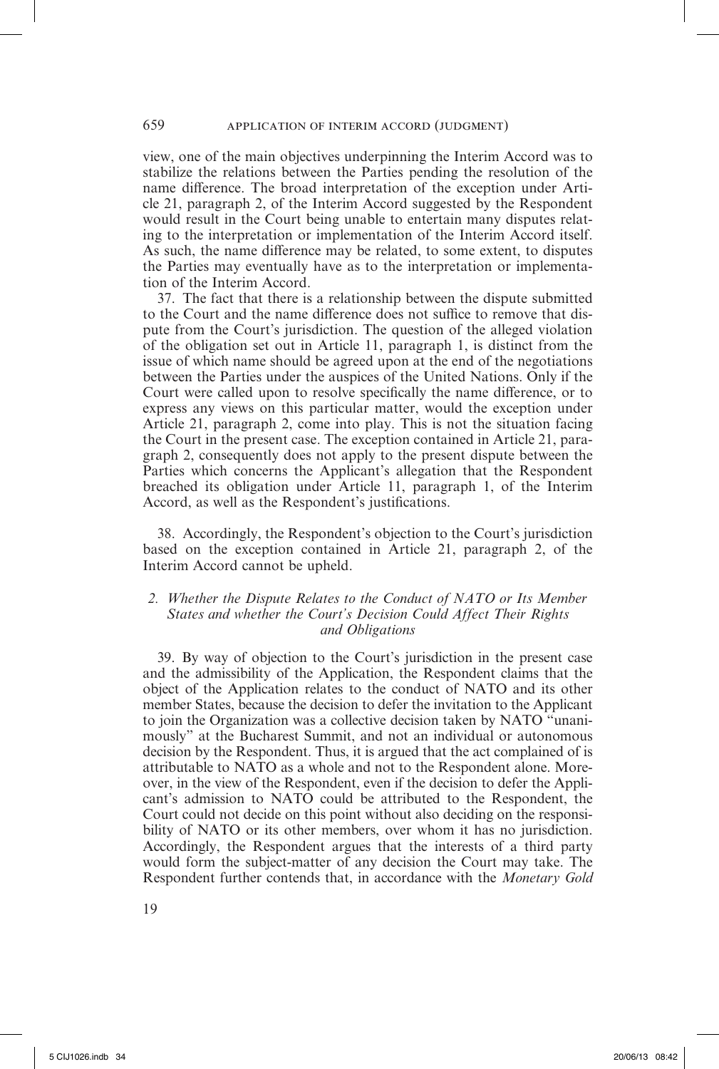view, one of the main objectives underpinning the Interim Accord was to stabilize the relations between the Parties pending the resolution of the name difference. The broad interpretation of the exception under Article 21, paragraph 2, of the Interim Accord suggested by the Respondent would result in the Court being unable to entertain many disputes relating to the interpretation or implementation of the Interim Accord itself. As such, the name difference may be related, to some extent, to disputes the Parties may eventually have as to the interpretation or implementation of the Interim Accord.

37. The fact that there is a relationship between the dispute submitted to the Court and the name difference does not suffice to remove that dispute from the Court's jurisdiction. The question of the alleged violation of the obligation set out in Article 11, paragraph 1, is distinct from the issue of which name should be agreed upon at the end of the negotiations between the Parties under the auspices of the United Nations. Only if the Court were called upon to resolve specifically the name difference, or to express any views on this particular matter, would the exception under Article 21, paragraph 2, come into play. This is not the situation facing the Court in the present case. The exception contained in Article 21, paragraph 2, consequently does not apply to the present dispute between the Parties which concerns the Applicant's allegation that the Respondent breached its obligation under Article 11, paragraph 1, of the Interim Accord, as well as the Respondent's justifications.

38. Accordingly, the Respondent's objection to the Court's jurisdiction based on the exception contained in Article 21, paragraph 2, of the Interim Accord cannot be upheld.

### *2. Whether the Dispute Relates to the Conduct of NATO or Its Member States and whether the Court's Decision Could Affect Their Rights and Obligations*

39. By way of objection to the Court's jurisdiction in the present case and the admissibility of the Application, the Respondent claims that the object of the Application relates to the conduct of NATO and its other member States, because the decision to defer the invitation to the Applicant to join the Organization was a collective decision taken by NATO "unanimously" at the Bucharest Summit, and not an individual or autonomous decision by the Respondent. Thus, it is argued that the act complained of is attributable to NATO as a whole and not to the Respondent alone. Moreover, in the view of the Respondent, even if the decision to defer the Applicant's admission to NATO could be attributed to the Respondent, the Court could not decide on this point without also deciding on the responsibility of NATO or its other members, over whom it has no jurisdiction. Accordingly, the Respondent argues that the interests of a third party would form the subject-matter of any decision the Court may take. The Respondent further contends that, in accordance with the *Monetary Gold*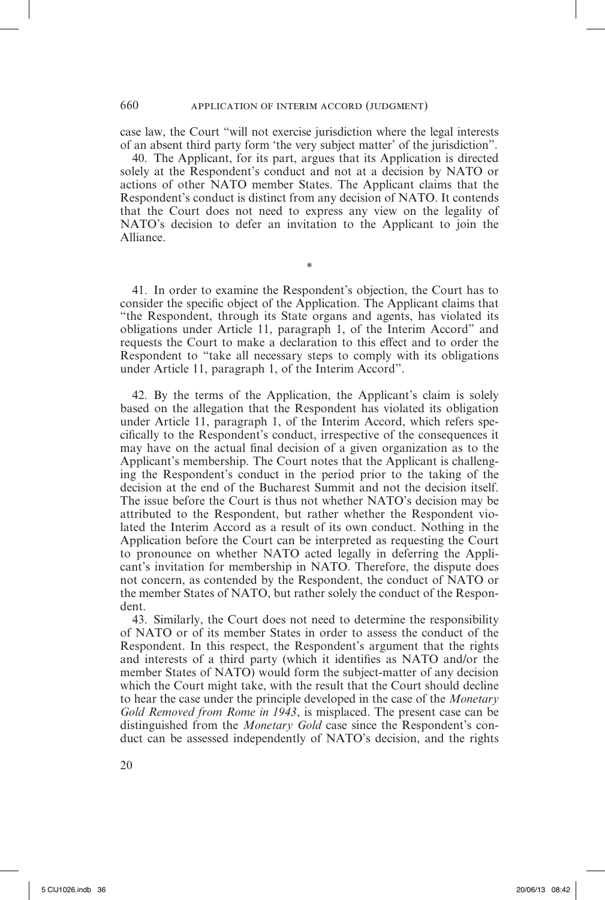case law, the Court "will not exercise jurisdiction where the legal interests of an absent third party form 'the very subject matter' of the jurisdiction".

40. The Applicant, for its part, argues that its Application is directed solely at the Respondent's conduct and not at a decision by NATO or actions of other NATO member States. The Applicant claims that the Respondent's conduct is distinct from any decision of NATO. It contends that the Court does not need to express any view on the legality of NATO's decision to defer an invitation to the Applicant to join the Alliance.

*

41. In order to examine the Respondent's objection, the Court has to consider the specific object of the Application. The Applicant claims that "the Respondent, through its State organs and agents, has violated its obligations under Article 11, paragraph 1, of the Interim Accord" and requests the Court to make a declaration to this effect and to order the Respondent to "take all necessary steps to comply with its obligations under Article 11, paragraph 1, of the Interim Accord".

42. By the terms of the Application, the Applicant's claim is solely based on the allegation that the Respondent has violated its obligation under Article 11, paragraph 1, of the Interim Accord, which refers specifically to the Respondent's conduct, irrespective of the consequences it may have on the actual final decision of a given organization as to the Applicant's membership. The Court notes that the Applicant is challenging the Respondent's conduct in the period prior to the taking of the decision at the end of the Bucharest Summit and not the decision itself. The issue before the Court is thus not whether NATO's decision may be attributed to the Respondent, but rather whether the Respondent violated the Interim Accord as a result of its own conduct. Nothing in the Application before the Court can be interpreted as requesting the Court to pronounce on whether NATO acted legally in deferring the Applicant's invitation for membership in NATO. Therefore, the dispute does not concern, as contended by the Respondent, the conduct of NATO or the member States of NATO, but rather solely the conduct of the Respondent.

43. Similarly, the Court does not need to determine the responsibility of NATO or of its member States in order to assess the conduct of the Respondent. In this respect, the Respondent's argument that the rights and interests of a third party (which it identifies as NATO and/or the member States of NATO) would form the subject-matter of any decision which the Court might take, with the result that the Court should decline to hear the case under the principle developed in the case of the *Monetary Gold Removed from Rome in 1943*, is misplaced. The present case can be distinguished from the *Monetary Gold* case since the Respondent's conduct can be assessed independently of NATO's decision, and the rights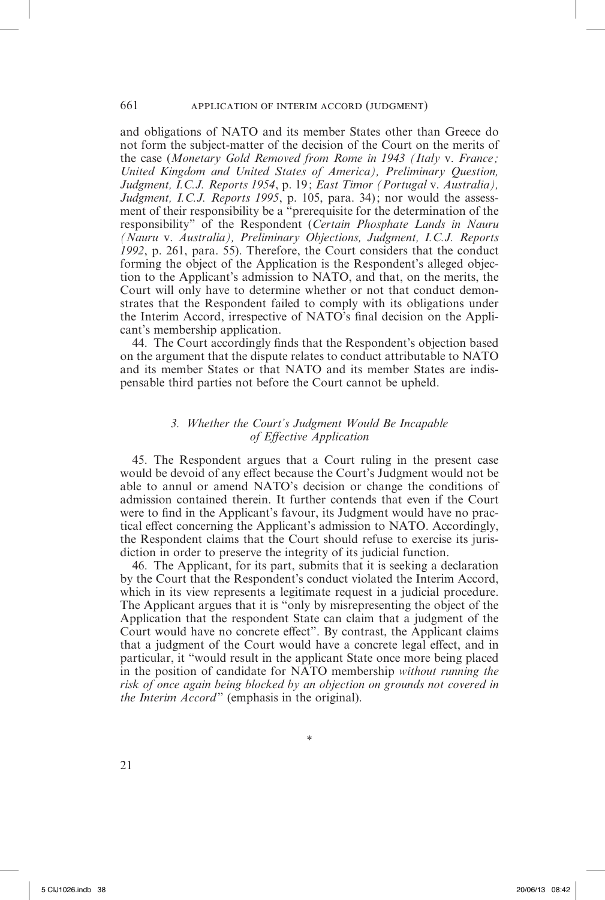and obligations of NATO and its member States other than Greece do not form the subject-matter of the decision of the Court on the merits of the case (*Monetary Gold Removed from Rome in 1943 (Italy* v. *France; United Kingdom and United States of America), Preliminary Question, Judgment, I.C.J. Reports 1954*, p. 19; *East Timor (Portugal* v. *Australia), Judgment, I.C.J. Reports 1995*, p. 105, para. 34); nor would the assessment of their responsibility be a "prerequisite for the determination of the responsibility" of the Respondent (*Certain Phosphate Lands in Nauru (Nauru* v. *Australia), Preliminary Objections, Judgment, I.C.J. Reports 1992*, p. 261, para. 55). Therefore, the Court considers that the conduct forming the object of the Application is the Respondent's alleged objection to the Applicant's admission to NATO, and that, on the merits, the Court will only have to determine whether or not that conduct demonstrates that the Respondent failed to comply with its obligations under the Interim Accord, irrespective of NATO's final decision on the Applicant's membership application.

44. The Court accordingly finds that the Respondent's objection based on the argument that the dispute relates to conduct attributable to NATO and its member States or that NATO and its member States are indispensable third parties not before the Court cannot be upheld.

### *3. Whether the Court's Judgment Would Be Incapable of Effective Application*

45. The Respondent argues that a Court ruling in the present case would be devoid of any effect because the Court's Judgment would not be able to annul or amend NATO's decision or change the conditions of admission contained therein. It further contends that even if the Court were to find in the Applicant's favour, its Judgment would have no practical effect concerning the Applicant's admission to NATO. Accordingly, the Respondent claims that the Court should refuse to exercise its jurisdiction in order to preserve the integrity of its judicial function.

46. The Applicant, for its part, submits that it is seeking a declaration by the Court that the Respondent's conduct violated the Interim Accord, which in its view represents a legitimate request in a judicial procedure. The Applicant argues that it is "only by misrepresenting the object of the Application that the respondent State can claim that a judgment of the Court would have no concrete effect". By contrast, the Applicant claims that a judgment of the Court would have a concrete legal effect, and in particular, it "would result in the applicant State once more being placed in the position of candidate for NATO membership *without running the risk of once again being blocked by an objection on grounds not covered in the Interim Accord*" (emphasis in the original).

*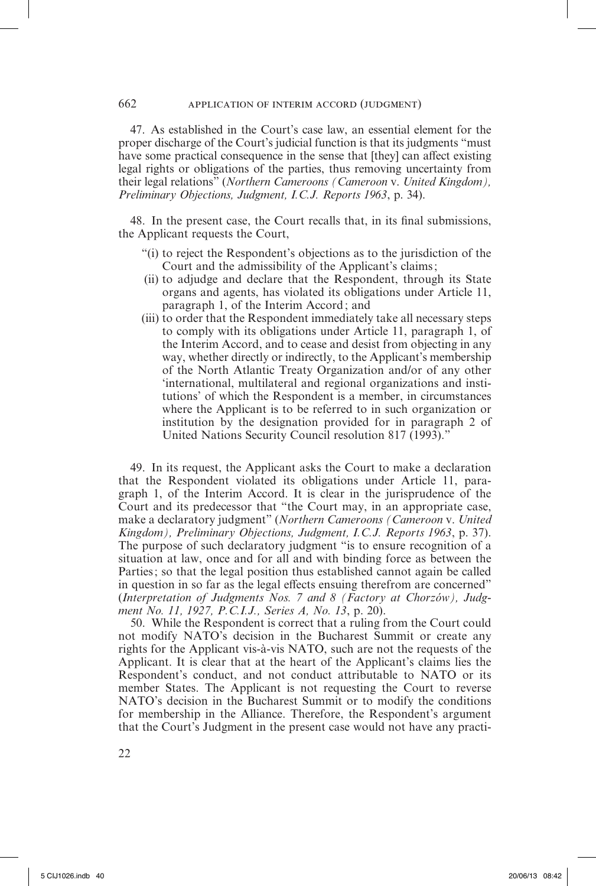47. As established in the Court's case law, an essential element for the proper discharge of the Court's judicial function is that its judgments "must have some practical consequence in the sense that [they] can affect existing legal rights or obligations of the parties, thus removing uncertainty from their legal relations" (*Northern Cameroons (Cameroon* v. *United Kingdom), Preliminary Objections, Judgment, I.C.J. Reports 1963*, p. 34).

48. In the present case, the Court recalls that, in its final submissions, the Applicant requests the Court,

"(i) to reject the Respondent's objections as to the jurisdiction of the Court and the admissibility of the Applicant's claims;
(ii) to adjudge and declare that the Respondent, through its State organs and agents, has violated its obligations under Article 11, paragraph 1, of the Interim Accord; and
(iii) to order that the Respondent immediately take all necessary steps to comply with its obligations under Article 11, paragraph 1, of the Interim Accord, and to cease and desist from objecting in any way, whether directly or indirectly, to the Applicant's membership of the North Atlantic Treaty Organization and/or of any other 'international, multilateral and regional organizations and institutions' of which the Respondent is a member, in circumstances where the Applicant is to be referred to in such organization or institution by the designation provided for in paragraph 2 of United Nations Security Council resolution 817 (1993)."

49. In its request, the Applicant asks the Court to make a declaration that the Respondent violated its obligations under Article 11, paragraph 1, of the Interim Accord. It is clear in the jurisprudence of the Court and its predecessor that "the Court may, in an appropriate case, make a declaratory judgment" (*Northern Cameroons (Cameroon* v. *United Kingdom), Preliminary Objections, Judgment, I.C.J. Reports 1963*, p. 37). The purpose of such declaratory judgment "is to ensure recognition of a situation at law, once and for all and with binding force as between the Parties; so that the legal position thus established cannot again be called in question in so far as the legal effects ensuing therefrom are concerned" (*Interpretation of Judgments Nos. 7 and 8 (Factory at Chorzów), Judgment No. 11, 1927, P.C.I.J., Series A, No. 13*, p. 20).

50. While the Respondent is correct that a ruling from the Court could not modify NATO's decision in the Bucharest Summit or create any rights for the Applicant vis-à-vis NATO, such are not the requests of the Applicant. It is clear that at the heart of the Applicant's claims lies the Respondent's conduct, and not conduct attributable to NATO or its member States. The Applicant is not requesting the Court to reverse NATO's decision in the Bucharest Summit or to modify the conditions for membership in the Alliance. Therefore, the Respondent's argument that the Court's Judgment in the present case would not have any practi-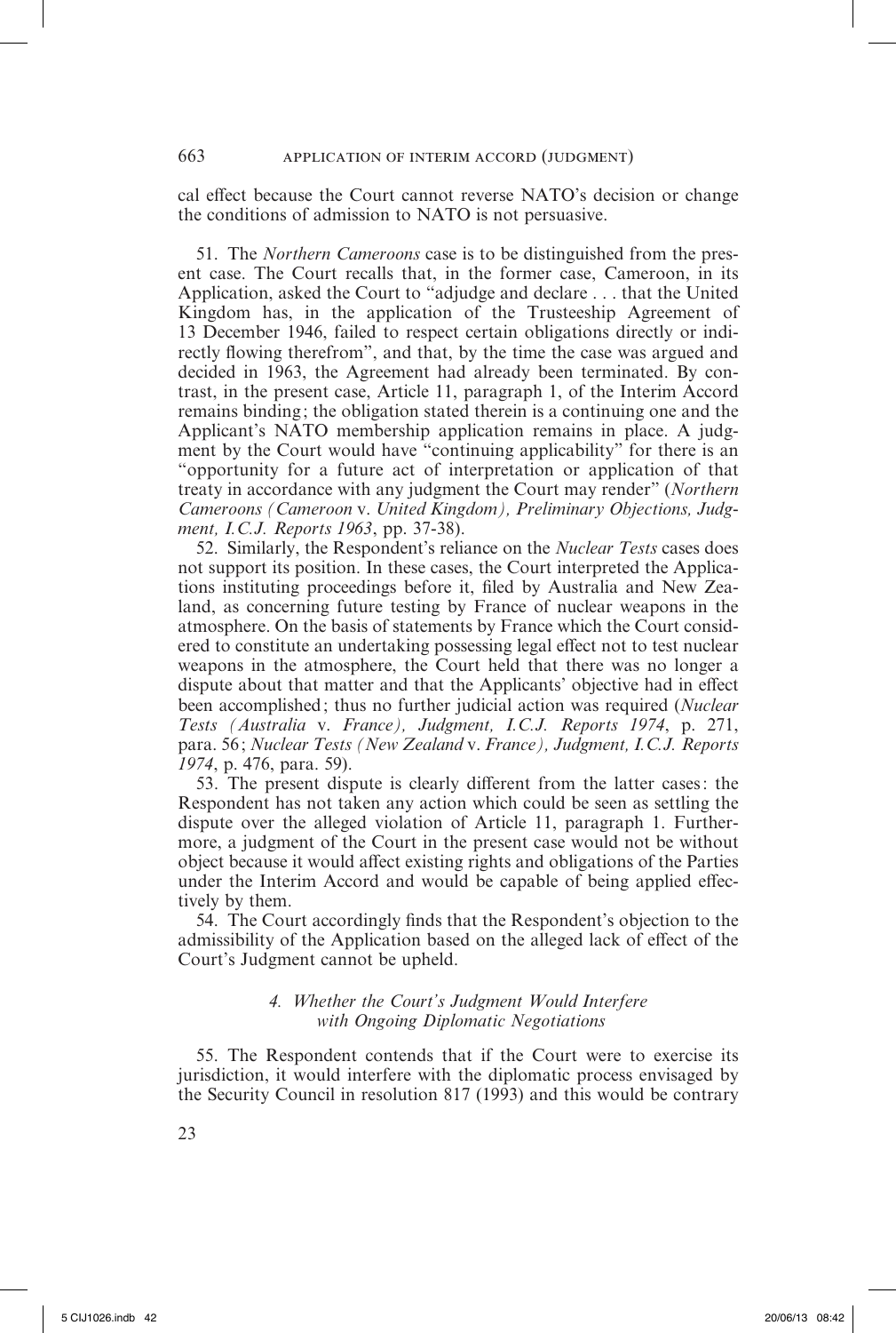cal effect because the Court cannot reverse NATO's decision or change the conditions of admission to NATO is not persuasive.

51. The *Northern Cameroons* case is to be distinguished from the present case. The Court recalls that, in the former case, Cameroon, in its Application, asked the Court to "adjudge and declare . . . that the United Kingdom has, in the application of the Trusteeship Agreement of 13 December 1946, failed to respect certain obligations directly or indirectly flowing therefrom", and that, by the time the case was argued and decided in 1963, the Agreement had already been terminated. By contrast, in the present case, Article 11, paragraph 1, of the Interim Accord remains binding ; the obligation stated therein is a continuing one and the Applicant's NATO membership application remains in place. A judgment by the Court would have "continuing applicability" for there is an "opportunity for a future act of interpretation or application of that treaty in accordance with any judgment the Court may render" (*Northern Cameroons (Cameroon* v. *United Kingdom), Preliminary Objections, Judgment, I.C.J. Reports 1963*, pp. 37-38).

52. Similarly, the Respondent's reliance on the *Nuclear Tests* cases does not support its position. In these cases, the Court interpreted the Applications instituting proceedings before it, filed by Australia and New Zealand, as concerning future testing by France of nuclear weapons in the atmosphere. On the basis of statements by France which the Court considered to constitute an undertaking possessing legal effect not to test nuclear weapons in the atmosphere, the Court held that there was no longer a dispute about that matter and that the Applicants' objective had in effect been accomplished ; thus no further judicial action was required (*Nuclear Tests (Australia* v. *France), Judgment, I.C.J. Reports 1974*, p. 271, para. 56 ; *Nuclear Tests (New Zealand* v. *France), Judgment, I.C.J. Reports 1974*, p. 476, para. 59).

53. The present dispute is clearly different from the latter cases : the Respondent has not taken any action which could be seen as settling the dispute over the alleged violation of Article 11, paragraph 1. Furthermore, a judgment of the Court in the present case would not be without object because it would affect existing rights and obligations of the Parties under the Interim Accord and would be capable of being applied effectively by them.

54. The Court accordingly finds that the Respondent's objection to the admissibility of the Application based on the alleged lack of effect of the Court's Judgment cannot be upheld.

### *4. Whether the Court's Judgment Would Interfere with Ongoing Diplomatic Negotiations*

55. The Respondent contends that if the Court were to exercise its jurisdiction, it would interfere with the diplomatic process envisaged by the Security Council in resolution 817 (1993) and this would be contrary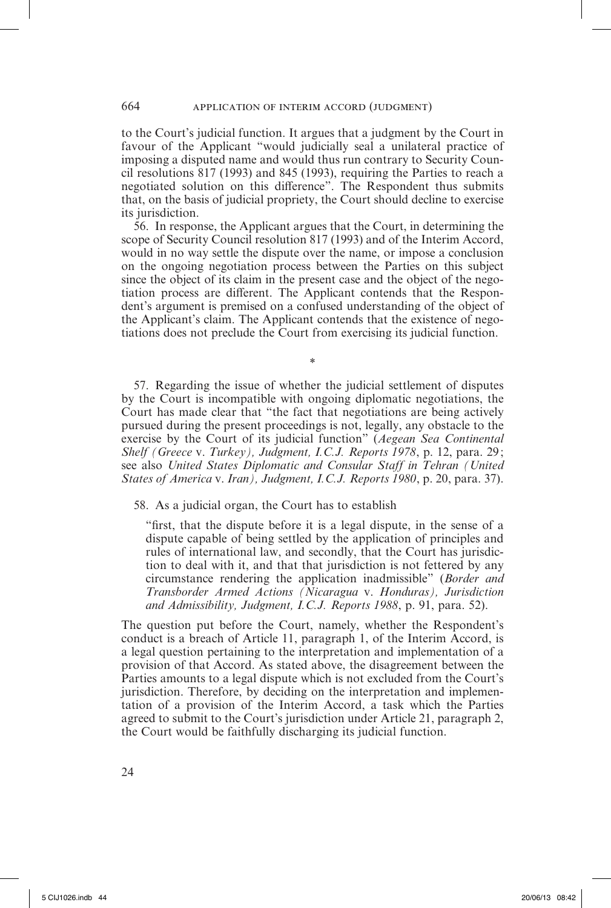to the Court's judicial function. It argues that a judgment by the Court in favour of the Applicant "would judicially seal a unilateral practice of imposing a disputed name and would thus run contrary to Security Council resolutions 817 (1993) and 845 (1993), requiring the Parties to reach a negotiated solution on this difference". The Respondent thus submits that, on the basis of judicial propriety, the Court should decline to exercise its jurisdiction.

56. In response, the Applicant argues that the Court, in determining the scope of Security Council resolution 817 (1993) and of the Interim Accord, would in no way settle the dispute over the name, or impose a conclusion on the ongoing negotiation process between the Parties on this subject since the object of its claim in the present case and the object of the negotiation process are different. The Applicant contends that the Respondent's argument is premised on a confused understanding of the object of the Applicant's claim. The Applicant contends that the existence of negotiations does not preclude the Court from exercising its judicial function.

\*

57. Regarding the issue of whether the judicial settlement of disputes by the Court is incompatible with ongoing diplomatic negotiations, the Court has made clear that "the fact that negotiations are being actively pursued during the present proceedings is not, legally, any obstacle to the exercise by the Court of its judicial function" (*Aegean Sea Continental Shelf (Greece* v. *Turkey), Judgment, I.C.J. Reports 1978*, p. 12, para. 29; see also *United States Diplomatic and Consular Staff in Tehran (United States of America* v. *Iran), Judgment, I.C.J. Reports 1980*, p. 20, para. 37).

58. As a judicial organ, the Court has to establish

> "first, that the dispute before it is a legal dispute, in the sense of a dispute capable of being settled by the application of principles and rules of international law, and secondly, that the Court has jurisdiction to deal with it, and that that jurisdiction is not fettered by any circumstance rendering the application inadmissible" (*Border and Transborder Armed Actions (Nicaragua* v. *Honduras), Jurisdiction and Admissibility, Judgment, I.C.J. Reports 1988*, p. 91, para. 52).

The question put before the Court, namely, whether the Respondent's conduct is a breach of Article 11, paragraph 1, of the Interim Accord, is a legal question pertaining to the interpretation and implementation of a provision of that Accord. As stated above, the disagreement between the Parties amounts to a legal dispute which is not excluded from the Court's jurisdiction. Therefore, by deciding on the interpretation and implementation of a provision of the Interim Accord, a task which the Parties agreed to submit to the Court's jurisdiction under Article 21, paragraph 2, the Court would be faithfully discharging its judicial function.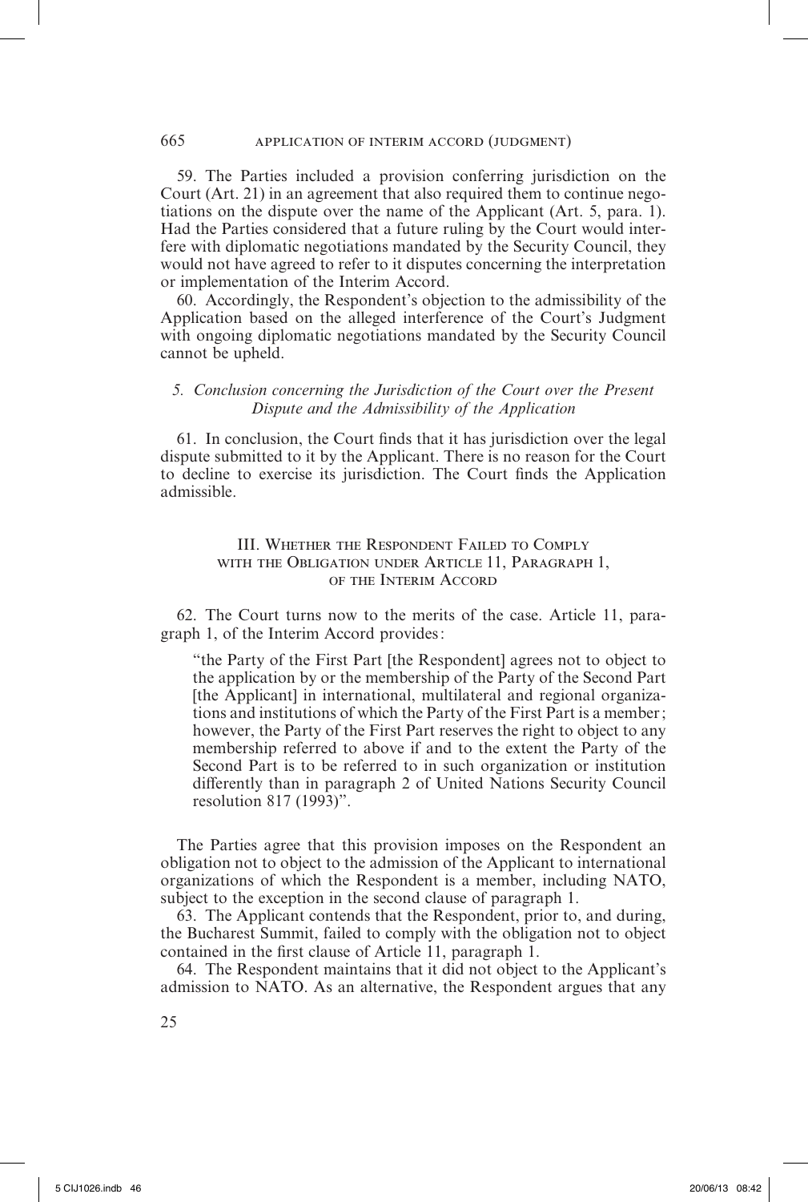59. The Parties included a provision conferring jurisdiction on the Court (Art. 21) in an agreement that also required them to continue negotiations on the dispute over the name of the Applicant (Art. 5, para. 1). Had the Parties considered that a future ruling by the Court would interfere with diplomatic negotiations mandated by the Security Council, they would not have agreed to refer to it disputes concerning the interpretation or implementation of the Interim Accord.

60. Accordingly, the Respondent's objection to the admissibility of the Application based on the alleged interference of the Court's Judgment with ongoing diplomatic negotiations mandated by the Security Council cannot be upheld.

### *5. Conclusion concerning the Jurisdiction of the Court over the Present Dispute and the Admissibility of the Application*

61. In conclusion, the Court finds that it has jurisdiction over the legal dispute submitted to it by the Applicant. There is no reason for the Court to decline to exercise its jurisdiction. The Court finds the Application admissible.

## III. Whether the Respondent Failed to Comply with the Obligation under Article 11, Paragraph 1, of the Interim Accord

62. The Court turns now to the merits of the case. Article 11, paragraph 1, of the Interim Accord provides:

> "the Party of the First Part [the Respondent] agrees not to object to the application by or the membership of the Party of the Second Part [the Applicant] in international, multilateral and regional organizations and institutions of which the Party of the First Part is a member; however, the Party of the First Part reserves the right to object to any membership referred to above if and to the extent the Party of the Second Part is to be referred to in such organization or institution differently than in paragraph 2 of United Nations Security Council resolution 817 (1993)".

The Parties agree that this provision imposes on the Respondent an obligation not to object to the admission of the Applicant to international organizations of which the Respondent is a member, including NATO, subject to the exception in the second clause of paragraph 1.

63. The Applicant contends that the Respondent, prior to, and during, the Bucharest Summit, failed to comply with the obligation not to object contained in the first clause of Article 11, paragraph 1.

64. The Respondent maintains that it did not object to the Applicant's admission to NATO. As an alternative, the Respondent argues that any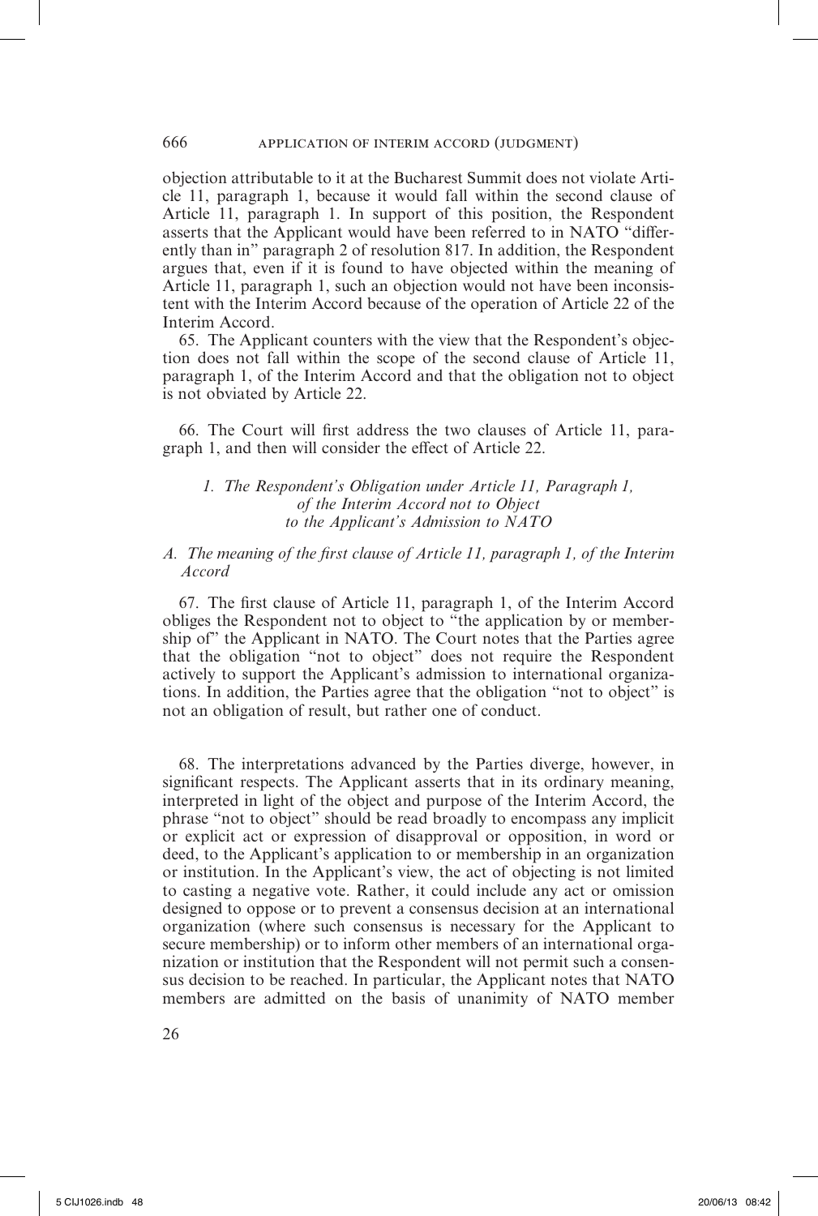objection attributable to it at the Bucharest Summit does not violate Article 11, paragraph 1, because it would fall within the second clause of Article 11, paragraph 1. In support of this position, the Respondent asserts that the Applicant would have been referred to in NATO "differently than in" paragraph 2 of resolution 817. In addition, the Respondent argues that, even if it is found to have objected within the meaning of Article 11, paragraph 1, such an objection would not have been inconsistent with the Interim Accord because of the operation of Article 22 of the Interim Accord.

65. The Applicant counters with the view that the Respondent's objection does not fall within the scope of the second clause of Article 11, paragraph 1, of the Interim Accord and that the obligation not to object is not obviated by Article 22.

66. The Court will first address the two clauses of Article 11, paragraph 1, and then will consider the effect of Article 22.

### *1. The Respondent's Obligation under Article 11, Paragraph 1, of the Interim Accord not to Object to the Applicant's Admission to NATO*

#### *A. The meaning of the first clause of Article 11, paragraph 1, of the Interim Accord*

67. The first clause of Article 11, paragraph 1, of the Interim Accord obliges the Respondent not to object to "the application by or membership of" the Applicant in NATO. The Court notes that the Parties agree that the obligation "not to object" does not require the Respondent actively to support the Applicant's admission to international organizations. In addition, the Parties agree that the obligation "not to object" is not an obligation of result, but rather one of conduct.

68. The interpretations advanced by the Parties diverge, however, in significant respects. The Applicant asserts that in its ordinary meaning, interpreted in light of the object and purpose of the Interim Accord, the phrase "not to object" should be read broadly to encompass any implicit or explicit act or expression of disapproval or opposition, in word or deed, to the Applicant's application to or membership in an organization or institution. In the Applicant's view, the act of objecting is not limited to casting a negative vote. Rather, it could include any act or omission designed to oppose or to prevent a consensus decision at an international organization (where such consensus is necessary for the Applicant to secure membership) or to inform other members of an international organization or institution that the Respondent will not permit such a consensus decision to be reached. In particular, the Applicant notes that NATO members are admitted on the basis of unanimity of NATO member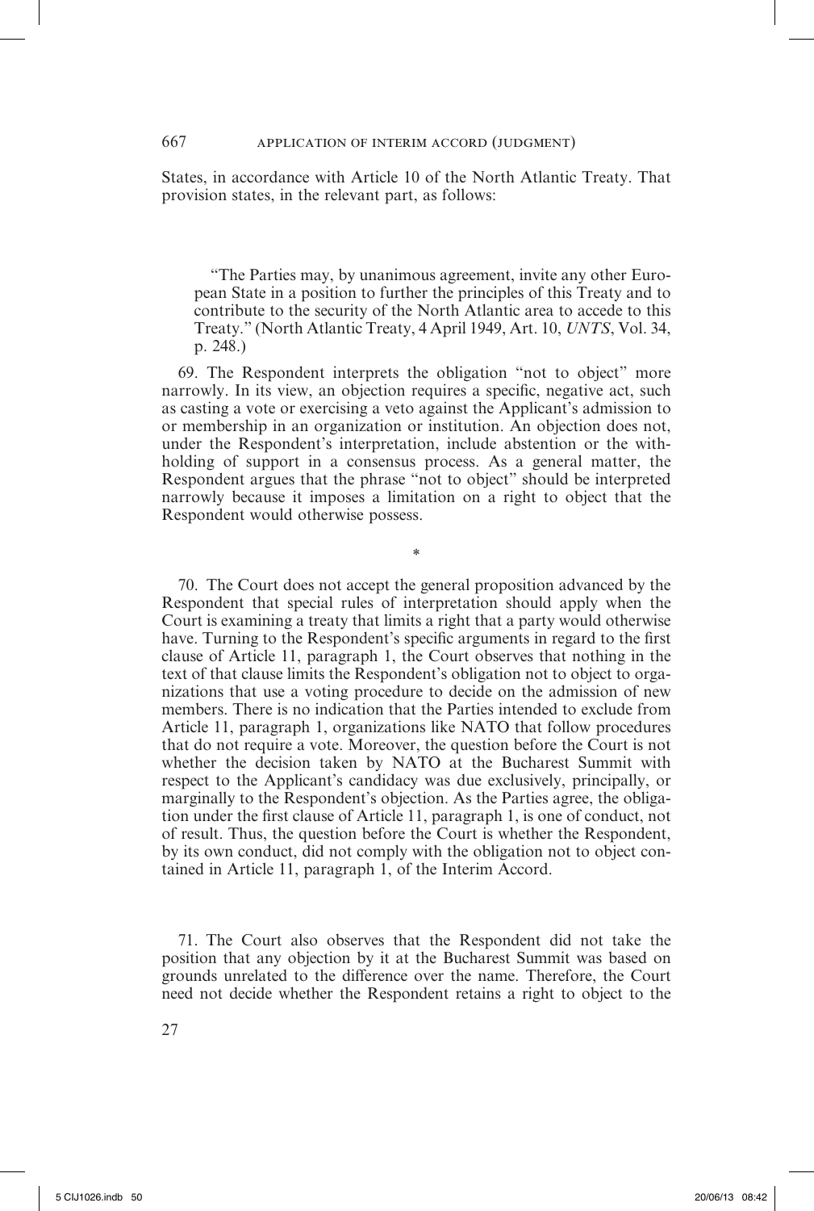States, in accordance with Article 10 of the North Atlantic Treaty. That provision states, in the relevant part, as follows:

> "The Parties may, by unanimous agreement, invite any other European State in a position to further the principles of this Treaty and to contribute to the security of the North Atlantic area to accede to this Treaty." (North Atlantic Treaty, 4 April 1949, Art. 10, *UNTS*, Vol. 34, p. 248.)

69. The Respondent interprets the obligation "not to object" more narrowly. In its view, an objection requires a specific, negative act, such as casting a vote or exercising a veto against the Applicant's admission to or membership in an organization or institution. An objection does not, under the Respondent's interpretation, include abstention or the withholding of support in a consensus process. As a general matter, the Respondent argues that the phrase "not to object" should be interpreted narrowly because it imposes a limitation on a right to object that the Respondent would otherwise possess.

*

70. The Court does not accept the general proposition advanced by the Respondent that special rules of interpretation should apply when the Court is examining a treaty that limits a right that a party would otherwise have. Turning to the Respondent's specific arguments in regard to the first clause of Article 11, paragraph 1, the Court observes that nothing in the text of that clause limits the Respondent's obligation not to object to organizations that use a voting procedure to decide on the admission of new members. There is no indication that the Parties intended to exclude from Article 11, paragraph 1, organizations like NATO that follow procedures that do not require a vote. Moreover, the question before the Court is not whether the decision taken by NATO at the Bucharest Summit with respect to the Applicant's candidacy was due exclusively, principally, or marginally to the Respondent's objection. As the Parties agree, the obligation under the first clause of Article 11, paragraph 1, is one of conduct, not of result. Thus, the question before the Court is whether the Respondent, by its own conduct, did not comply with the obligation not to object contained in Article 11, paragraph 1, of the Interim Accord.

71. The Court also observes that the Respondent did not take the position that any objection by it at the Bucharest Summit was based on grounds unrelated to the difference over the name. Therefore, the Court need not decide whether the Respondent retains a right to object to the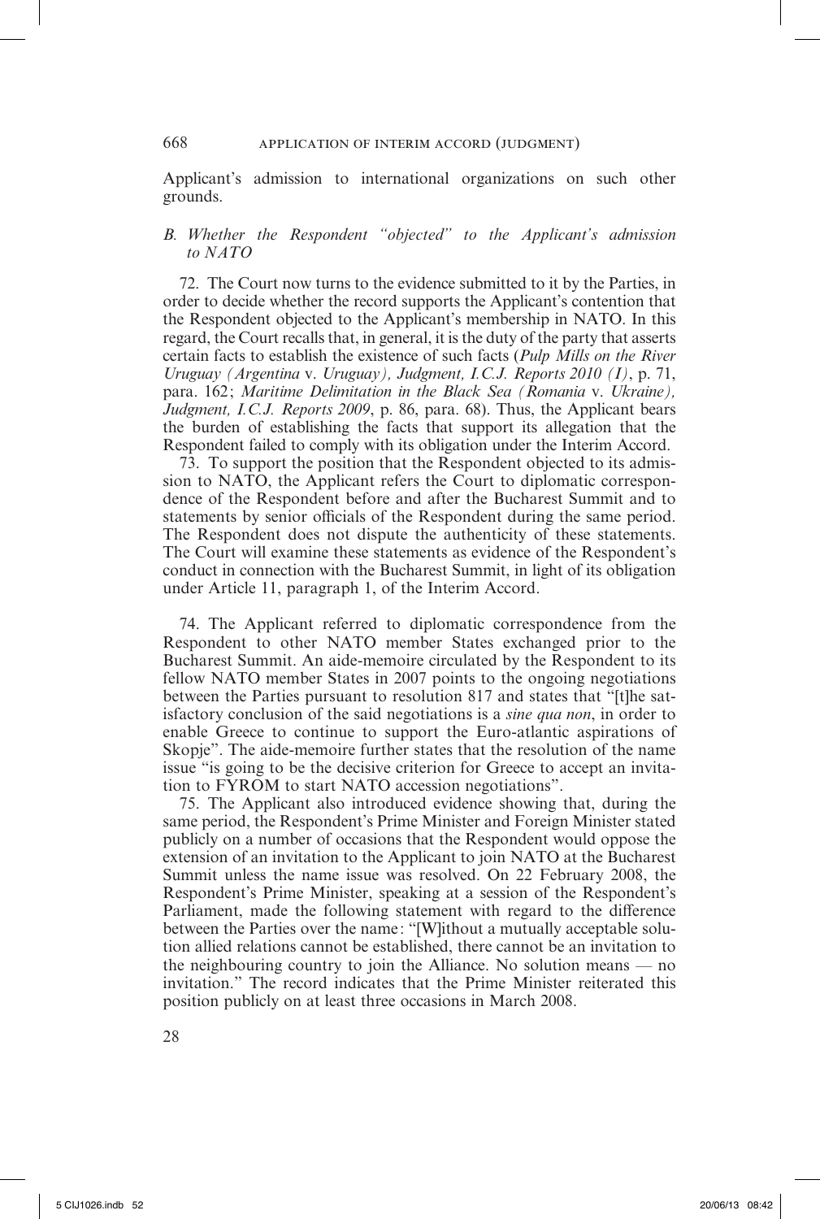Applicant's admission to international organizations on such other grounds.

### *B. Whether the Respondent "objected" to the Applicant's admission to NATO*

72. The Court now turns to the evidence submitted to it by the Parties, in order to decide whether the record supports the Applicant's contention that the Respondent objected to the Applicant's membership in NATO. In this regard, the Court recalls that, in general, it is the duty of the party that asserts certain facts to establish the existence of such facts (*Pulp Mills on the River Uruguay (Argentina* v. *Uruguay), Judgment, I.C.J. Reports 2010 (I)*, p. 71, para. 162; *Maritime Delimitation in the Black Sea (Romania* v. *Ukraine), Judgment, I.C.J. Reports 2009*, p. 86, para. 68). Thus, the Applicant bears the burden of establishing the facts that support its allegation that the Respondent failed to comply with its obligation under the Interim Accord.

73. To support the position that the Respondent objected to its admission to NATO, the Applicant refers the Court to diplomatic correspondence of the Respondent before and after the Bucharest Summit and to statements by senior officials of the Respondent during the same period. The Respondent does not dispute the authenticity of these statements. The Court will examine these statements as evidence of the Respondent's conduct in connection with the Bucharest Summit, in light of its obligation under Article 11, paragraph 1, of the Interim Accord.

74. The Applicant referred to diplomatic correspondence from the Respondent to other NATO member States exchanged prior to the Bucharest Summit. An aide-memoire circulated by the Respondent to its fellow NATO member States in 2007 points to the ongoing negotiations between the Parties pursuant to resolution 817 and states that "[t]he satisfactory conclusion of the said negotiations is a *sine qua non*, in order to enable Greece to continue to support the Euro-atlantic aspirations of Skopje". The aide-memoire further states that the resolution of the name issue "is going to be the decisive criterion for Greece to accept an invitation to FYROM to start NATO accession negotiations".

75. The Applicant also introduced evidence showing that, during the same period, the Respondent's Prime Minister and Foreign Minister stated publicly on a number of occasions that the Respondent would oppose the extension of an invitation to the Applicant to join NATO at the Bucharest Summit unless the name issue was resolved. On 22 February 2008, the Respondent's Prime Minister, speaking at a session of the Respondent's Parliament, made the following statement with regard to the difference between the Parties over the name: "[W]ithout a mutually acceptable solution allied relations cannot be established, there cannot be an invitation to the neighbouring country to join the Alliance. No solution means — no invitation." The record indicates that the Prime Minister reiterated this position publicly on at least three occasions in March 2008.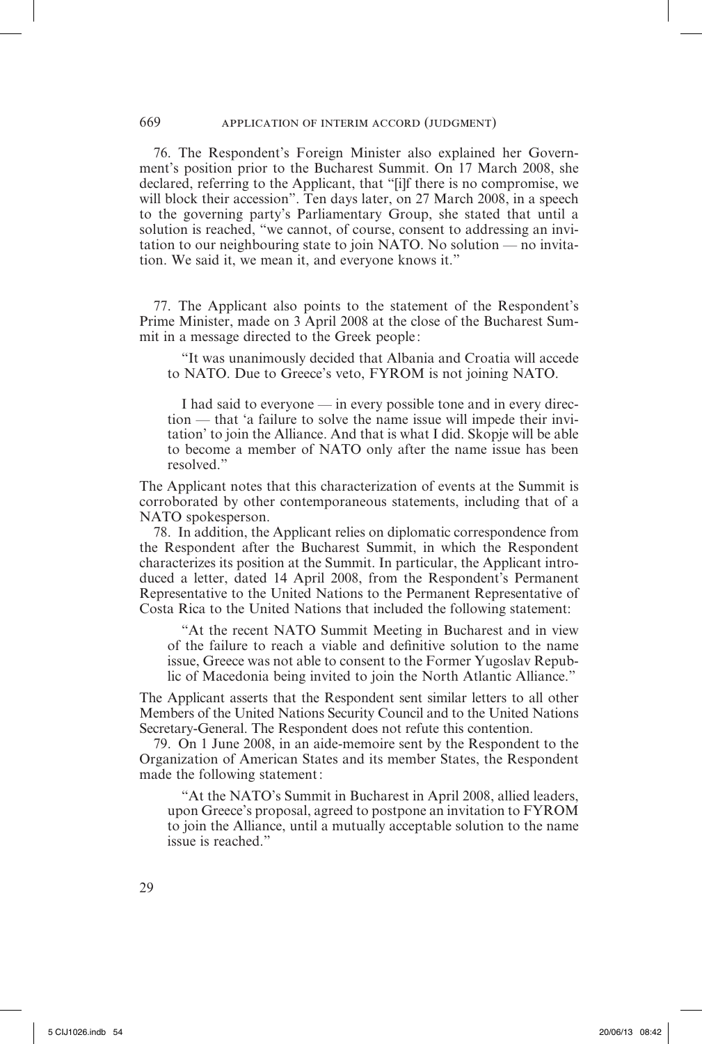76. The Respondent's Foreign Minister also explained her Government's position prior to the Bucharest Summit. On 17 March 2008, she declared, referring to the Applicant, that "[i]f there is no compromise, we will block their accession". Ten days later, on 27 March 2008, in a speech to the governing party's Parliamentary Group, she stated that until a solution is reached, "we cannot, of course, consent to addressing an invitation to our neighbouring state to join NATO. No solution — no invitation. We said it, we mean it, and everyone knows it."

77. The Applicant also points to the statement of the Respondent's Prime Minister, made on 3 April 2008 at the close of the Bucharest Summit in a message directed to the Greek people:

> "It was unanimously decided that Albania and Croatia will accede to NATO. Due to Greece's veto, FYROM is not joining NATO.
>
> I had said to everyone — in every possible tone and in every direction — that 'a failure to solve the name issue will impede their invitation' to join the Alliance. And that is what I did. Skopje will be able to become a member of NATO only after the name issue has been resolved."

The Applicant notes that this characterization of events at the Summit is corroborated by other contemporaneous statements, including that of a NATO spokesperson.

78. In addition, the Applicant relies on diplomatic correspondence from the Respondent after the Bucharest Summit, in which the Respondent characterizes its position at the Summit. In particular, the Applicant introduced a letter, dated 14 April 2008, from the Respondent's Permanent Representative to the United Nations to the Permanent Representative of Costa Rica to the United Nations that included the following statement:

> "At the recent NATO Summit Meeting in Bucharest and in view of the failure to reach a viable and definitive solution to the name issue, Greece was not able to consent to the Former Yugoslav Republic of Macedonia being invited to join the North Atlantic Alliance."

The Applicant asserts that the Respondent sent similar letters to all other Members of the United Nations Security Council and to the United Nations Secretary-General. The Respondent does not refute this contention.

79. On 1 June 2008, in an aide-memoire sent by the Respondent to the Organization of American States and its member States, the Respondent made the following statement:

> "At the NATO's Summit in Bucharest in April 2008, allied leaders, upon Greece's proposal, agreed to postpone an invitation to FYROM to join the Alliance, until a mutually acceptable solution to the name issue is reached."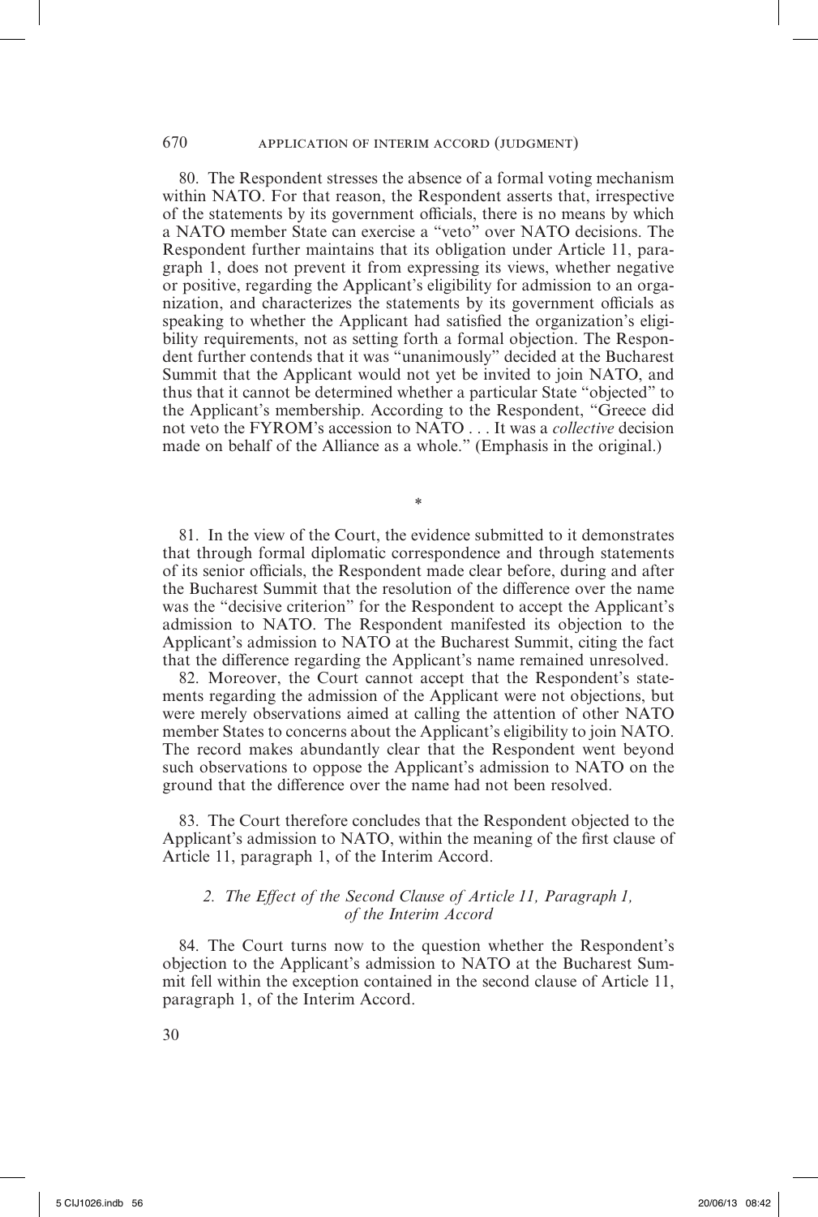80. The Respondent stresses the absence of a formal voting mechanism within NATO. For that reason, the Respondent asserts that, irrespective of the statements by its government officials, there is no means by which a NATO member State can exercise a "veto" over NATO decisions. The Respondent further maintains that its obligation under Article 11, paragraph 1, does not prevent it from expressing its views, whether negative or positive, regarding the Applicant's eligibility for admission to an organization, and characterizes the statements by its government officials as speaking to whether the Applicant had satisfied the organization's eligibility requirements, not as setting forth a formal objection. The Respondent further contends that it was "unanimously" decided at the Bucharest Summit that the Applicant would not yet be invited to join NATO, and thus that it cannot be determined whether a particular State "objected" to the Applicant's membership. According to the Respondent, "Greece did not veto the FYROM's accession to NATO . . . It was a *collective* decision made on behalf of the Alliance as a whole." (Emphasis in the original.)

*

81. In the view of the Court, the evidence submitted to it demonstrates that through formal diplomatic correspondence and through statements of its senior officials, the Respondent made clear before, during and after the Bucharest Summit that the resolution of the difference over the name was the "decisive criterion" for the Respondent to accept the Applicant's admission to NATO. The Respondent manifested its objection to the Applicant's admission to NATO at the Bucharest Summit, citing the fact that the difference regarding the Applicant's name remained unresolved.

82. Moreover, the Court cannot accept that the Respondent's statements regarding the admission of the Applicant were not objections, but were merely observations aimed at calling the attention of other NATO member States to concerns about the Applicant's eligibility to join NATO. The record makes abundantly clear that the Respondent went beyond such observations to oppose the Applicant's admission to NATO on the ground that the difference over the name had not been resolved.

83. The Court therefore concludes that the Respondent objected to the Applicant's admission to NATO, within the meaning of the first clause of Article 11, paragraph 1, of the Interim Accord.

### *2. The Effect of the Second Clause of Article 11, Paragraph 1, of the Interim Accord*

84. The Court turns now to the question whether the Respondent's objection to the Applicant's admission to NATO at the Bucharest Summit fell within the exception contained in the second clause of Article 11, paragraph 1, of the Interim Accord.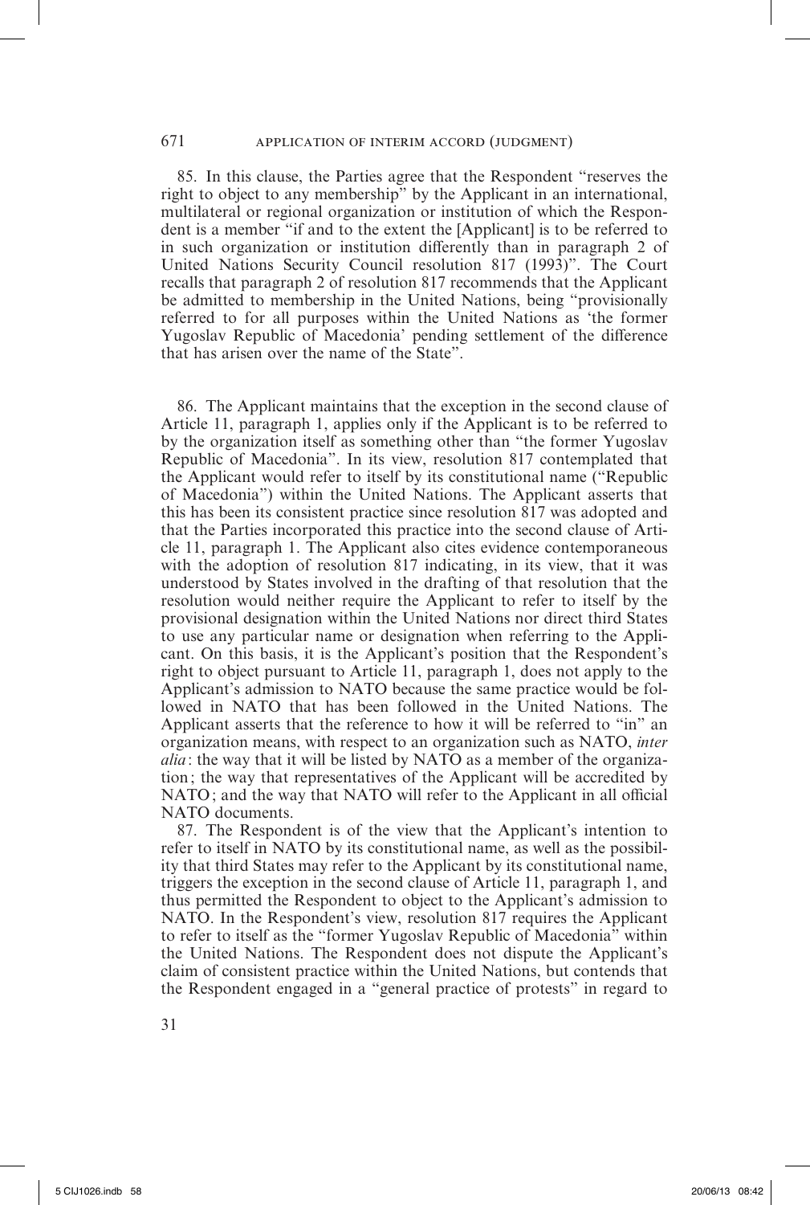85. In this clause, the Parties agree that the Respondent "reserves the right to object to any membership" by the Applicant in an international, multilateral or regional organization or institution of which the Respondent is a member "if and to the extent the [Applicant] is to be referred to in such organization or institution differently than in paragraph 2 of United Nations Security Council resolution 817 (1993)". The Court recalls that paragraph 2 of resolution 817 recommends that the Applicant be admitted to membership in the United Nations, being "provisionally referred to for all purposes within the United Nations as 'the former Yugoslav Republic of Macedonia' pending settlement of the difference that has arisen over the name of the State".

86. The Applicant maintains that the exception in the second clause of Article 11, paragraph 1, applies only if the Applicant is to be referred to by the organization itself as something other than "the former Yugoslav Republic of Macedonia". In its view, resolution 817 contemplated that the Applicant would refer to itself by its constitutional name ("Republic of Macedonia") within the United Nations. The Applicant asserts that this has been its consistent practice since resolution 817 was adopted and that the Parties incorporated this practice into the second clause of Article 11, paragraph 1. The Applicant also cites evidence contemporaneous with the adoption of resolution 817 indicating, in its view, that it was understood by States involved in the drafting of that resolution that the resolution would neither require the Applicant to refer to itself by the provisional designation within the United Nations nor direct third States to use any particular name or designation when referring to the Applicant. On this basis, it is the Applicant's position that the Respondent's right to object pursuant to Article 11, paragraph 1, does not apply to the Applicant's admission to NATO because the same practice would be followed in NATO that has been followed in the United Nations. The Applicant asserts that the reference to how it will be referred to "in" an organization means, with respect to an organization such as NATO, *inter alia*: the way that it will be listed by NATO as a member of the organization; the way that representatives of the Applicant will be accredited by NATO; and the way that NATO will refer to the Applicant in all official NATO documents.

87. The Respondent is of the view that the Applicant's intention to refer to itself in NATO by its constitutional name, as well as the possibility that third States may refer to the Applicant by its constitutional name, triggers the exception in the second clause of Article 11, paragraph 1, and thus permitted the Respondent to object to the Applicant's admission to NATO. In the Respondent's view, resolution 817 requires the Applicant to refer to itself as the "former Yugoslav Republic of Macedonia" within the United Nations. The Respondent does not dispute the Applicant's claim of consistent practice within the United Nations, but contends that the Respondent engaged in a "general practice of protests" in regard to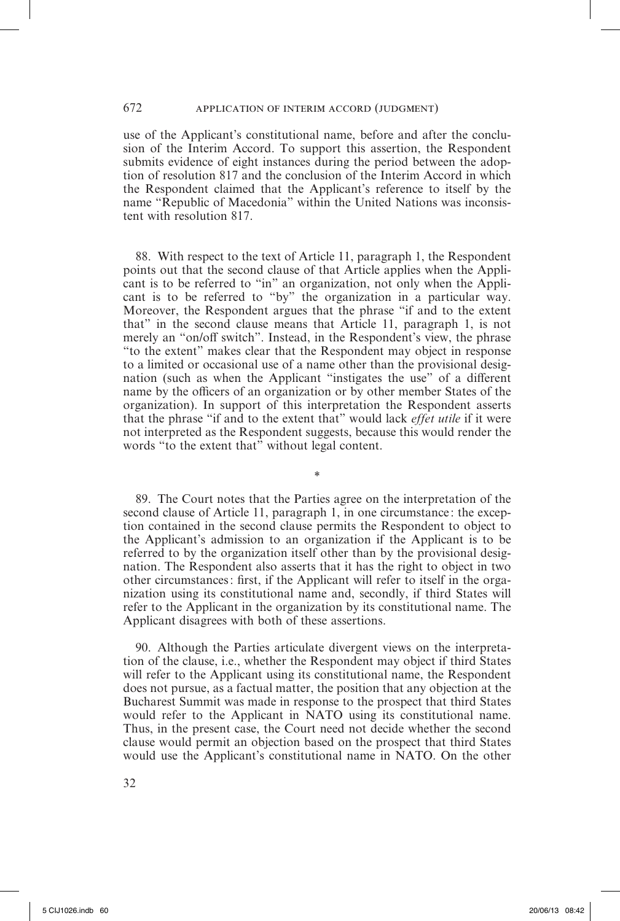use of the Applicant's constitutional name, before and after the conclusion of the Interim Accord. To support this assertion, the Respondent submits evidence of eight instances during the period between the adoption of resolution 817 and the conclusion of the Interim Accord in which the Respondent claimed that the Applicant's reference to itself by the name "Republic of Macedonia" within the United Nations was inconsistent with resolution 817.

88. With respect to the text of Article 11, paragraph 1, the Respondent points out that the second clause of that Article applies when the Applicant is to be referred to "in" an organization, not only when the Applicant is to be referred to "by" the organization in a particular way. Moreover, the Respondent argues that the phrase "if and to the extent that" in the second clause means that Article 11, paragraph 1, is not merely an "on/off switch". Instead, in the Respondent's view, the phrase "to the extent" makes clear that the Respondent may object in response to a limited or occasional use of a name other than the provisional designation (such as when the Applicant "instigates the use" of a different name by the officers of an organization or by other member States of the organization). In support of this interpretation the Respondent asserts that the phrase "if and to the extent that" would lack *effet utile* if it were not interpreted as the Respondent suggests, because this would render the words "to the extent that" without legal content.

*

89. The Court notes that the Parties agree on the interpretation of the second clause of Article 11, paragraph 1, in one circumstance: the exception contained in the second clause permits the Respondent to object to the Applicant's admission to an organization if the Applicant is to be referred to by the organization itself other than by the provisional designation. The Respondent also asserts that it has the right to object in two other circumstances: first, if the Applicant will refer to itself in the organization using its constitutional name and, secondly, if third States will refer to the Applicant in the organization by its constitutional name. The Applicant disagrees with both of these assertions.

90. Although the Parties articulate divergent views on the interpretation of the clause, i.e., whether the Respondent may object if third States will refer to the Applicant using its constitutional name, the Respondent does not pursue, as a factual matter, the position that any objection at the Bucharest Summit was made in response to the prospect that third States would refer to the Applicant in NATO using its constitutional name. Thus, in the present case, the Court need not decide whether the second clause would permit an objection based on the prospect that third States would use the Applicant's constitutional name in NATO. On the other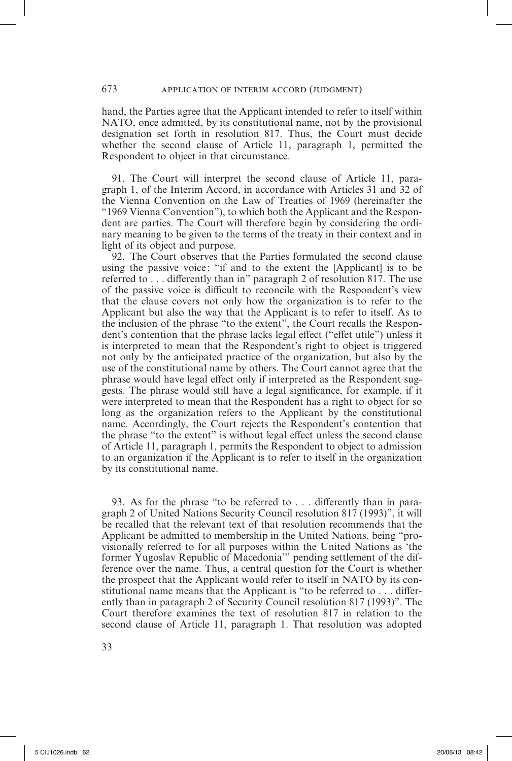hand, the Parties agree that the Applicant intended to refer to itself within NATO, once admitted, by its constitutional name, not by the provisional designation set forth in resolution 817. Thus, the Court must decide whether the second clause of Article 11, paragraph 1, permitted the Respondent to object in that circumstance.

91. The Court will interpret the second clause of Article 11, paragraph 1, of the Interim Accord, in accordance with Articles 31 and 32 of the Vienna Convention on the Law of Treaties of 1969 (hereinafter the "1969 Vienna Convention"), to which both the Applicant and the Respondent are parties. The Court will therefore begin by considering the ordinary meaning to be given to the terms of the treaty in their context and in light of its object and purpose.

92. The Court observes that the Parties formulated the second clause using the passive voice: "if and to the extent the [Applicant] is to be referred to . . . differently than in" paragraph 2 of resolution 817. The use of the passive voice is difficult to reconcile with the Respondent's view that the clause covers not only how the organization is to refer to the Applicant but also the way that the Applicant is to refer to itself. As to the inclusion of the phrase "to the extent", the Court recalls the Respondent's contention that the phrase lacks legal effect ("effet utile") unless it is interpreted to mean that the Respondent's right to object is triggered not only by the anticipated practice of the organization, but also by the use of the constitutional name by others. The Court cannot agree that the phrase would have legal effect only if interpreted as the Respondent suggests. The phrase would still have a legal significance, for example, if it were interpreted to mean that the Respondent has a right to object for so long as the organization refers to the Applicant by the constitutional name. Accordingly, the Court rejects the Respondent's contention that the phrase "to the extent" is without legal effect unless the second clause of Article 11, paragraph 1, permits the Respondent to object to admission to an organization if the Applicant is to refer to itself in the organization by its constitutional name.

93. As for the phrase "to be referred to . . . differently than in paragraph 2 of United Nations Security Council resolution 817 (1993)", it will be recalled that the relevant text of that resolution recommends that the Applicant be admitted to membership in the United Nations, being "provisionally referred to for all purposes within the United Nations as 'the former Yugoslav Republic of Macedonia'" pending settlement of the difference over the name. Thus, a central question for the Court is whether the prospect that the Applicant would refer to itself in NATO by its constitutional name means that the Applicant is "to be referred to . . . differently than in paragraph 2 of Security Council resolution 817 (1993)". The Court therefore examines the text of resolution 817 in relation to the second clause of Article 11, paragraph 1. That resolution was adopted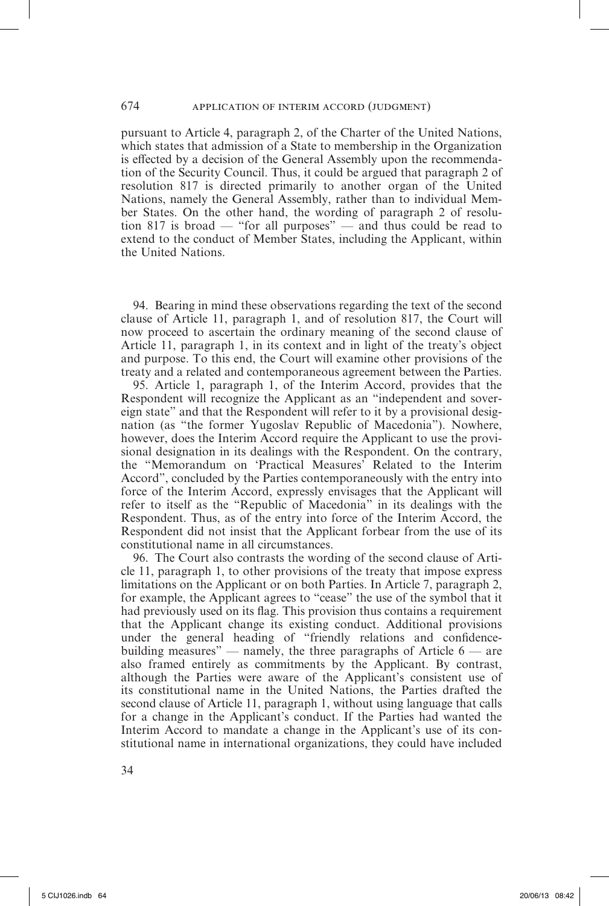pursuant to Article 4, paragraph 2, of the Charter of the United Nations, which states that admission of a State to membership in the Organization is effected by a decision of the General Assembly upon the recommendation of the Security Council. Thus, it could be argued that paragraph 2 of resolution 817 is directed primarily to another organ of the United Nations, namely the General Assembly, rather than to individual Member States. On the other hand, the wording of paragraph 2 of resolution 817 is broad — "for all purposes" — and thus could be read to extend to the conduct of Member States, including the Applicant, within the United Nations.

94. Bearing in mind these observations regarding the text of the second clause of Article 11, paragraph 1, and of resolution 817, the Court will now proceed to ascertain the ordinary meaning of the second clause of Article 11, paragraph 1, in its context and in light of the treaty's object and purpose. To this end, the Court will examine other provisions of the treaty and a related and contemporaneous agreement between the Parties.

95. Article 1, paragraph 1, of the Interim Accord, provides that the Respondent will recognize the Applicant as an "independent and sovereign state" and that the Respondent will refer to it by a provisional designation (as "the former Yugoslav Republic of Macedonia"). Nowhere, however, does the Interim Accord require the Applicant to use the provisional designation in its dealings with the Respondent. On the contrary, the "Memorandum on 'Practical Measures' Related to the Interim Accord", concluded by the Parties contemporaneously with the entry into force of the Interim Accord, expressly envisages that the Applicant will refer to itself as the "Republic of Macedonia" in its dealings with the Respondent. Thus, as of the entry into force of the Interim Accord, the Respondent did not insist that the Applicant forbear from the use of its constitutional name in all circumstances.

96. The Court also contrasts the wording of the second clause of Article 11, paragraph 1, to other provisions of the treaty that impose express limitations on the Applicant or on both Parties. In Article 7, paragraph 2, for example, the Applicant agrees to "cease" the use of the symbol that it had previously used on its flag. This provision thus contains a requirement that the Applicant change its existing conduct. Additional provisions under the general heading of "friendly relations and confidence-building measures" — namely, the three paragraphs of Article 6 — are also framed entirely as commitments by the Applicant. By contrast, although the Parties were aware of the Applicant's consistent use of its constitutional name in the United Nations, the Parties drafted the second clause of Article 11, paragraph 1, without using language that calls for a change in the Applicant's conduct. If the Parties had wanted the Interim Accord to mandate a change in the Applicant's use of its constitutional name in international organizations, they could have included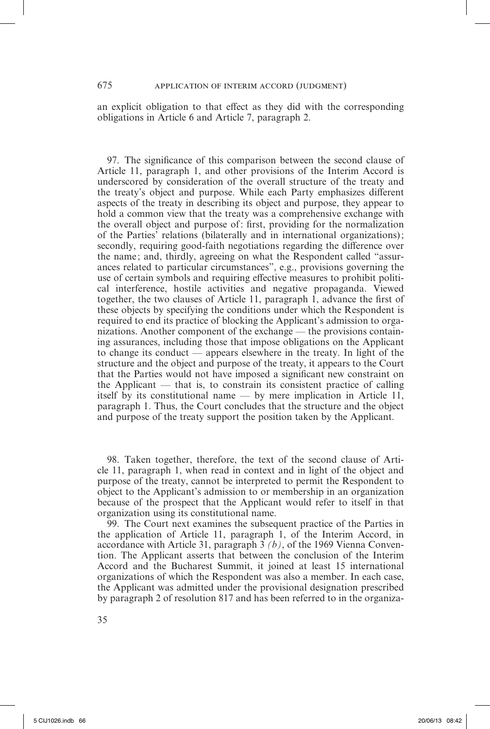an explicit obligation to that effect as they did with the corresponding obligations in Article 6 and Article 7, paragraph 2.

97. The significance of this comparison between the second clause of Article 11, paragraph 1, and other provisions of the Interim Accord is underscored by consideration of the overall structure of the treaty and the treaty's object and purpose. While each Party emphasizes different aspects of the treaty in describing its object and purpose, they appear to hold a common view that the treaty was a comprehensive exchange with the overall object and purpose of: first, providing for the normalization of the Parties' relations (bilaterally and in international organizations); secondly, requiring good-faith negotiations regarding the difference over the name; and, thirdly, agreeing on what the Respondent called "assurances related to particular circumstances", e.g., provisions governing the use of certain symbols and requiring effective measures to prohibit political interference, hostile activities and negative propaganda. Viewed together, the two clauses of Article 11, paragraph 1, advance the first of these objects by specifying the conditions under which the Respondent is required to end its practice of blocking the Applicant's admission to organizations. Another component of the exchange — the provisions containing assurances, including those that impose obligations on the Applicant to change its conduct — appears elsewhere in the treaty. In light of the structure and the object and purpose of the treaty, it appears to the Court that the Parties would not have imposed a significant new constraint on the Applicant — that is, to constrain its consistent practice of calling itself by its constitutional name — by mere implication in Article 11, paragraph 1. Thus, the Court concludes that the structure and the object and purpose of the treaty support the position taken by the Applicant.

98. Taken together, therefore, the text of the second clause of Article 11, paragraph 1, when read in context and in light of the object and purpose of the treaty, cannot be interpreted to permit the Respondent to object to the Applicant's admission to or membership in an organization because of the prospect that the Applicant would refer to itself in that organization using its constitutional name.

99. The Court next examines the subsequent practice of the Parties in the application of Article 11, paragraph 1, of the Interim Accord, in accordance with Article 31, paragraph 3 *(b)*, of the 1969 Vienna Convention. The Applicant asserts that between the conclusion of the Interim Accord and the Bucharest Summit, it joined at least 15 international organizations of which the Respondent was also a member. In each case, the Applicant was admitted under the provisional designation prescribed by paragraph 2 of resolution 817 and has been referred to in the organiza-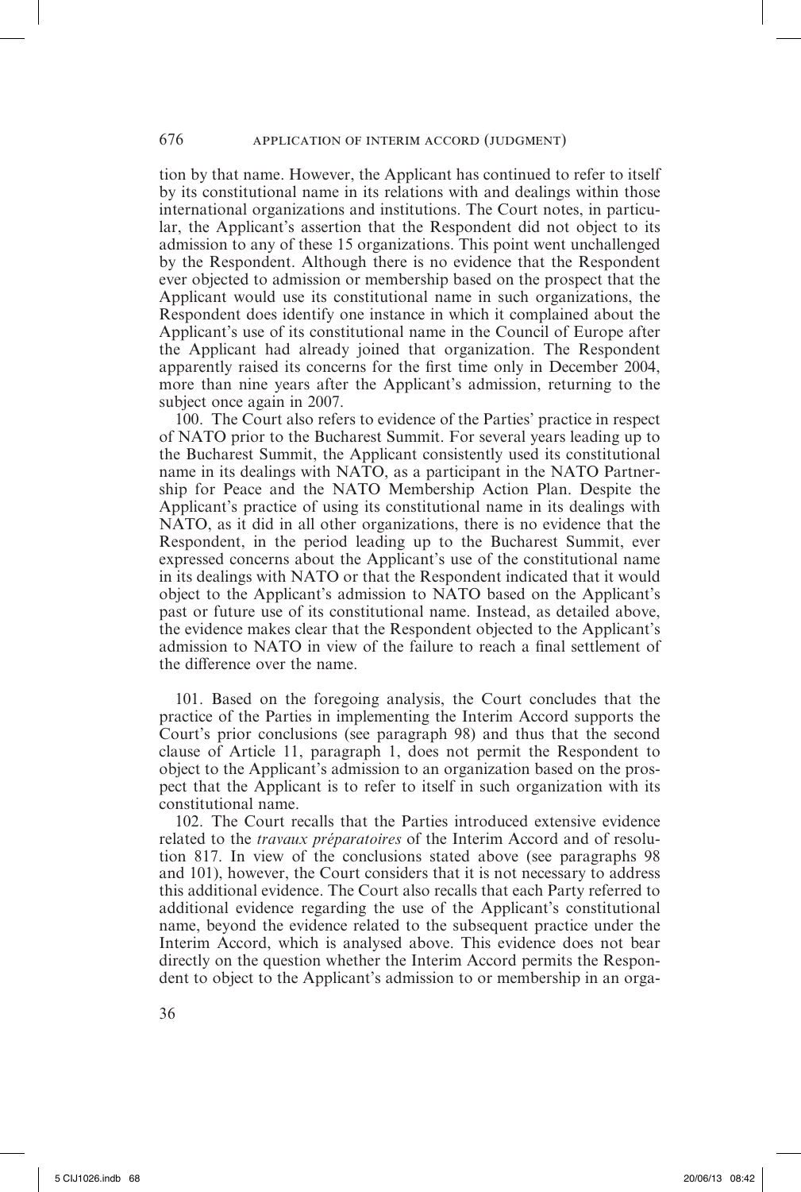tion by that name. However, the Applicant has continued to refer to itself by its constitutional name in its relations with and dealings within those international organizations and institutions. The Court notes, in particular, the Applicant's assertion that the Respondent did not object to its admission to any of these 15 organizations. This point went unchallenged by the Respondent. Although there is no evidence that the Respondent ever objected to admission or membership based on the prospect that the Applicant would use its constitutional name in such organizations, the Respondent does identify one instance in which it complained about the Applicant's use of its constitutional name in the Council of Europe after the Applicant had already joined that organization. The Respondent apparently raised its concerns for the first time only in December 2004, more than nine years after the Applicant's admission, returning to the subject once again in 2007.

100. The Court also refers to evidence of the Parties' practice in respect of NATO prior to the Bucharest Summit. For several years leading up to the Bucharest Summit, the Applicant consistently used its constitutional name in its dealings with NATO, as a participant in the NATO Partnership for Peace and the NATO Membership Action Plan. Despite the Applicant's practice of using its constitutional name in its dealings with NATO, as it did in all other organizations, there is no evidence that the Respondent, in the period leading up to the Bucharest Summit, ever expressed concerns about the Applicant's use of the constitutional name in its dealings with NATO or that the Respondent indicated that it would object to the Applicant's admission to NATO based on the Applicant's past or future use of its constitutional name. Instead, as detailed above, the evidence makes clear that the Respondent objected to the Applicant's admission to NATO in view of the failure to reach a final settlement of the difference over the name.

101. Based on the foregoing analysis, the Court concludes that the practice of the Parties in implementing the Interim Accord supports the Court's prior conclusions (see paragraph 98) and thus that the second clause of Article 11, paragraph 1, does not permit the Respondent to object to the Applicant's admission to an organization based on the prospect that the Applicant is to refer to itself in such organization with its constitutional name.

102. The Court recalls that the Parties introduced extensive evidence related to the *travaux préparatoires* of the Interim Accord and of resolution 817. In view of the conclusions stated above (see paragraphs 98 and 101), however, the Court considers that it is not necessary to address this additional evidence. The Court also recalls that each Party referred to additional evidence regarding the use of the Applicant's constitutional name, beyond the evidence related to the subsequent practice under the Interim Accord, which is analysed above. This evidence does not bear directly on the question whether the Interim Accord permits the Respondent to object to the Applicant's admission to or membership in an orga-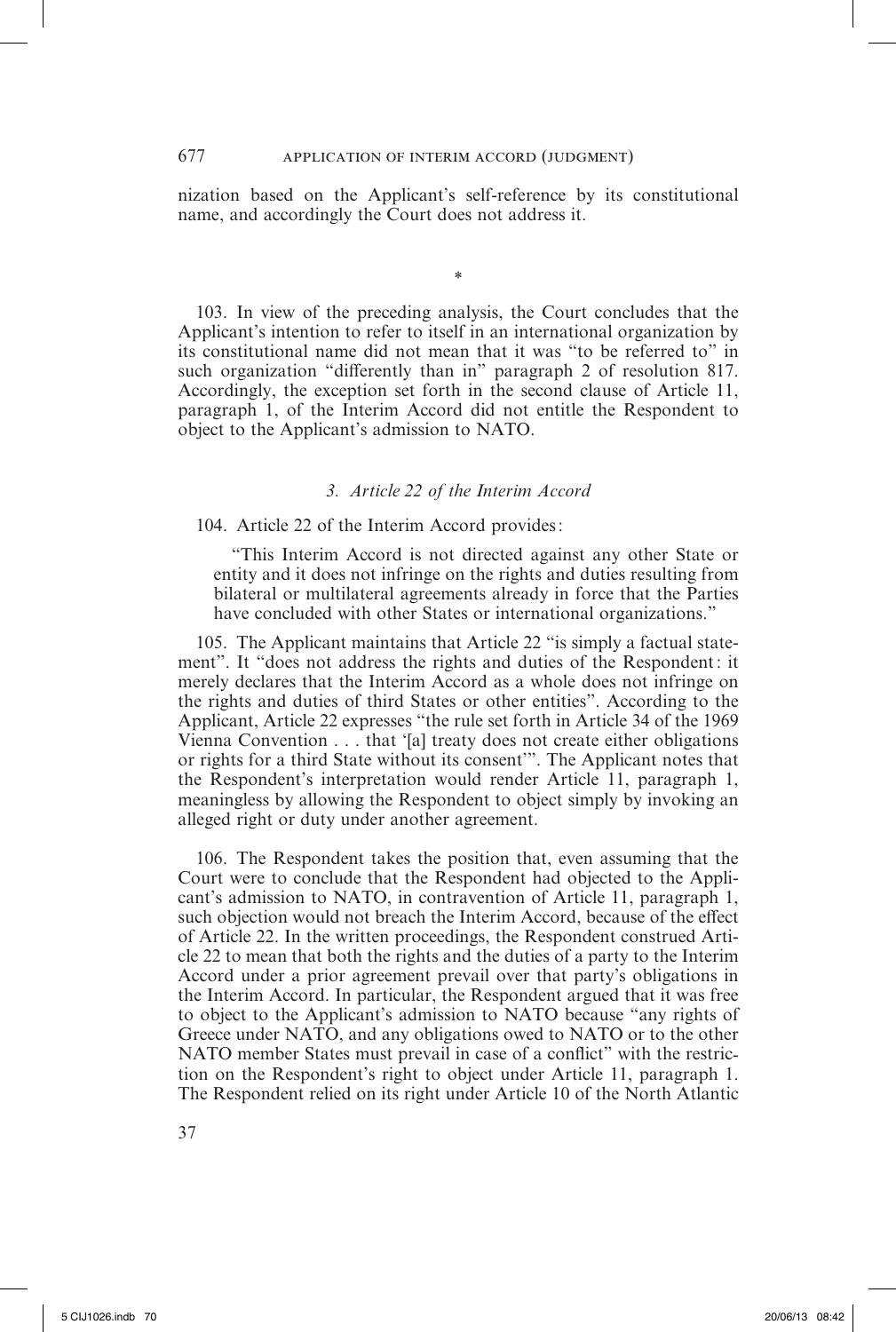nization based on the Applicant's self-reference by its constitutional name, and accordingly the Court does not address it.

\*

103. In view of the preceding analysis, the Court concludes that the Applicant's intention to refer to itself in an international organization by its constitutional name did not mean that it was "to be referred to" in such organization "differently than in" paragraph 2 of resolution 817. Accordingly, the exception set forth in the second clause of Article 11, paragraph 1, of the Interim Accord did not entitle the Respondent to object to the Applicant's admission to NATO.

### *3. Article 22 of the Interim Accord*

104. Article 22 of the Interim Accord provides:

> "This Interim Accord is not directed against any other State or entity and it does not infringe on the rights and duties resulting from bilateral or multilateral agreements already in force that the Parties have concluded with other States or international organizations."

105. The Applicant maintains that Article 22 "is simply a factual statement". It "does not address the rights and duties of the Respondent: it merely declares that the Interim Accord as a whole does not infringe on the rights and duties of third States or other entities". According to the Applicant, Article 22 expresses "the rule set forth in Article 34 of the 1969 Vienna Convention . . . that '[a] treaty does not create either obligations or rights for a third State without its consent'". The Applicant notes that the Respondent's interpretation would render Article 11, paragraph 1, meaningless by allowing the Respondent to object simply by invoking an alleged right or duty under another agreement.

106. The Respondent takes the position that, even assuming that the Court were to conclude that the Respondent had objected to the Applicant's admission to NATO, in contravention of Article 11, paragraph 1, such objection would not breach the Interim Accord, because of the effect of Article 22. In the written proceedings, the Respondent construed Article 22 to mean that both the rights and the duties of a party to the Interim Accord under a prior agreement prevail over that party's obligations in the Interim Accord. In particular, the Respondent argued that it was free to object to the Applicant's admission to NATO because "any rights of Greece under NATO, and any obligations owed to NATO or to the other NATO member States must prevail in case of a conflict" with the restriction on the Respondent's right to object under Article 11, paragraph 1. The Respondent relied on its right under Article 10 of the North Atlantic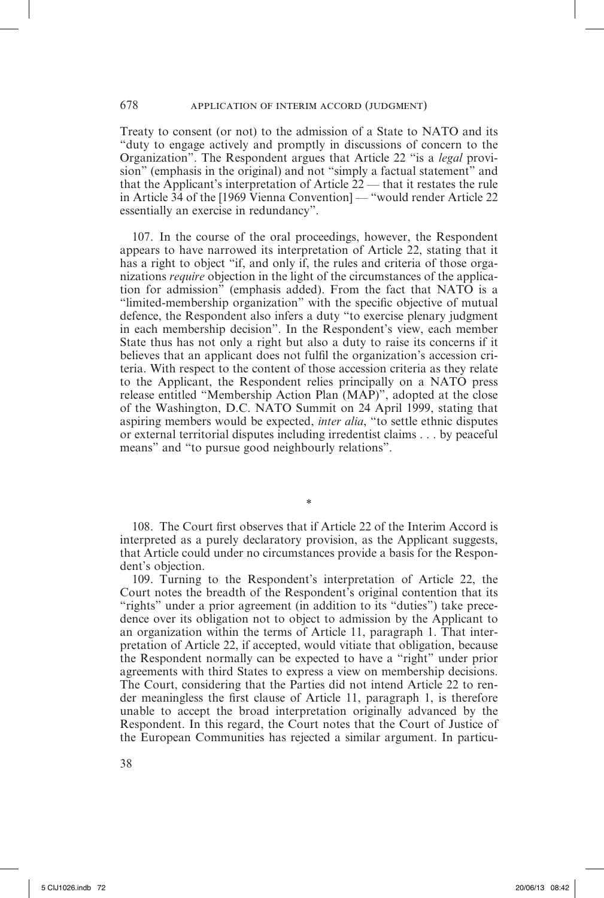Treaty to consent (or not) to the admission of a State to NATO and its "duty to engage actively and promptly in discussions of concern to the Organization". The Respondent argues that Article 22 "is a *legal* provision" (emphasis in the original) and not "simply a factual statement" and that the Applicant's interpretation of Article 22 — that it restates the rule in Article 34 of the [1969 Vienna Convention] — "would render Article 22 essentially an exercise in redundancy".

107. In the course of the oral proceedings, however, the Respondent appears to have narrowed its interpretation of Article 22, stating that it has a right to object "if, and only if, the rules and criteria of those organizations *require* objection in the light of the circumstances of the application for admission" (emphasis added). From the fact that NATO is a "limited-membership organization" with the specific objective of mutual defence, the Respondent also infers a duty "to exercise plenary judgment in each membership decision". In the Respondent's view, each member State thus has not only a right but also a duty to raise its concerns if it believes that an applicant does not fulfil the organization's accession criteria. With respect to the content of those accession criteria as they relate to the Applicant, the Respondent relies principally on a NATO press release entitled "Membership Action Plan (MAP)", adopted at the close of the Washington, D.C. NATO Summit on 24 April 1999, stating that aspiring members would be expected, *inter alia*, "to settle ethnic disputes or external territorial disputes including irredentist claims . . . by peaceful means" and "to pursue good neighbourly relations".

*

108. The Court first observes that if Article 22 of the Interim Accord is interpreted as a purely declaratory provision, as the Applicant suggests, that Article could under no circumstances provide a basis for the Respondent's objection.

109. Turning to the Respondent's interpretation of Article 22, the Court notes the breadth of the Respondent's original contention that its "rights" under a prior agreement (in addition to its "duties") take precedence over its obligation not to object to admission by the Applicant to an organization within the terms of Article 11, paragraph 1. That interpretation of Article 22, if accepted, would vitiate that obligation, because the Respondent normally can be expected to have a "right" under prior agreements with third States to express a view on membership decisions. The Court, considering that the Parties did not intend Article 22 to render meaningless the first clause of Article 11, paragraph 1, is therefore unable to accept the broad interpretation originally advanced by the Respondent. In this regard, the Court notes that the Court of Justice of the European Communities has rejected a similar argument. In particu-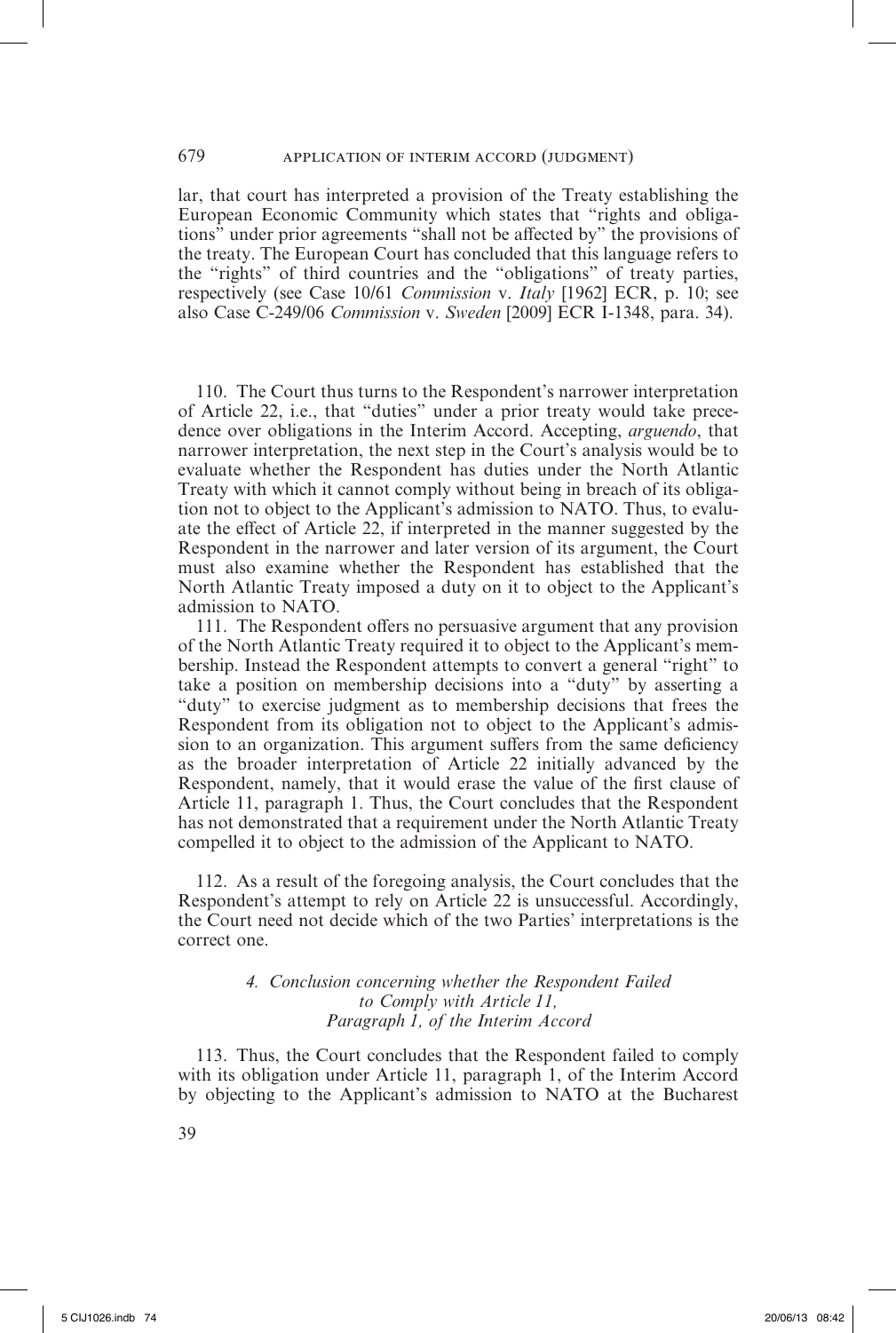lar, that court has interpreted a provision of the Treaty establishing the European Economic Community which states that "rights and obligations" under prior agreements "shall not be affected by" the provisions of the treaty. The European Court has concluded that this language refers to the "rights" of third countries and the "obligations" of treaty parties, respectively (see Case 10/61 *Commission* v. *Italy* [1962] ECR, p. 10; see also Case C-249/06 *Commission* v. *Sweden* [2009] ECR I-1348, para. 34).

110. The Court thus turns to the Respondent's narrower interpretation of Article 22, i.e., that "duties" under a prior treaty would take precedence over obligations in the Interim Accord. Accepting, *arguendo*, that narrower interpretation, the next step in the Court's analysis would be to evaluate whether the Respondent has duties under the North Atlantic Treaty with which it cannot comply without being in breach of its obligation not to object to the Applicant's admission to NATO. Thus, to evaluate the effect of Article 22, if interpreted in the manner suggested by the Respondent in the narrower and later version of its argument, the Court must also examine whether the Respondent has established that the North Atlantic Treaty imposed a duty on it to object to the Applicant's admission to NATO.

111. The Respondent offers no persuasive argument that any provision of the North Atlantic Treaty required it to object to the Applicant's membership. Instead the Respondent attempts to convert a general "right" to take a position on membership decisions into a "duty" by asserting a "duty" to exercise judgment as to membership decisions that frees the Respondent from its obligation not to object to the Applicant's admission to an organization. This argument suffers from the same deficiency as the broader interpretation of Article 22 initially advanced by the Respondent, namely, that it would erase the value of the first clause of Article 11, paragraph 1. Thus, the Court concludes that the Respondent has not demonstrated that a requirement under the North Atlantic Treaty compelled it to object to the admission of the Applicant to NATO.

112. As a result of the foregoing analysis, the Court concludes that the Respondent's attempt to rely on Article 22 is unsuccessful. Accordingly, the Court need not decide which of the two Parties' interpretations is the correct one.

### *4. Conclusion concerning whether the Respondent Failed to Comply with Article 11, Paragraph 1, of the Interim Accord*

113. Thus, the Court concludes that the Respondent failed to comply with its obligation under Article 11, paragraph 1, of the Interim Accord by objecting to the Applicant's admission to NATO at the Bucharest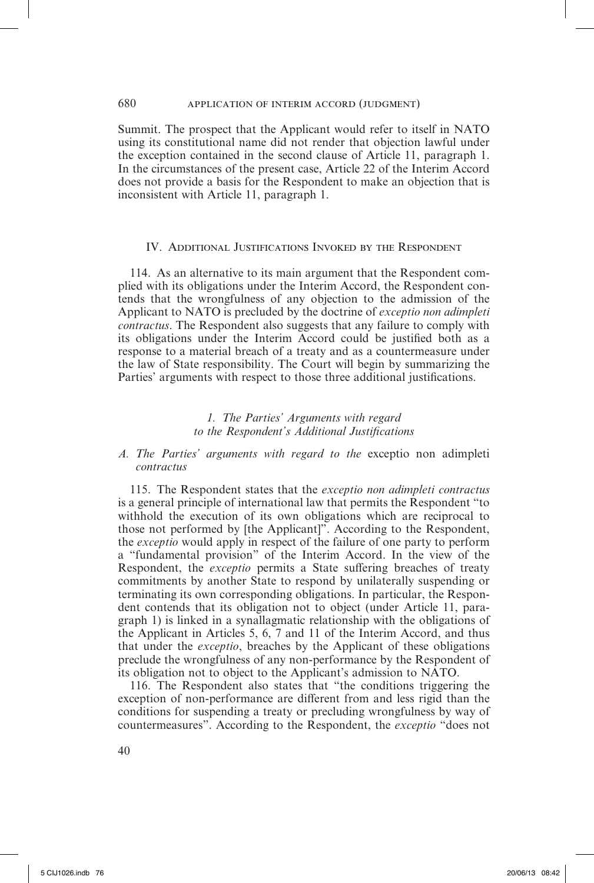Summit. The prospect that the Applicant would refer to itself in NATO using its constitutional name did not render that objection lawful under the exception contained in the second clause of Article 11, paragraph 1. In the circumstances of the present case, Article 22 of the Interim Accord does not provide a basis for the Respondent to make an objection that is inconsistent with Article 11, paragraph 1.

## IV. Additional Justifications Invoked by the Respondent

114. As an alternative to its main argument that the Respondent complied with its obligations under the Interim Accord, the Respondent contends that the wrongfulness of any objection to the admission of the Applicant to NATO is precluded by the doctrine of *exceptio non adimpleti contractus*. The Respondent also suggests that any failure to comply with its obligations under the Interim Accord could be justified both as a response to a material breach of a treaty and as a countermeasure under the law of State responsibility. The Court will begin by summarizing the Parties' arguments with respect to those three additional justifications.

### *1. The Parties' Arguments with regard to the Respondent's Additional Justifications*

#### *A. The Parties' arguments with regard to the* exceptio non adimpleti *contractus*

115. The Respondent states that the *exceptio non adimpleti contractus* is a general principle of international law that permits the Respondent "to withhold the execution of its own obligations which are reciprocal to those not performed by [the Applicant]". According to the Respondent, the *exceptio* would apply in respect of the failure of one party to perform a "fundamental provision" of the Interim Accord. In the view of the Respondent, the *exceptio* permits a State suffering breaches of treaty commitments by another State to respond by unilaterally suspending or terminating its own corresponding obligations. In particular, the Respondent contends that its obligation not to object (under Article 11, paragraph 1) is linked in a synallagmatic relationship with the obligations of the Applicant in Articles 5, 6, 7 and 11 of the Interim Accord, and thus that under the *exceptio*, breaches by the Applicant of these obligations preclude the wrongfulness of any non-performance by the Respondent of its obligation not to object to the Applicant's admission to NATO.

116. The Respondent also states that "the conditions triggering the exception of non-performance are different from and less rigid than the conditions for suspending a treaty or precluding wrongfulness by way of countermeasures". According to the Respondent, the *exceptio* "does not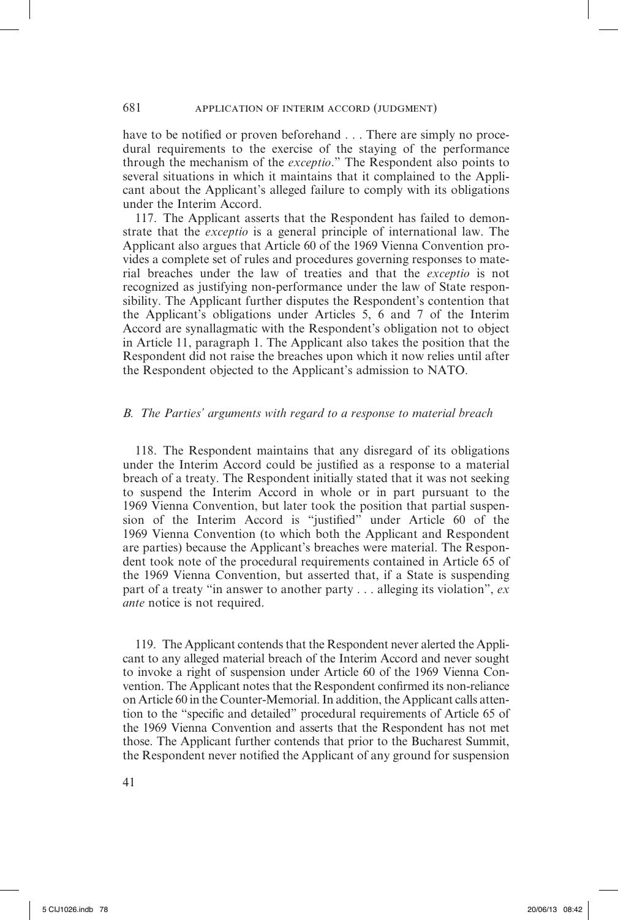have to be notified or proven beforehand . . . There are simply no procedural requirements to the exercise of the staying of the performance through the mechanism of the *exceptio*." The Respondent also points to several situations in which it maintains that it complained to the Applicant about the Applicant's alleged failure to comply with its obligations under the Interim Accord.

117. The Applicant asserts that the Respondent has failed to demonstrate that the *exceptio* is a general principle of international law. The Applicant also argues that Article 60 of the 1969 Vienna Convention provides a complete set of rules and procedures governing responses to material breaches under the law of treaties and that the *exceptio* is not recognized as justifying non-performance under the law of State responsibility. The Applicant further disputes the Respondent's contention that the Applicant's obligations under Articles 5, 6 and 7 of the Interim Accord are synallagmatic with the Respondent's obligation not to object in Article 11, paragraph 1. The Applicant also takes the position that the Respondent did not raise the breaches upon which it now relies until after the Respondent objected to the Applicant's admission to NATO.

*B. The Parties' arguments with regard to a response to material breach*

118. The Respondent maintains that any disregard of its obligations under the Interim Accord could be justified as a response to a material breach of a treaty. The Respondent initially stated that it was not seeking to suspend the Interim Accord in whole or in part pursuant to the 1969 Vienna Convention, but later took the position that partial suspension of the Interim Accord is "justified" under Article 60 of the 1969 Vienna Convention (to which both the Applicant and Respondent are parties) because the Applicant's breaches were material. The Respondent took note of the procedural requirements contained in Article 65 of the 1969 Vienna Convention, but asserted that, if a State is suspending part of a treaty "in answer to another party . . . alleging its violation", *ex ante* notice is not required.

119. The Applicant contends that the Respondent never alerted the Applicant to any alleged material breach of the Interim Accord and never sought to invoke a right of suspension under Article 60 of the 1969 Vienna Convention. The Applicant notes that the Respondent confirmed its non-reliance on Article 60 in the Counter-Memorial. In addition, the Applicant calls attention to the "specific and detailed" procedural requirements of Article 65 of the 1969 Vienna Convention and asserts that the Respondent has not met those. The Applicant further contends that prior to the Bucharest Summit, the Respondent never notified the Applicant of any ground for suspension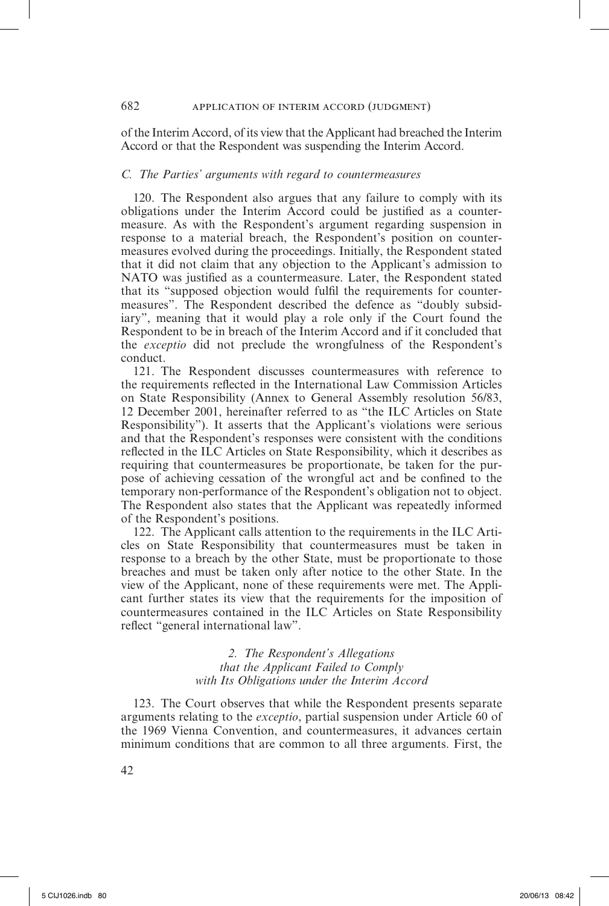of the Interim Accord, of its view that the Applicant had breached the Interim Accord or that the Respondent was suspending the Interim Accord.

### *C. The Parties' arguments with regard to countermeasures*

120. The Respondent also argues that any failure to comply with its obligations under the Interim Accord could be justified as a countermeasure. As with the Respondent's argument regarding suspension in response to a material breach, the Respondent's position on countermeasures evolved during the proceedings. Initially, the Respondent stated that it did not claim that any objection to the Applicant's admission to NATO was justified as a countermeasure. Later, the Respondent stated that its "supposed objection would fulfil the requirements for countermeasures". The Respondent described the defence as "doubly subsidiary", meaning that it would play a role only if the Court found the Respondent to be in breach of the Interim Accord and if it concluded that the *exceptio* did not preclude the wrongfulness of the Respondent's conduct.

121. The Respondent discusses countermeasures with reference to the requirements reflected in the International Law Commission Articles on State Responsibility (Annex to General Assembly resolution 56/83, 12 December 2001, hereinafter referred to as "the ILC Articles on State Responsibility"). It asserts that the Applicant's violations were serious and that the Respondent's responses were consistent with the conditions reflected in the ILC Articles on State Responsibility, which it describes as requiring that countermeasures be proportionate, be taken for the purpose of achieving cessation of the wrongful act and be confined to the temporary non-performance of the Respondent's obligation not to object. The Respondent also states that the Applicant was repeatedly informed of the Respondent's positions.

122. The Applicant calls attention to the requirements in the ILC Articles on State Responsibility that countermeasures must be taken in response to a breach by the other State, must be proportionate to those breaches and must be taken only after notice to the other State. In the view of the Applicant, none of these requirements were met. The Applicant further states its view that the requirements for the imposition of countermeasures contained in the ILC Articles on State Responsibility reflect "general international law".

## *2. The Respondent's Allegations that the Applicant Failed to Comply with Its Obligations under the Interim Accord*

123. The Court observes that while the Respondent presents separate arguments relating to the *exceptio*, partial suspension under Article 60 of the 1969 Vienna Convention, and countermeasures, it advances certain minimum conditions that are common to all three arguments. First, the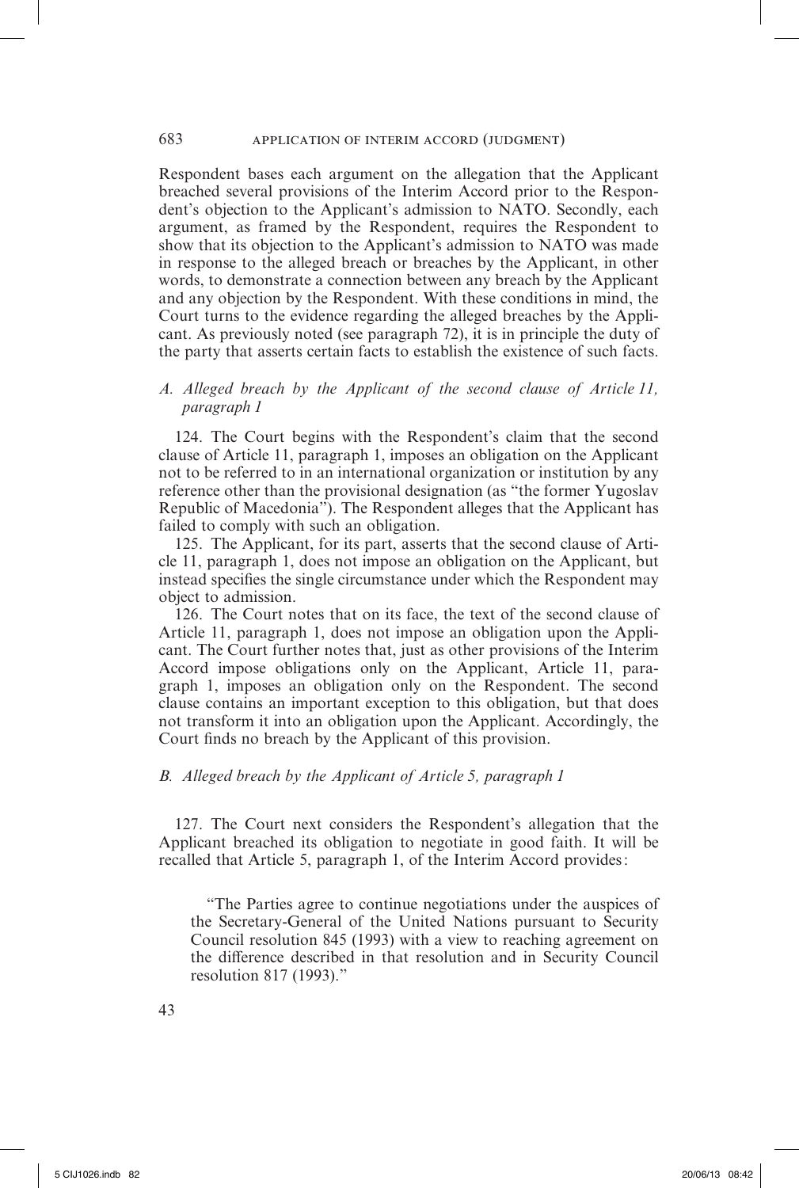Respondent bases each argument on the allegation that the Applicant breached several provisions of the Interim Accord prior to the Respondent's objection to the Applicant's admission to NATO. Secondly, each argument, as framed by the Respondent, requires the Respondent to show that its objection to the Applicant's admission to NATO was made in response to the alleged breach or breaches by the Applicant, in other words, to demonstrate a connection between any breach by the Applicant and any objection by the Respondent. With these conditions in mind, the Court turns to the evidence regarding the alleged breaches by the Applicant. As previously noted (see paragraph 72), it is in principle the duty of the party that asserts certain facts to establish the existence of such facts.

### *A. Alleged breach by the Applicant of the second clause of Article 11, paragraph 1*

124. The Court begins with the Respondent's claim that the second clause of Article 11, paragraph 1, imposes an obligation on the Applicant not to be referred to in an international organization or institution by any reference other than the provisional designation (as "the former Yugoslav Republic of Macedonia"). The Respondent alleges that the Applicant has failed to comply with such an obligation.

125. The Applicant, for its part, asserts that the second clause of Article 11, paragraph 1, does not impose an obligation on the Applicant, but instead specifies the single circumstance under which the Respondent may object to admission.

126. The Court notes that on its face, the text of the second clause of Article 11, paragraph 1, does not impose an obligation upon the Applicant. The Court further notes that, just as other provisions of the Interim Accord impose obligations only on the Applicant, Article 11, paragraph 1, imposes an obligation only on the Respondent. The second clause contains an important exception to this obligation, but that does not transform it into an obligation upon the Applicant. Accordingly, the Court finds no breach by the Applicant of this provision.

### *B. Alleged breach by the Applicant of Article 5, paragraph 1*

127. The Court next considers the Respondent's allegation that the Applicant breached its obligation to negotiate in good faith. It will be recalled that Article 5, paragraph 1, of the Interim Accord provides:

> "The Parties agree to continue negotiations under the auspices of the Secretary-General of the United Nations pursuant to Security Council resolution 845 (1993) with a view to reaching agreement on the difference described in that resolution and in Security Council resolution 817 (1993)."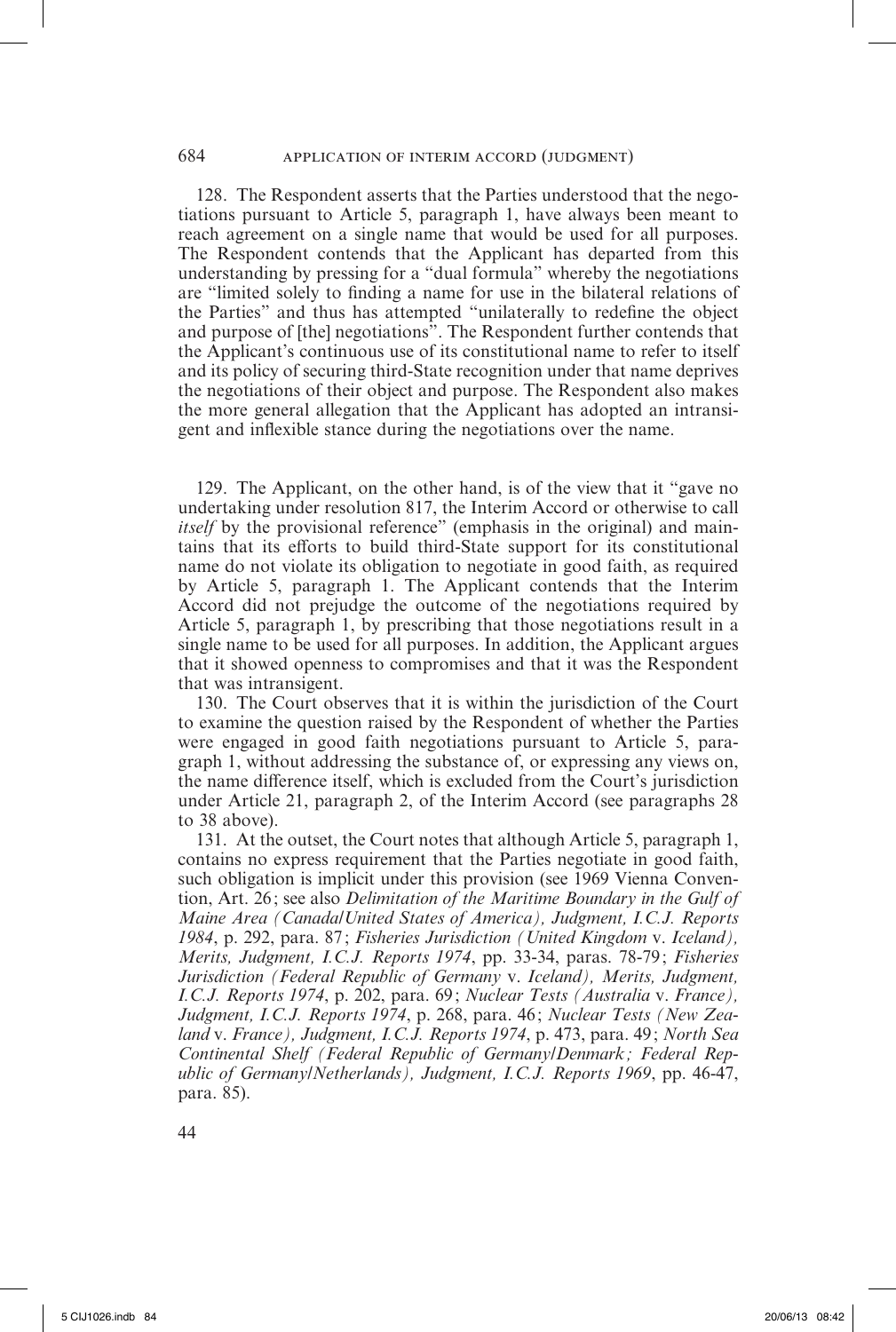128. The Respondent asserts that the Parties understood that the negotiations pursuant to Article 5, paragraph 1, have always been meant to reach agreement on a single name that would be used for all purposes. The Respondent contends that the Applicant has departed from this understanding by pressing for a "dual formula" whereby the negotiations are "limited solely to finding a name for use in the bilateral relations of the Parties" and thus has attempted "unilaterally to redefine the object and purpose of [the] negotiations". The Respondent further contends that the Applicant's continuous use of its constitutional name to refer to itself and its policy of securing third-State recognition under that name deprives the negotiations of their object and purpose. The Respondent also makes the more general allegation that the Applicant has adopted an intransigent and inflexible stance during the negotiations over the name.

129. The Applicant, on the other hand, is of the view that it "gave no undertaking under resolution 817, the Interim Accord or otherwise to call *itself* by the provisional reference" (emphasis in the original) and maintains that its efforts to build third-State support for its constitutional name do not violate its obligation to negotiate in good faith, as required by Article 5, paragraph 1. The Applicant contends that the Interim Accord did not prejudge the outcome of the negotiations required by Article 5, paragraph 1, by prescribing that those negotiations result in a single name to be used for all purposes. In addition, the Applicant argues that it showed openness to compromises and that it was the Respondent that was intransigent.

130. The Court observes that it is within the jurisdiction of the Court to examine the question raised by the Respondent of whether the Parties were engaged in good faith negotiations pursuant to Article 5, paragraph 1, without addressing the substance of, or expressing any views on, the name difference itself, which is excluded from the Court's jurisdiction under Article 21, paragraph 2, of the Interim Accord (see paragraphs 28 to 38 above).

131. At the outset, the Court notes that although Article 5, paragraph 1, contains no express requirement that the Parties negotiate in good faith, such obligation is implicit under this provision (see 1969 Vienna Convention, Art. 26; see also *Delimitation of the Maritime Boundary in the Gulf of Maine Area (Canada/United States of America), Judgment, I.C.J. Reports 1984*, p. 292, para. 87; *Fisheries Jurisdiction (United Kingdom* v. *Iceland), Merits, Judgment, I.C.J. Reports 1974*, pp. 33-34, paras. 78-79; *Fisheries Jurisdiction (Federal Republic of Germany* v. *Iceland), Merits, Judgment, I.C.J. Reports 1974*, p. 202, para. 69; *Nuclear Tests (Australia* v. *France), Judgment, I.C.J. Reports 1974*, p. 268, para. 46; *Nuclear Tests (New Zealand* v. *France), Judgment, I.C.J. Reports 1974*, p. 473, para. 49; *North Sea Continental Shelf (Federal Republic of Germany/Denmark; Federal Republic of Germany/Netherlands), Judgment, I.C.J. Reports 1969*, pp. 46-47, para. 85).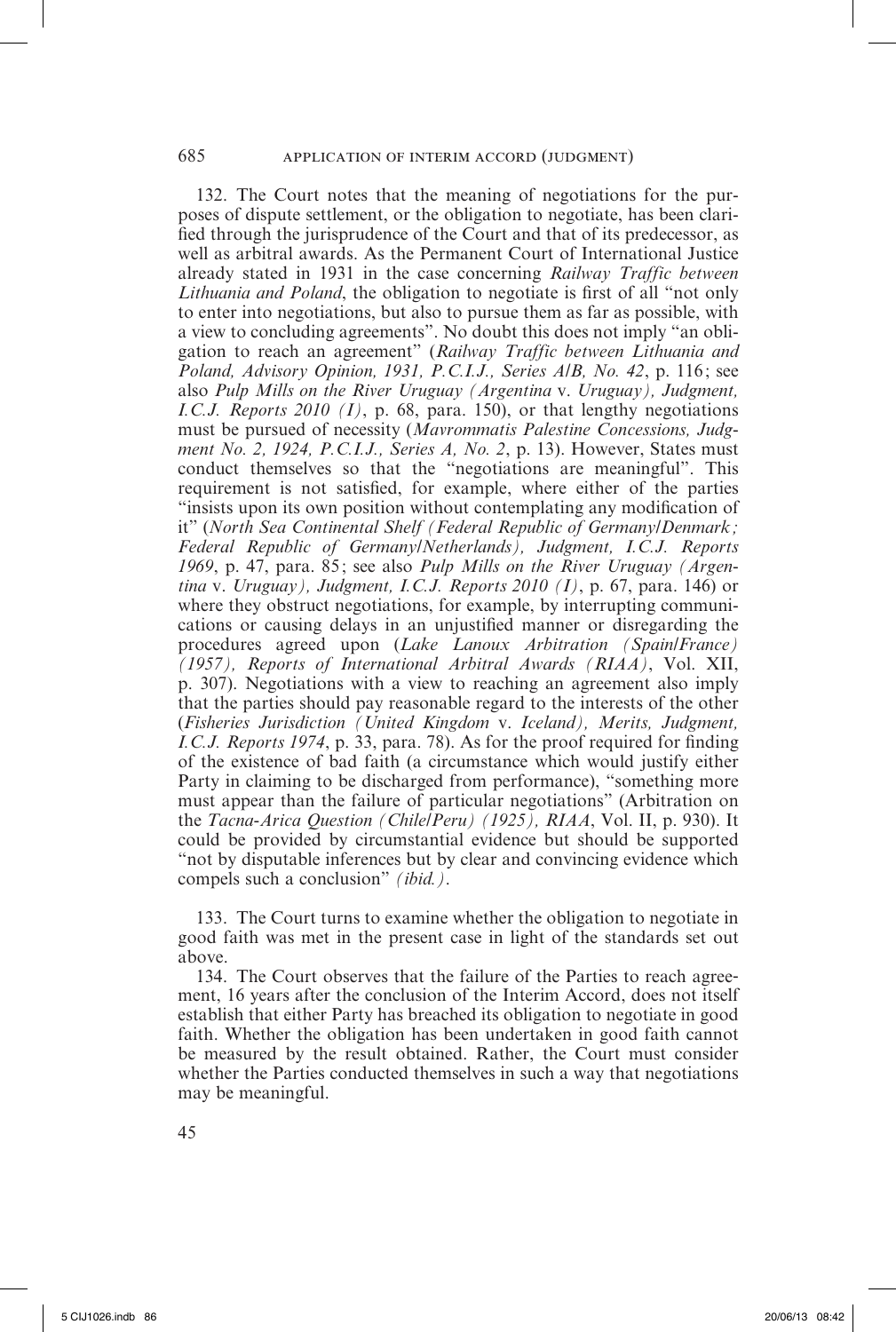132. The Court notes that the meaning of negotiations for the purposes of dispute settlement, or the obligation to negotiate, has been clarified through the jurisprudence of the Court and that of its predecessor, as well as arbitral awards. As the Permanent Court of International Justice already stated in 1931 in the case concerning *Railway Traffic between Lithuania and Poland*, the obligation to negotiate is first of all "not only to enter into negotiations, but also to pursue them as far as possible, with a view to concluding agreements". No doubt this does not imply "an obligation to reach an agreement" (*Railway Traffic between Lithuania and Poland, Advisory Opinion, 1931, P.C.I.J., Series A/B, No. 42*, p. 116; see also *Pulp Mills on the River Uruguay (Argentina* v. *Uruguay), Judgment, I.C.J. Reports 2010 (I)*, p. 68, para. 150), or that lengthy negotiations must be pursued of necessity (*Mavrommatis Palestine Concessions, Judgment No. 2, 1924, P.C.I.J., Series A, No. 2*, p. 13). However, States must conduct themselves so that the "negotiations are meaningful". This requirement is not satisfied, for example, where either of the parties "insists upon its own position without contemplating any modification of it" (*North Sea Continental Shelf (Federal Republic of Germany/Denmark; Federal Republic of Germany/Netherlands), Judgment, I.C.J. Reports 1969*, p. 47, para. 85; see also *Pulp Mills on the River Uruguay (Argentina* v. *Uruguay), Judgment, I.C.J. Reports 2010 (I)*, p. 67, para. 146) or where they obstruct negotiations, for example, by interrupting communications or causing delays in an unjustified manner or disregarding the procedures agreed upon (*Lake Lanoux Arbitration (Spain/France) (1957), Reports of International Arbitral Awards (RIAA)*, Vol. XII, p. 307). Negotiations with a view to reaching an agreement also imply that the parties should pay reasonable regard to the interests of the other (*Fisheries Jurisdiction (United Kingdom* v. *Iceland), Merits, Judgment, I.C.J. Reports 1974*, p. 33, para. 78). As for the proof required for finding of the existence of bad faith (a circumstance which would justify either Party in claiming to be discharged from performance), "something more must appear than the failure of particular negotiations" (Arbitration on the *Tacna-Arica Question (Chile/Peru) (1925), RIAA*, Vol. II, p. 930). It could be provided by circumstantial evidence but should be supported "not by disputable inferences but by clear and convincing evidence which compels such a conclusion" *(ibid.)*.

133. The Court turns to examine whether the obligation to negotiate in good faith was met in the present case in light of the standards set out above.

134. The Court observes that the failure of the Parties to reach agreement, 16 years after the conclusion of the Interim Accord, does not itself establish that either Party has breached its obligation to negotiate in good faith. Whether the obligation has been undertaken in good faith cannot be measured by the result obtained. Rather, the Court must consider whether the Parties conducted themselves in such a way that negotiations may be meaningful.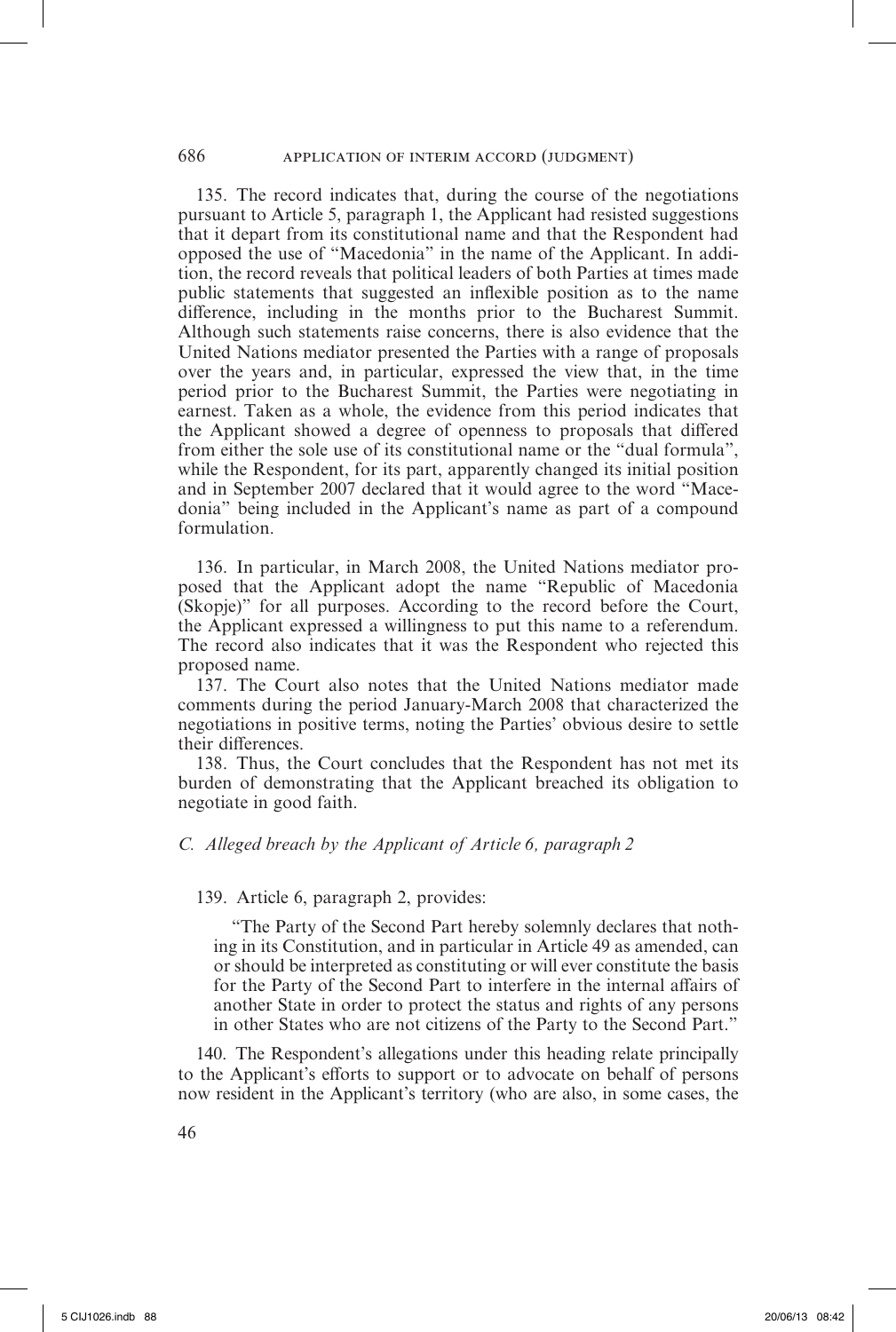135. The record indicates that, during the course of the negotiations pursuant to Article 5, paragraph 1, the Applicant had resisted suggestions that it depart from its constitutional name and that the Respondent had opposed the use of "Macedonia" in the name of the Applicant. In addition, the record reveals that political leaders of both Parties at times made public statements that suggested an inflexible position as to the name difference, including in the months prior to the Bucharest Summit. Although such statements raise concerns, there is also evidence that the United Nations mediator presented the Parties with a range of proposals over the years and, in particular, expressed the view that, in the time period prior to the Bucharest Summit, the Parties were negotiating in earnest. Taken as a whole, the evidence from this period indicates that the Applicant showed a degree of openness to proposals that differed from either the sole use of its constitutional name or the "dual formula", while the Respondent, for its part, apparently changed its initial position and in September 2007 declared that it would agree to the word "Macedonia" being included in the Applicant's name as part of a compound formulation.

136. In particular, in March 2008, the United Nations mediator proposed that the Applicant adopt the name "Republic of Macedonia (Skopje)" for all purposes. According to the record before the Court, the Applicant expressed a willingness to put this name to a referendum. The record also indicates that it was the Respondent who rejected this proposed name.

137. The Court also notes that the United Nations mediator made comments during the period January-March 2008 that characterized the negotiations in positive terms, noting the Parties' obvious desire to settle their differences.

138. Thus, the Court concludes that the Respondent has not met its burden of demonstrating that the Applicant breached its obligation to negotiate in good faith.

*C. Alleged breach by the Applicant of Article 6, paragraph 2*

139. Article 6, paragraph 2, provides:

> "The Party of the Second Part hereby solemnly declares that nothing in its Constitution, and in particular in Article 49 as amended, can or should be interpreted as constituting or will ever constitute the basis for the Party of the Second Part to interfere in the internal affairs of another State in order to protect the status and rights of any persons in other States who are not citizens of the Party to the Second Part."

140. The Respondent's allegations under this heading relate principally to the Applicant's efforts to support or to advocate on behalf of persons now resident in the Applicant's territory (who are also, in some cases, the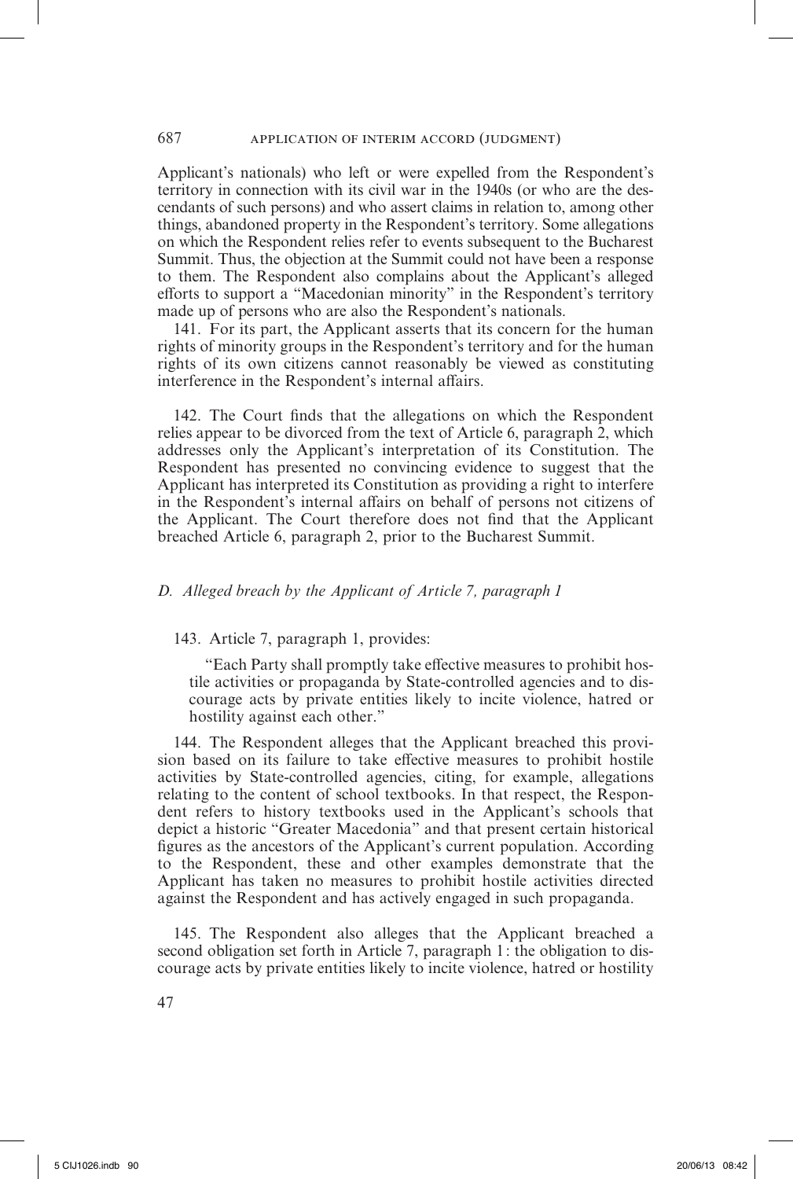Applicant's nationals) who left or were expelled from the Respondent's territory in connection with its civil war in the 1940s (or who are the descendants of such persons) and who assert claims in relation to, among other things, abandoned property in the Respondent's territory. Some allegations on which the Respondent relies refer to events subsequent to the Bucharest Summit. Thus, the objection at the Summit could not have been a response to them. The Respondent also complains about the Applicant's alleged efforts to support a "Macedonian minority" in the Respondent's territory made up of persons who are also the Respondent's nationals.

141. For its part, the Applicant asserts that its concern for the human rights of minority groups in the Respondent's territory and for the human rights of its own citizens cannot reasonably be viewed as constituting interference in the Respondent's internal affairs.

142. The Court finds that the allegations on which the Respondent relies appear to be divorced from the text of Article 6, paragraph 2, which addresses only the Applicant's interpretation of its Constitution. The Respondent has presented no convincing evidence to suggest that the Applicant has interpreted its Constitution as providing a right to interfere in the Respondent's internal affairs on behalf of persons not citizens of the Applicant. The Court therefore does not find that the Applicant breached Article 6, paragraph 2, prior to the Bucharest Summit.

### *D. Alleged breach by the Applicant of Article 7, paragraph 1*

143. Article 7, paragraph 1, provides:

> "Each Party shall promptly take effective measures to prohibit hostile activities or propaganda by State-controlled agencies and to discourage acts by private entities likely to incite violence, hatred or hostility against each other."

144. The Respondent alleges that the Applicant breached this provision based on its failure to take effective measures to prohibit hostile activities by State-controlled agencies, citing, for example, allegations relating to the content of school textbooks. In that respect, the Respondent refers to history textbooks used in the Applicant's schools that depict a historic "Greater Macedonia" and that present certain historical figures as the ancestors of the Applicant's current population. According to the Respondent, these and other examples demonstrate that the Applicant has taken no measures to prohibit hostile activities directed against the Respondent and has actively engaged in such propaganda.

145. The Respondent also alleges that the Applicant breached a second obligation set forth in Article 7, paragraph 1: the obligation to discourage acts by private entities likely to incite violence, hatred or hostility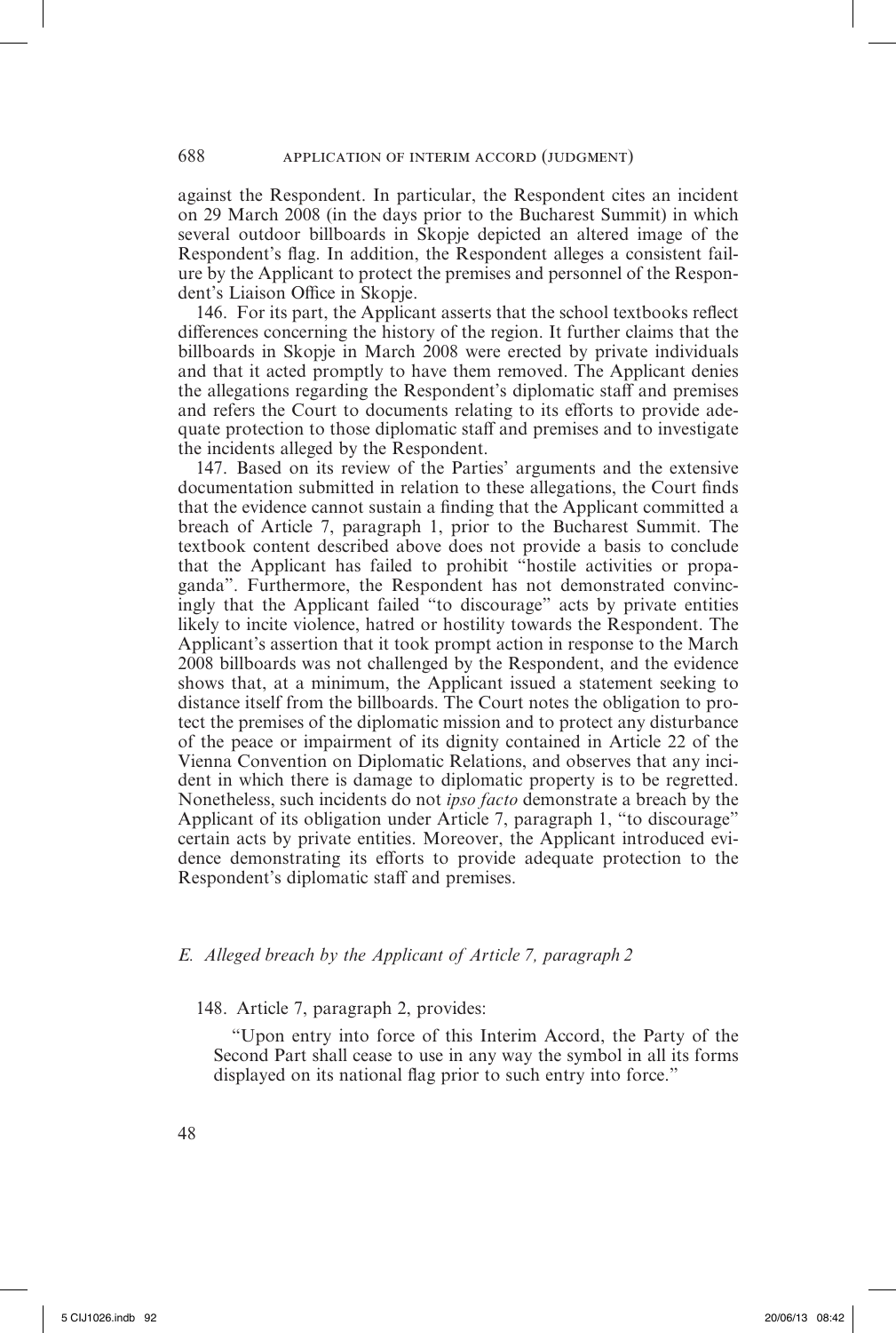against the Respondent. In particular, the Respondent cites an incident on 29 March 2008 (in the days prior to the Bucharest Summit) in which several outdoor billboards in Skopje depicted an altered image of the Respondent's flag. In addition, the Respondent alleges a consistent failure by the Applicant to protect the premises and personnel of the Respondent's Liaison Office in Skopje.

146. For its part, the Applicant asserts that the school textbooks reflect differences concerning the history of the region. It further claims that the billboards in Skopje in March 2008 were erected by private individuals and that it acted promptly to have them removed. The Applicant denies the allegations regarding the Respondent's diplomatic staff and premises and refers the Court to documents relating to its efforts to provide adequate protection to those diplomatic staff and premises and to investigate the incidents alleged by the Respondent.

147. Based on its review of the Parties' arguments and the extensive documentation submitted in relation to these allegations, the Court finds that the evidence cannot sustain a finding that the Applicant committed a breach of Article 7, paragraph 1, prior to the Bucharest Summit. The textbook content described above does not provide a basis to conclude that the Applicant has failed to prohibit "hostile activities or propaganda". Furthermore, the Respondent has not demonstrated convincingly that the Applicant failed "to discourage" acts by private entities likely to incite violence, hatred or hostility towards the Respondent. The Applicant's assertion that it took prompt action in response to the March 2008 billboards was not challenged by the Respondent, and the evidence shows that, at a minimum, the Applicant issued a statement seeking to distance itself from the billboards. The Court notes the obligation to protect the premises of the diplomatic mission and to protect any disturbance of the peace or impairment of its dignity contained in Article 22 of the Vienna Convention on Diplomatic Relations, and observes that any incident in which there is damage to diplomatic property is to be regretted. Nonetheless, such incidents do not *ipso facto* demonstrate a breach by the Applicant of its obligation under Article 7, paragraph 1, "to discourage" certain acts by private entities. Moreover, the Applicant introduced evidence demonstrating its efforts to provide adequate protection to the Respondent's diplomatic staff and premises.

### *E. Alleged breach by the Applicant of Article 7, paragraph 2*

148. Article 7, paragraph 2, provides:

> "Upon entry into force of this Interim Accord, the Party of the Second Part shall cease to use in any way the symbol in all its forms displayed on its national flag prior to such entry into force."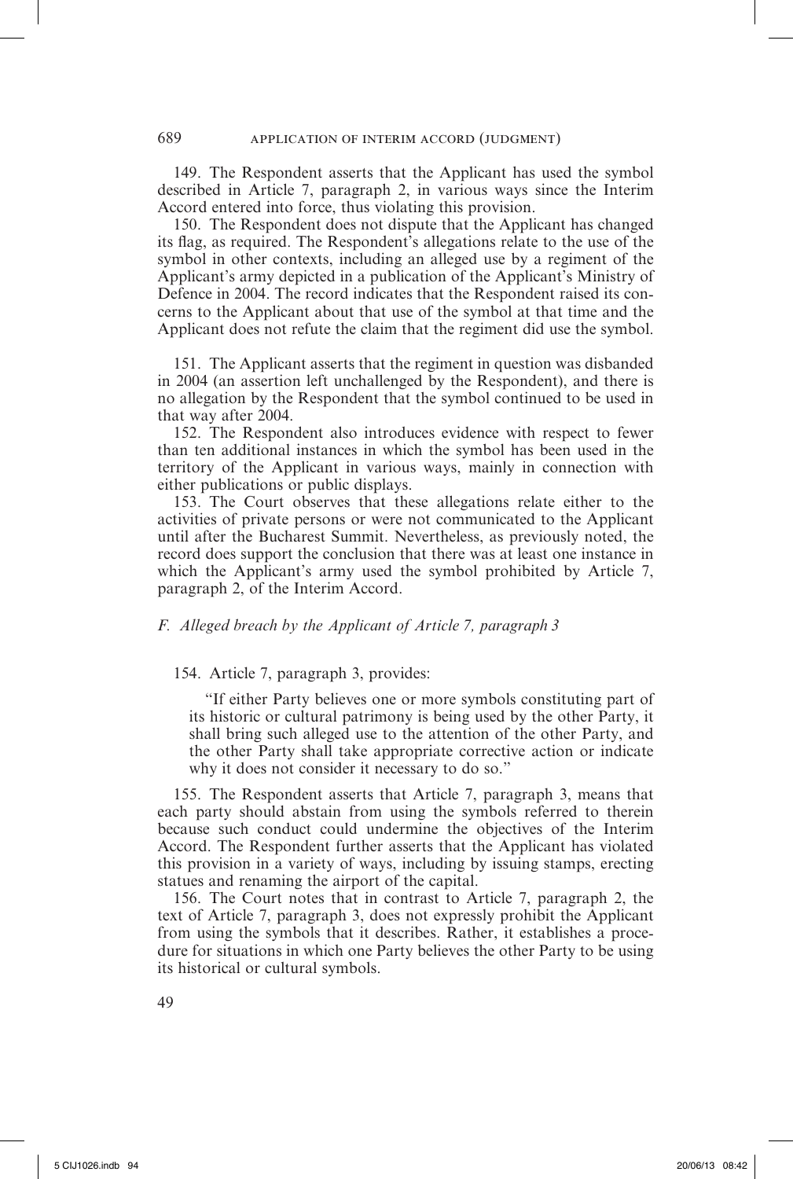149. The Respondent asserts that the Applicant has used the symbol described in Article 7, paragraph 2, in various ways since the Interim Accord entered into force, thus violating this provision.

150. The Respondent does not dispute that the Applicant has changed its flag, as required. The Respondent's allegations relate to the use of the symbol in other contexts, including an alleged use by a regiment of the Applicant's army depicted in a publication of the Applicant's Ministry of Defence in 2004. The record indicates that the Respondent raised its concerns to the Applicant about that use of the symbol at that time and the Applicant does not refute the claim that the regiment did use the symbol.

151. The Applicant asserts that the regiment in question was disbanded in 2004 (an assertion left unchallenged by the Respondent), and there is no allegation by the Respondent that the symbol continued to be used in that way after 2004.

152. The Respondent also introduces evidence with respect to fewer than ten additional instances in which the symbol has been used in the territory of the Applicant in various ways, mainly in connection with either publications or public displays.

153. The Court observes that these allegations relate either to the activities of private persons or were not communicated to the Applicant until after the Bucharest Summit. Nevertheless, as previously noted, the record does support the conclusion that there was at least one instance in which the Applicant's army used the symbol prohibited by Article 7, paragraph 2, of the Interim Accord.

*F. Alleged breach by the Applicant of Article 7, paragraph 3*

154. Article 7, paragraph 3, provides:

> "If either Party believes one or more symbols constituting part of its historic or cultural patrimony is being used by the other Party, it shall bring such alleged use to the attention of the other Party, and the other Party shall take appropriate corrective action or indicate why it does not consider it necessary to do so."

155. The Respondent asserts that Article 7, paragraph 3, means that each party should abstain from using the symbols referred to therein because such conduct could undermine the objectives of the Interim Accord. The Respondent further asserts that the Applicant has violated this provision in a variety of ways, including by issuing stamps, erecting statues and renaming the airport of the capital.

156. The Court notes that in contrast to Article 7, paragraph 2, the text of Article 7, paragraph 3, does not expressly prohibit the Applicant from using the symbols that it describes. Rather, it establishes a procedure for situations in which one Party believes the other Party to be using its historical or cultural symbols.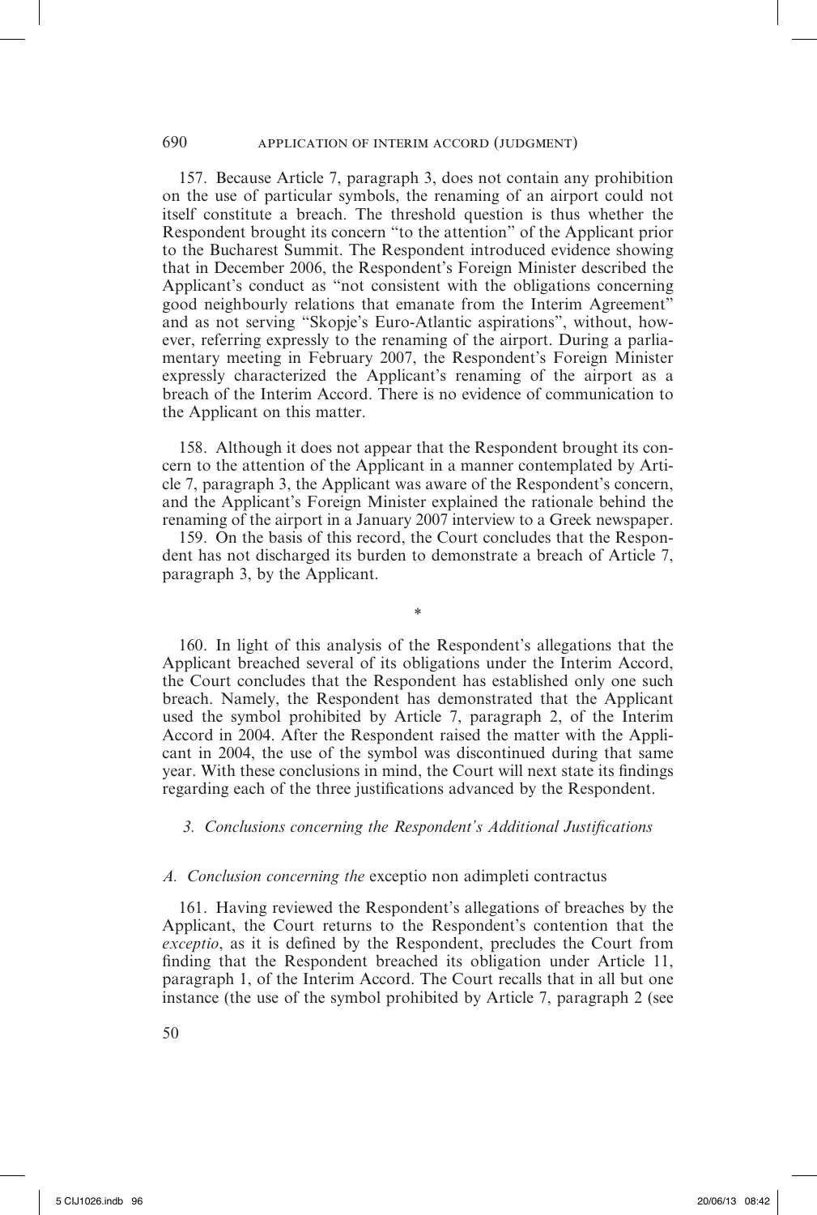157. Because Article 7, paragraph 3, does not contain any prohibition on the use of particular symbols, the renaming of an airport could not itself constitute a breach. The threshold question is thus whether the Respondent brought its concern "to the attention" of the Applicant prior to the Bucharest Summit. The Respondent introduced evidence showing that in December 2006, the Respondent's Foreign Minister described the Applicant's conduct as "not consistent with the obligations concerning good neighbourly relations that emanate from the Interim Agreement" and as not serving "Skopje's Euro-Atlantic aspirations", without, however, referring expressly to the renaming of the airport. During a parliamentary meeting in February 2007, the Respondent's Foreign Minister expressly characterized the Applicant's renaming of the airport as a breach of the Interim Accord. There is no evidence of communication to the Applicant on this matter.

158. Although it does not appear that the Respondent brought its concern to the attention of the Applicant in a manner contemplated by Article 7, paragraph 3, the Applicant was aware of the Respondent's concern, and the Applicant's Foreign Minister explained the rationale behind the renaming of the airport in a January 2007 interview to a Greek newspaper.

159. On the basis of this record, the Court concludes that the Respondent has not discharged its burden to demonstrate a breach of Article 7, paragraph 3, by the Applicant.

\*

160. In light of this analysis of the Respondent's allegations that the Applicant breached several of its obligations under the Interim Accord, the Court concludes that the Respondent has established only one such breach. Namely, the Respondent has demonstrated that the Applicant used the symbol prohibited by Article 7, paragraph 2, of the Interim Accord in 2004. After the Respondent raised the matter with the Applicant in 2004, the use of the symbol was discontinued during that same year. With these conclusions in mind, the Court will next state its findings regarding each of the three justifications advanced by the Respondent.

### *3. Conclusions concerning the Respondent's Additional Justifications*

#### *A. Conclusion concerning the* exceptio non adimpleti contractus

161. Having reviewed the Respondent's allegations of breaches by the Applicant, the Court returns to the Respondent's contention that the *exceptio*, as it is defined by the Respondent, precludes the Court from finding that the Respondent breached its obligation under Article 11, paragraph 1, of the Interim Accord. The Court recalls that in all but one instance (the use of the symbol prohibited by Article 7, paragraph 2 (see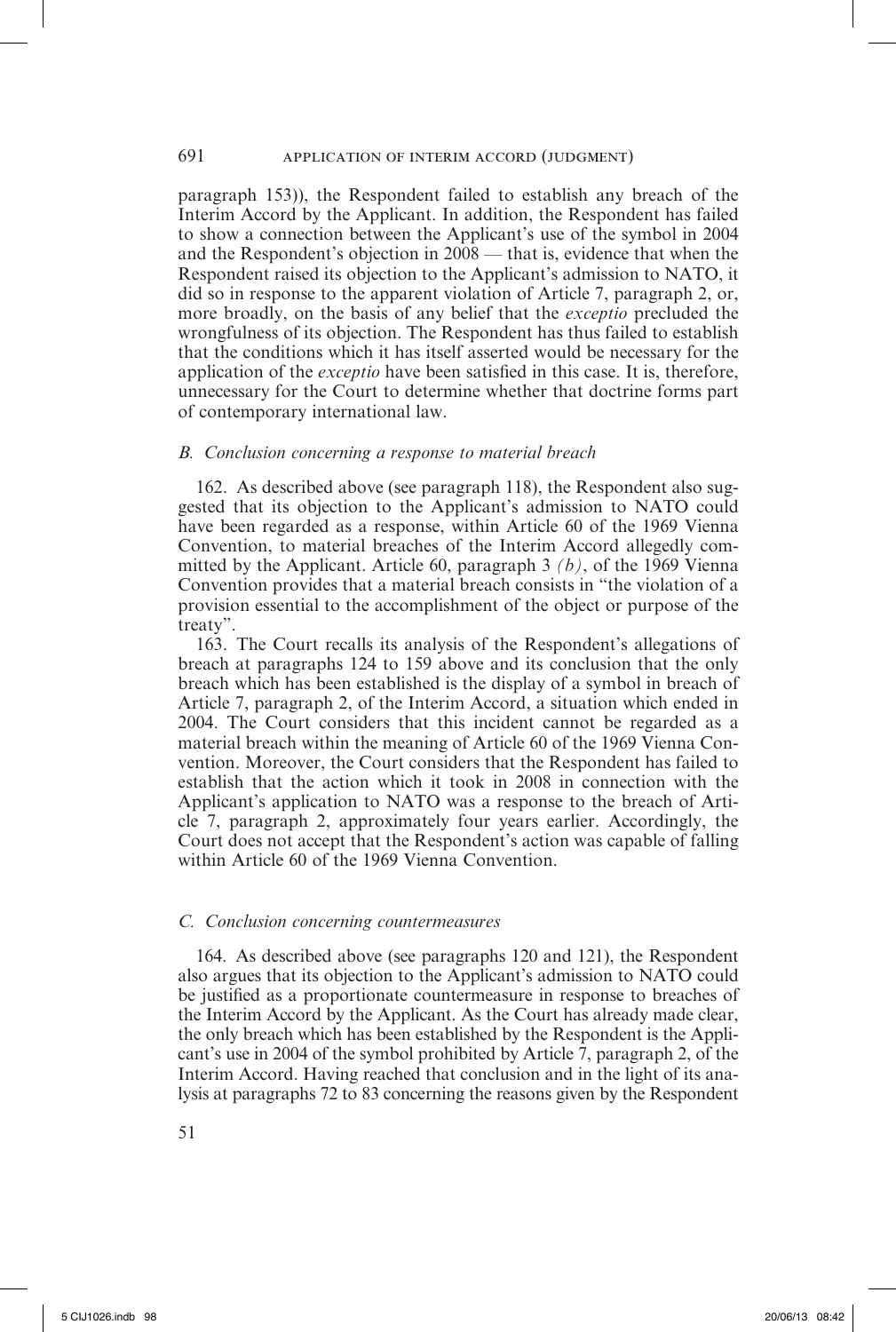paragraph 153)), the Respondent failed to establish any breach of the Interim Accord by the Applicant. In addition, the Respondent has failed to show a connection between the Applicant's use of the symbol in 2004 and the Respondent's objection in 2008 — that is, evidence that when the Respondent raised its objection to the Applicant's admission to NATO, it did so in response to the apparent violation of Article 7, paragraph 2, or, more broadly, on the basis of any belief that the *exceptio* precluded the wrongfulness of its objection. The Respondent has thus failed to establish that the conditions which it has itself asserted would be necessary for the application of the *exceptio* have been satisfied in this case. It is, therefore, unnecessary for the Court to determine whether that doctrine forms part of contemporary international law.

### *B. Conclusion concerning a response to material breach*

162. As described above (see paragraph 118), the Respondent also suggested that its objection to the Applicant's admission to NATO could have been regarded as a response, within Article 60 of the 1969 Vienna Convention, to material breaches of the Interim Accord allegedly committed by the Applicant. Article 60, paragraph 3 *(b)*, of the 1969 Vienna Convention provides that a material breach consists in "the violation of a provision essential to the accomplishment of the object or purpose of the treaty".

163. The Court recalls its analysis of the Respondent's allegations of breach at paragraphs 124 to 159 above and its conclusion that the only breach which has been established is the display of a symbol in breach of Article 7, paragraph 2, of the Interim Accord, a situation which ended in 2004. The Court considers that this incident cannot be regarded as a material breach within the meaning of Article 60 of the 1969 Vienna Convention. Moreover, the Court considers that the Respondent has failed to establish that the action which it took in 2008 in connection with the Applicant's application to NATO was a response to the breach of Article 7, paragraph 2, approximately four years earlier. Accordingly, the Court does not accept that the Respondent's action was capable of falling within Article 60 of the 1969 Vienna Convention.

### *C. Conclusion concerning countermeasures*

164. As described above (see paragraphs 120 and 121), the Respondent also argues that its objection to the Applicant's admission to NATO could be justified as a proportionate countermeasure in response to breaches of the Interim Accord by the Applicant. As the Court has already made clear, the only breach which has been established by the Respondent is the Applicant's use in 2004 of the symbol prohibited by Article 7, paragraph 2, of the Interim Accord. Having reached that conclusion and in the light of its analysis at paragraphs 72 to 83 concerning the reasons given by the Respondent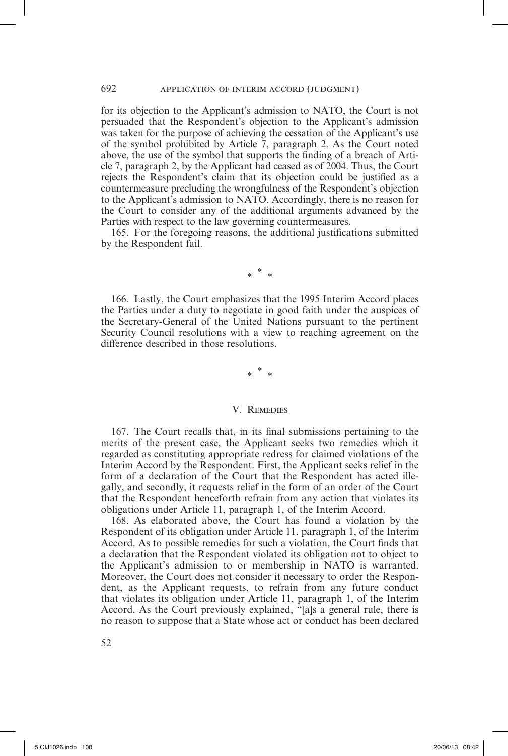for its objection to the Applicant's admission to NATO, the Court is not persuaded that the Respondent's objection to the Applicant's admission was taken for the purpose of achieving the cessation of the Applicant's use of the symbol prohibited by Article 7, paragraph 2. As the Court noted above, the use of the symbol that supports the finding of a breach of Article 7, paragraph 2, by the Applicant had ceased as of 2004. Thus, the Court rejects the Respondent's claim that its objection could be justified as a countermeasure precluding the wrongfulness of the Respondent's objection to the Applicant's admission to NATO. Accordingly, there is no reason for the Court to consider any of the additional arguments advanced by the Parties with respect to the law governing countermeasures.

165. For the foregoing reasons, the additional justifications submitted by the Respondent fail.

\* \* \*

166. Lastly, the Court emphasizes that the 1995 Interim Accord places the Parties under a duty to negotiate in good faith under the auspices of the Secretary-General of the United Nations pursuant to the pertinent Security Council resolutions with a view to reaching agreement on the difference described in those resolutions.

\* \* \*

## V. Remedies

167. The Court recalls that, in its final submissions pertaining to the merits of the present case, the Applicant seeks two remedies which it regarded as constituting appropriate redress for claimed violations of the Interim Accord by the Respondent. First, the Applicant seeks relief in the form of a declaration of the Court that the Respondent has acted illegally, and secondly, it requests relief in the form of an order of the Court that the Respondent henceforth refrain from any action that violates its obligations under Article 11, paragraph 1, of the Interim Accord.

168. As elaborated above, the Court has found a violation by the Respondent of its obligation under Article 11, paragraph 1, of the Interim Accord. As to possible remedies for such a violation, the Court finds that a declaration that the Respondent violated its obligation not to object to the Applicant's admission to or membership in NATO is warranted. Moreover, the Court does not consider it necessary to order the Respondent, as the Applicant requests, to refrain from any future conduct that violates its obligation under Article 11, paragraph 1, of the Interim Accord. As the Court previously explained, "[a]s a general rule, there is no reason to suppose that a State whose act or conduct has been declared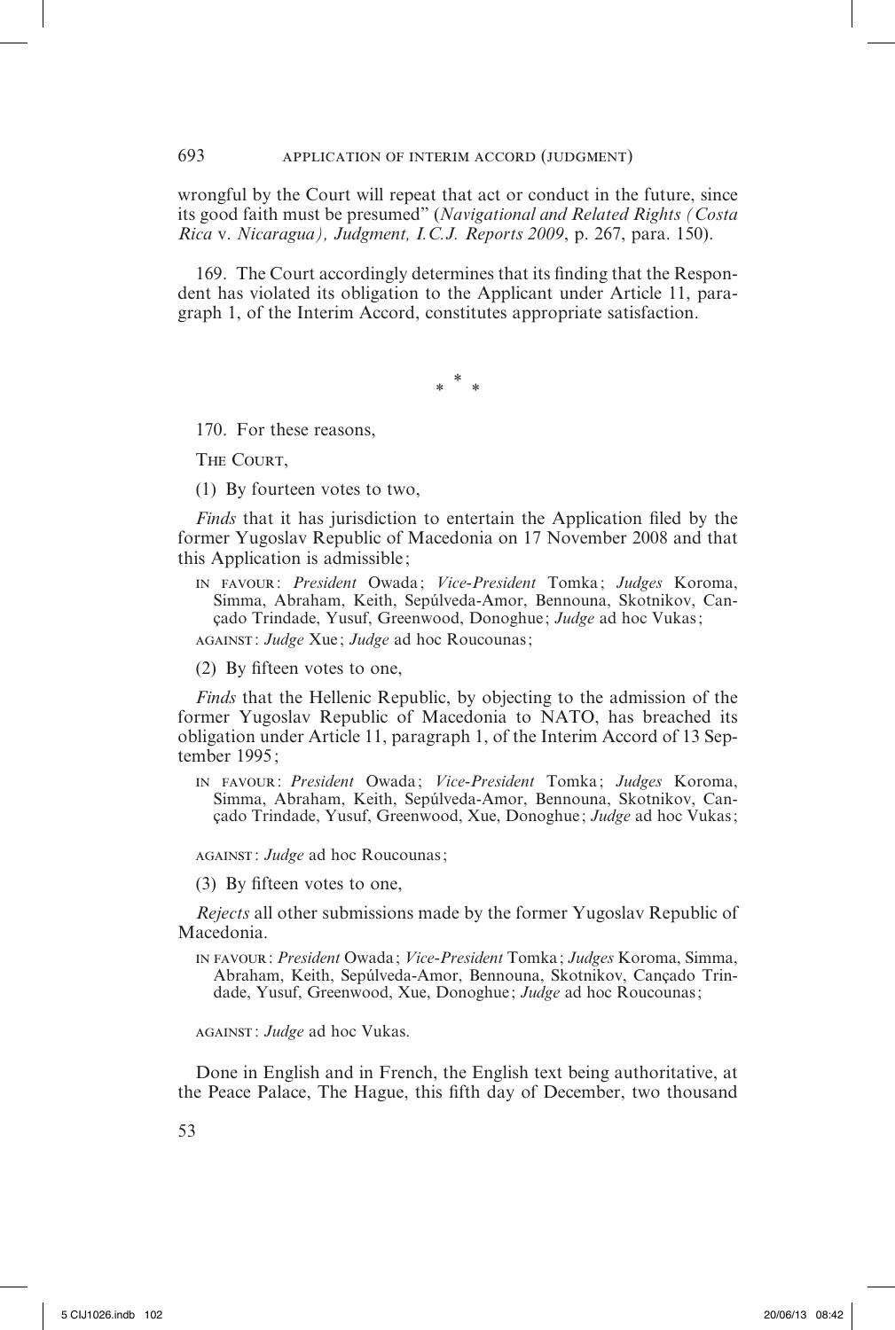wrongful by the Court will repeat that act or conduct in the future, since its good faith must be presumed" (*Navigational and Related Rights (Costa Rica* v. *Nicaragua), Judgment, I.C.J. Reports 2009*, p. 267, para. 150).

169. The Court accordingly determines that its finding that the Respondent has violated its obligation to the Applicant under Article 11, paragraph 1, of the Interim Accord, constitutes appropriate satisfaction.

\* \* \*

170. For these reasons,

THE COURT,

(1) By fourteen votes to two,

*Finds* that it has jurisdiction to entertain the Application filed by the former Yugoslav Republic of Macedonia on 17 November 2008 and that this Application is admissible;

IN FAVOUR: *President* Owada; *Vice-President* Tomka; *Judges* Koroma, Simma, Abraham, Keith, Sepúlveda-Amor, Bennouna, Skotnikov, Cançado Trindade, Yusuf, Greenwood, Donoghue; *Judge* ad hoc Vukas;

AGAINST: *Judge* Xue; *Judge* ad hoc Roucounas;

(2) By fifteen votes to one,

*Finds* that the Hellenic Republic, by objecting to the admission of the former Yugoslav Republic of Macedonia to NATO, has breached its obligation under Article 11, paragraph 1, of the Interim Accord of 13 September 1995;

IN FAVOUR: *President* Owada; *Vice-President* Tomka; *Judges* Koroma, Simma, Abraham, Keith, Sepúlveda-Amor, Bennouna, Skotnikov, Cançado Trindade, Yusuf, Greenwood, Xue, Donoghue; *Judge* ad hoc Vukas;

AGAINST: *Judge* ad hoc Roucounas;

(3) By fifteen votes to one,

*Rejects* all other submissions made by the former Yugoslav Republic of Macedonia.

IN FAVOUR: *President* Owada; *Vice-President* Tomka; *Judges* Koroma, Simma, Abraham, Keith, Sepúlveda-Amor, Bennouna, Skotnikov, Cançado Trindade, Yusuf, Greenwood, Xue, Donoghue; *Judge* ad hoc Roucounas;

AGAINST: *Judge* ad hoc Vukas.

Done in English and in French, the English text being authoritative, at the Peace Palace, The Hague, this fifth day of December, two thousand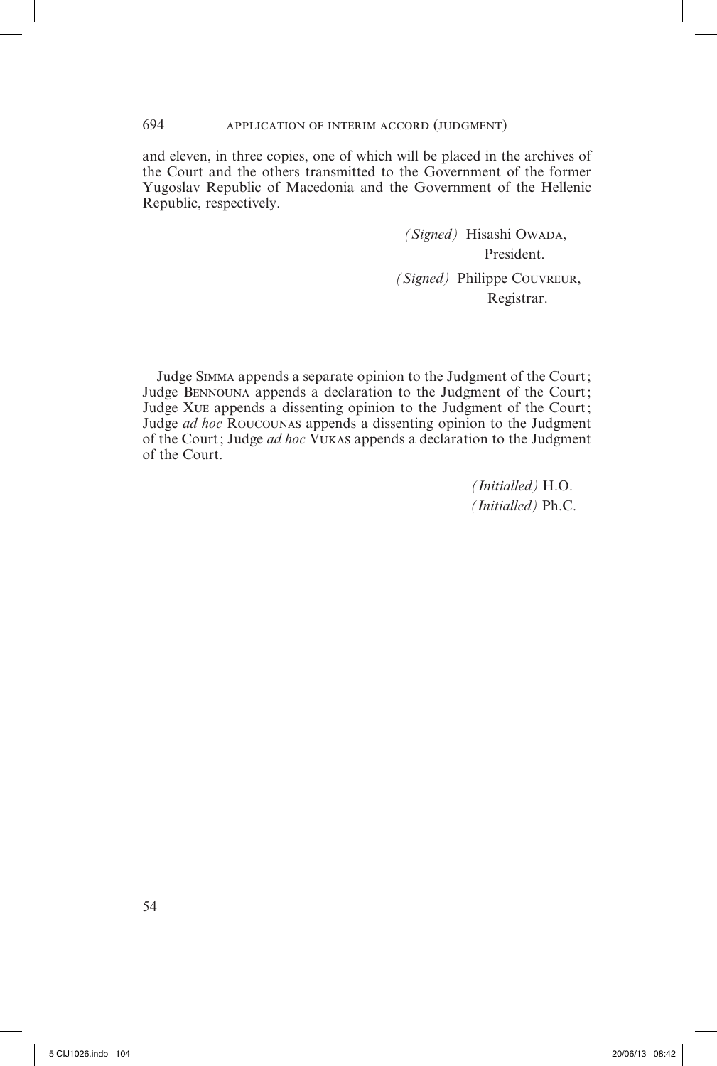and eleven, in three copies, one of which will be placed in the archives of the Court and the others transmitted to the Government of the former Yugoslav Republic of Macedonia and the Government of the Hellenic Republic, respectively.

*(Signed)* Hisashi Owada,
President.

*(Signed)* Philippe Couvreur,
Registrar.

Judge Simma appends a separate opinion to the Judgment of the Court; Judge Bennouna appends a declaration to the Judgment of the Court; Judge Xue appends a dissenting opinion to the Judgment of the Court; Judge *ad hoc* Roucounas appends a dissenting opinion to the Judgment of the Court; Judge *ad hoc* Vukas appends a declaration to the Judgment of the Court.

*(Initialled)* H.O.
*(Initialled)* Ph.C.